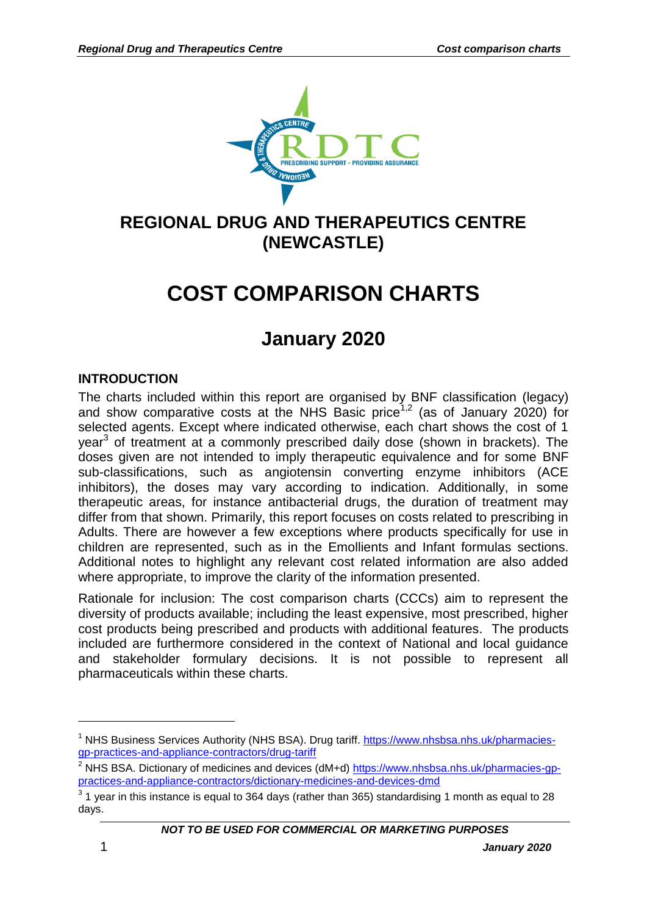# REGIONAL DRUG AND THERAPEUTICS CENTRE (NEWCASTLE)

# COST COMPARISON CHARTS

## January 2020

### INTRODUCTION

The charts included within this report are organised by BNF classification (legacy) and show comparative costs at the NHS Basic price[1,2] (as of January 2020) for selected agents. Except where indicated otherwise, each chart shows the cost of 1 year[3] of treatment at a commonly prescribed daily dose (shown in brackets). The doses given are not intended to imply therapeutic equivalence and for some BNF sub-classifications, such as angiotensin converting enzyme inhibitors (ACE inhibitors), the doses may vary according to indication. Additionally, in some therapeutic areas, for instance antibacterial drugs, the duration of treatment may differ from that shown. Primarily, this report focuses on costs related to prescribing in Adults. There are however a few exceptions where products specifically for use in children are represented, such as in the Emollients and Infant formulas sections. Additional notes to highlight any relevant cost related information are also added where appropriate, to improve the clarity of the information presented.

Rationale for inclusion: The cost comparison charts (CCCs) aim to represent the diversity of products available; including the least expensive, most prescribed, higher cost products being prescribed and products with additional features. The products included are furthermore considered in the context of National and local guidance and stakeholder formulary decisions. It is not possible to represent all pharmaceuticals within these charts.

---

[1] NHS Business Services Authority (NHS BSA). Drug tariff. https://www.nhsbsa.nhs.uk/pharmacies-gp-practices-and-appliance-contractors/drug-tariff

[2] NHS BSA. Dictionary of medicines and devices (dM+d) https://www.nhsbsa.nhs.uk/pharmacies-gp-practices-and-appliance-contractors/dictionary-medicines-and-devices-dmd

[3] 1 year in this instance is equal to 364 days (rather than 365) standardising 1 month as equal to 28 days.

*NOT TO BE USED FOR COMMERCIAL OR MARKETING PURPOSES*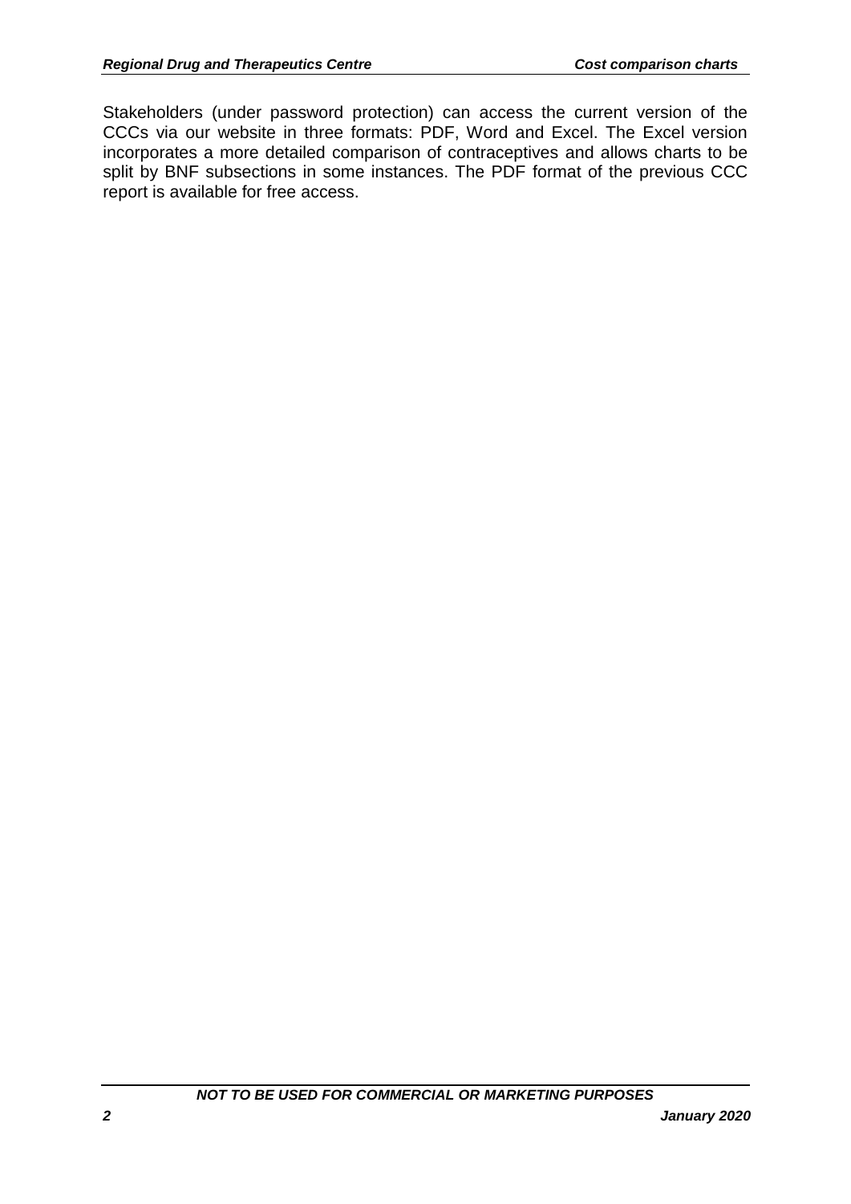Stakeholders (under password protection) can access the current version of the CCCs via our website in three formats: PDF, Word and Excel. The Excel version incorporates a more detailed comparison of contraceptives and allows charts to be split by BNF subsections in some instances. The PDF format of the previous CCC report is available for free access.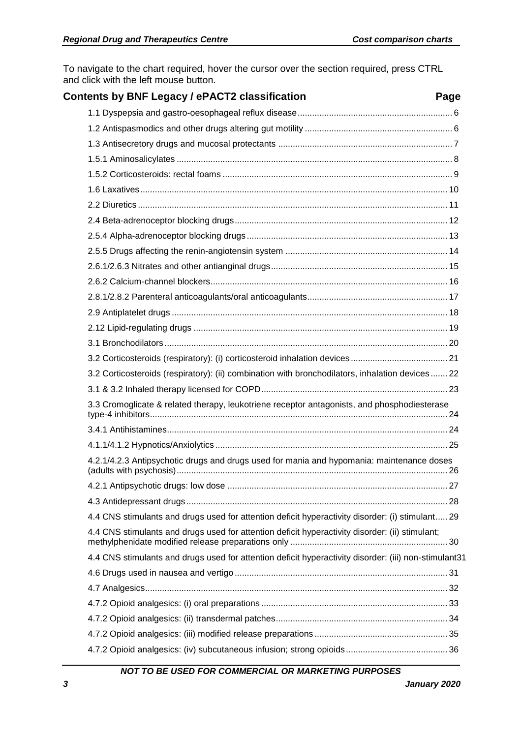To navigate to the chart required, hover the cursor over the section required, press CTRL and click with the left mouse button.

## Contents by BNF Legacy / ePACT2 classification

| Section | Page |
|---|---|
| 1.1 Dyspepsia and gastro-oesophageal reflux disease | 6 |
| 1.2 Antispasmodics and other drugs altering gut motility | 6 |
| 1.3 Antisecretory drugs and mucosal protectants | 7 |
| 1.5.1 Aminosalicylates | 8 |
| 1.5.2 Corticosteroids: rectal foams | 9 |
| 1.6 Laxatives | 10 |
| 2.2 Diuretics | 11 |
| 2.4 Beta-adrenoceptor blocking drugs | 12 |
| 2.5.4 Alpha-adrenoceptor blocking drugs | 13 |
| 2.5.5 Drugs affecting the renin-angiotensin system | 14 |
| 2.6.1/2.6.3 Nitrates and other antianginal drugs | 15 |
| 2.6.2 Calcium-channel blockers | 16 |
| 2.8.1/2.8.2 Parenteral anticoagulants/oral anticoagulants | 17 |
| 2.9 Antiplatelet drugs | 18 |
| 2.12 Lipid-regulating drugs | 19 |
| 3.1 Bronchodilators | 20 |
| 3.2 Corticosteroids (respiratory): (i) corticosteroid inhalation devices | 21 |
| 3.2 Corticosteroids (respiratory): (ii) combination with bronchodilators, inhalation devices | 22 |
| 3.1 & 3.2 Inhaled therapy licensed for COPD | 23 |
| 3.3 Cromoglicate & related therapy, leukotriene receptor antagonists, and phosphodiesterase type-4 inhibitors | 24 |
| 3.4.1 Antihistamines | 24 |
| 4.1.1/4.1.2 Hypnotics/Anxiolytics | 25 |
| 4.2.1/4.2.3 Antipsychotic drugs and drugs used for mania and hypomania: maintenance doses (adults with psychosis) | 26 |
| 4.2.1 Antipsychotic drugs: low dose | 27 |
| 4.3 Antidepressant drugs | 28 |
| 4.4 CNS stimulants and drugs used for attention deficit hyperactivity disorder: (i) stimulant | 29 |
| 4.4 CNS stimulants and drugs used for attention deficit hyperactivity disorder: (ii) stimulant; methylphenidate modified release preparations only | 30 |
| 4.4 CNS stimulants and drugs used for attention deficit hyperactivity disorder: (iii) non-stimulant | 31 |
| 4.6 Drugs used in nausea and vertigo | 31 |
| 4.7 Analgesics | 32 |
| 4.7.2 Opioid analgesics: (i) oral preparations | 33 |
| 4.7.2 Opioid analgesics: (ii) transdermal patches | 34 |
| 4.7.2 Opioid analgesics: (iii) modified release preparations | 35 |
| 4.7.2 Opioid analgesics: (iv) subcutaneous infusion; strong opioids | 36 |

***NOT TO BE USED FOR COMMERCIAL OR MARKETING PURPOSES***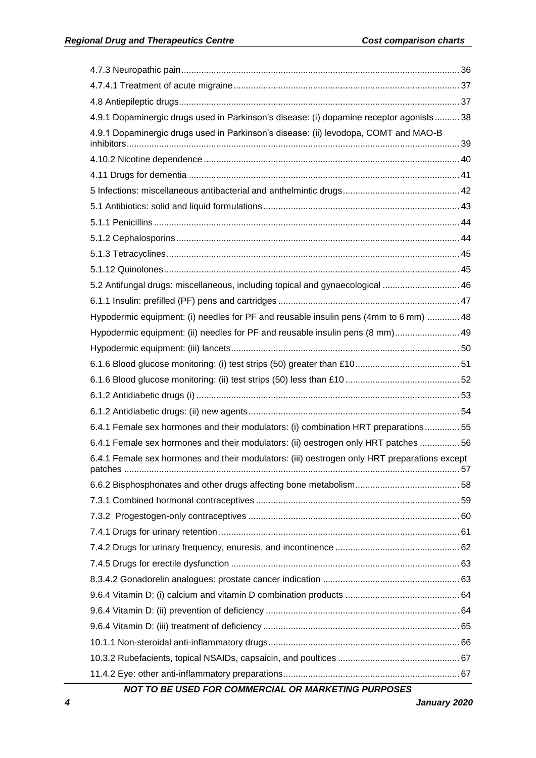| | |
|---|---|
| 4.7.3 Neuropathic pain | 36 |
| 4.7.4.1 Treatment of acute migraine | 37 |
| 4.8 Antiepileptic drugs | 37 |
| 4.9.1 Dopaminergic drugs used in Parkinson's disease: (i) dopamine receptor agonists | 38 |
| 4.9.1 Dopaminergic drugs used in Parkinson's disease: (ii) levodopa, COMT and MAO-B inhibitors | 39 |
| 4.10.2 Nicotine dependence | 40 |
| 4.11 Drugs for dementia | 41 |
| 5 Infections: miscellaneous antibacterial and anthelmintic drugs | 42 |
| 5.1 Antibiotics: solid and liquid formulations | 43 |
| 5.1.1 Penicillins | 44 |
| 5.1.2 Cephalosporins | 44 |
| 5.1.3 Tetracyclines | 45 |
| 5.1.12 Quinolones | 45 |
| 5.2 Antifungal drugs: miscellaneous, including topical and gynaecological | 46 |
| 6.1.1 Insulin: prefilled (PF) pens and cartridges | 47 |
| Hypodermic equipment: (i) needles for PF and reusable insulin pens (4mm to 6 mm) | 48 |
| Hypodermic equipment: (ii) needles for PF and reusable insulin pens (8 mm) | 49 |
| Hypodermic equipment: (iii) lancets | 50 |
| 6.1.6 Blood glucose monitoring: (i) test strips (50) greater than £10 | 51 |
| 6.1.6 Blood glucose monitoring: (ii) test strips (50) less than £10 | 52 |
| 6.1.2 Antidiabetic drugs (i) | 53 |
| 6.1.2 Antidiabetic drugs: (ii) new agents | 54 |
| 6.4.1 Female sex hormones and their modulators: (i) combination HRT preparations | 55 |
| 6.4.1 Female sex hormones and their modulators: (ii) oestrogen only HRT patches | 56 |
| 6.4.1 Female sex hormones and their modulators: (iii) oestrogen only HRT preparations except patches | 57 |
| 6.6.2 Bisphosphonates and other drugs affecting bone metabolism | 58 |
| 7.3.1 Combined hormonal contraceptives | 59 |
| 7.3.2 Progestogen-only contraceptives | 60 |
| 7.4.1 Drugs for urinary retention | 61 |
| 7.4.2 Drugs for urinary frequency, enuresis, and incontinence | 62 |
| 7.4.5 Drugs for erectile dysfunction | 63 |
| 8.3.4.2 Gonadorelin analogues: prostate cancer indication | 63 |
| 9.6.4 Vitamin D: (i) calcium and vitamin D combination products | 64 |
| 9.6.4 Vitamin D: (ii) prevention of deficiency | 64 |
| 9.6.4 Vitamin D: (iii) treatment of deficiency | 65 |
| 10.1.1 Non-steroidal anti-inflammatory drugs | 66 |
| 10.3.2 Rubefacients, topical NSAIDs, capsaicin, and poultices | 67 |
| 11.4.2 Eye: other anti-inflammatory preparations | 67 |

*NOT TO BE USED FOR COMMERCIAL OR MARKETING PURPOSES*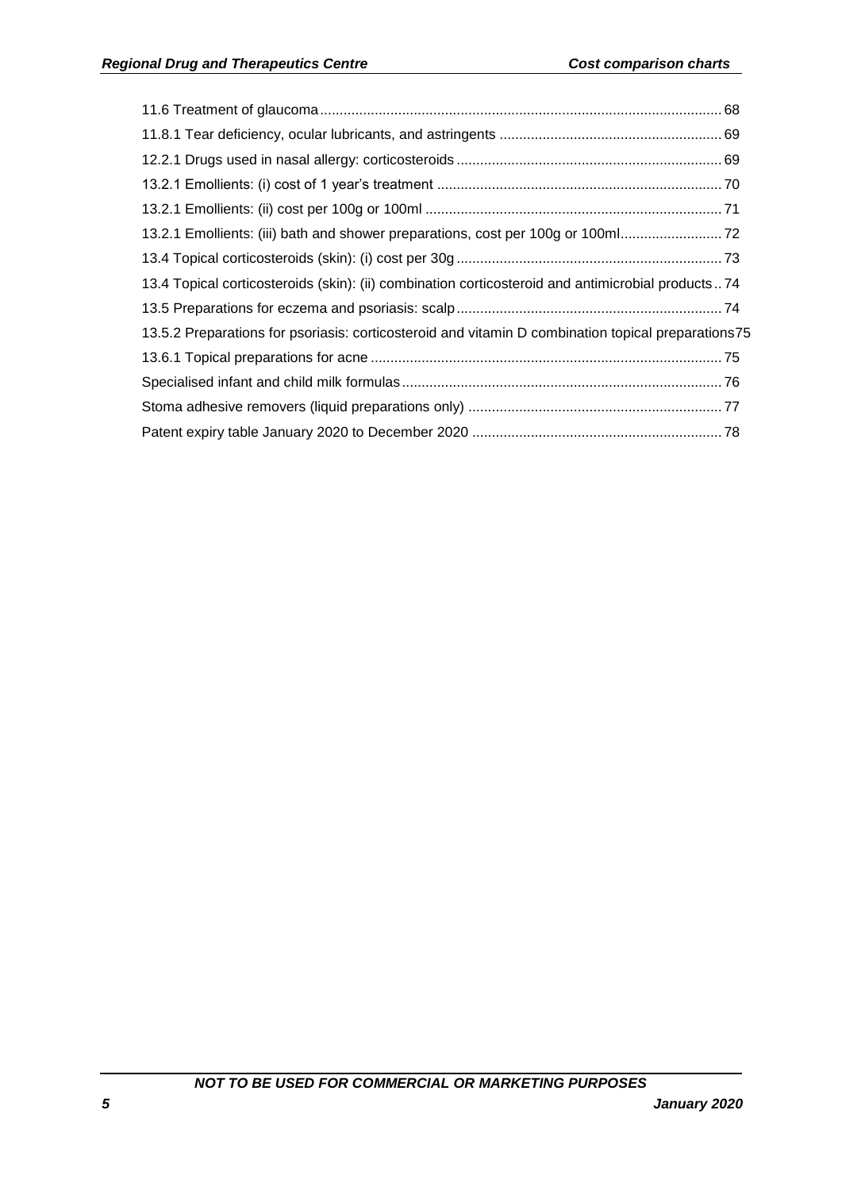11.6 Treatment of glaucoma ..................................................................................................... 68

11.8.1 Tear deficiency, ocular lubricants, and astringents ......................................................... 69

12.2.1 Drugs used in nasal allergy: corticosteroids .................................................................... 69

13.2.1 Emollients: (i) cost of 1 year's treatment ......................................................................... 70

13.2.1 Emollients: (ii) cost per 100g or 100ml ............................................................................ 71

13.2.1 Emollients: (iii) bath and shower preparations, cost per 100g or 100ml.......................... 72

13.4 Topical corticosteroids (skin): (i) cost per 30g .................................................................... 73

13.4 Topical corticosteroids (skin): (ii) combination corticosteroid and antimicrobial products .. 74

13.5 Preparations for eczema and psoriasis: scalp .................................................................... 74

13.5.2 Preparations for psoriasis: corticosteroid and vitamin D combination topical preparations 75

13.6.1 Topical preparations for acne .......................................................................................... 75

Specialised infant and child milk formulas .................................................................................. 76

Stoma adhesive removers (liquid preparations only) ................................................................. 77

Patent expiry table January 2020 to December 2020 ................................................................ 78

NOT TO BE USED FOR COMMERCIAL OR MARKETING PURPOSES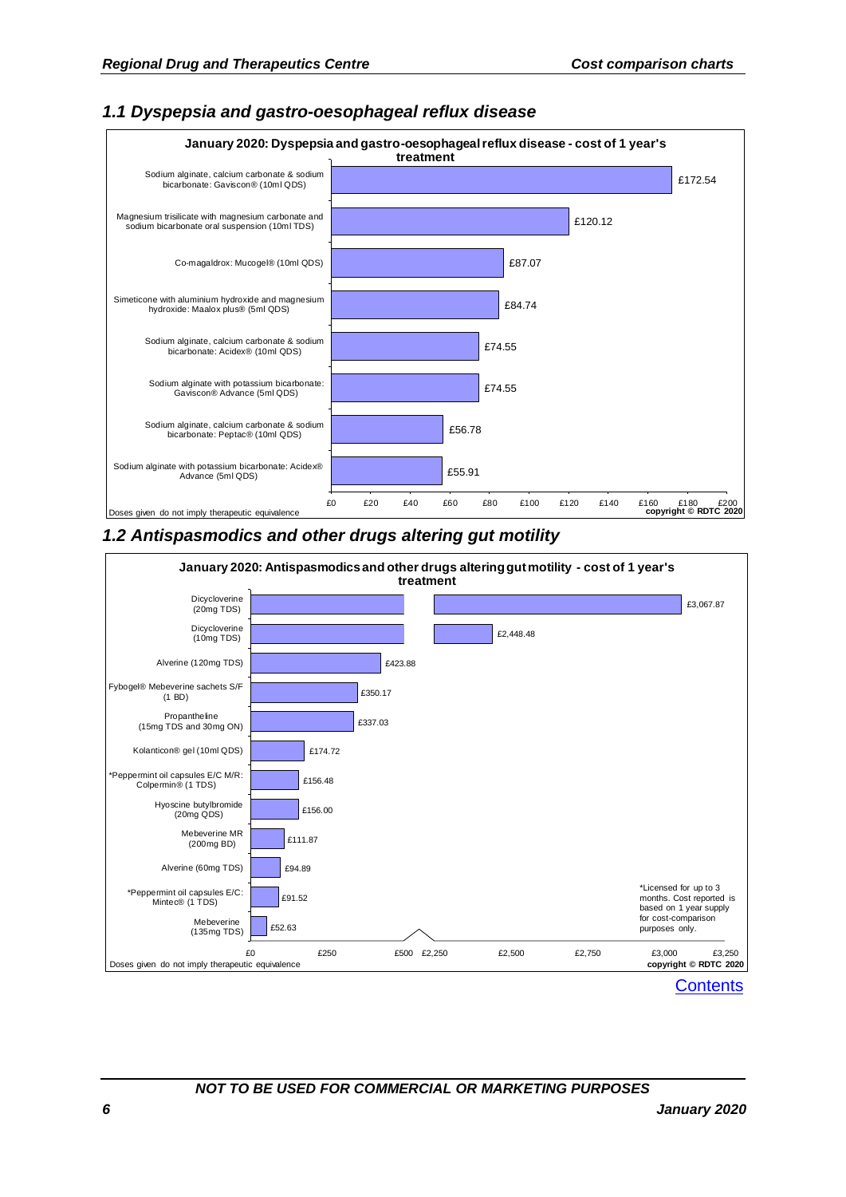## 1.1 Dyspepsia and gastro-oesophageal reflux disease

**January 2020: Dyspepsia and gastro-oesophageal reflux disease - cost of 1 year's treatment**

| Drug | Cost of 1 year's treatment |
|---|---|
| Sodium alginate, calcium carbonate & sodium bicarbonate: Gaviscon® (10ml QDS) | £172.54 |
| Magnesium trisilicate with magnesium carbonate and sodium bicarbonate oral suspension (10ml TDS) | £120.12 |
| Co-magaldrox: Mucogel® (10ml QDS) | £87.07 |
| Simeticone with aluminium hydroxide and magnesium hydroxide: Maalox plus® (5ml QDS) | £84.74 |
| Sodium alginate, calcium carbonate & sodium bicarbonate: Acidex® (10ml QDS) | £74.55 |
| Sodium alginate with potassium bicarbonate: Gaviscon® Advance (5ml QDS) | £74.55 |
| Sodium alginate, calcium carbonate & sodium bicarbonate: Peptac® (10ml QDS) | £56.78 |
| Sodium alginate with potassium bicarbonate: Acidex® Advance (5ml QDS) | £55.91 |

Doses given do not imply therapeutic equivalence

copyright © RDTC 2020

## 1.2 Antispasmodics and other drugs altering gut motility

**January 2020: Antispasmodics and other drugs altering gut motility - cost of 1 year's treatment**

| Drug | Cost of 1 year's treatment |
|---|---|
| Dicycloverine (20mg TDS) | £3,067.87 |
| Dicycloverine (10mg TDS) | £2,448.48 |
| Alverine (120mg TDS) | £423.88 |
| Fybogel® Mebeverine sachets S/F (1 BD) | £350.17 |
| Propantheline (15mg TDS and 30mg ON) | £337.03 |
| Kolanticon® gel (10ml QDS) | £174.72 |
| *Peppermint oil capsules E/C M/R: Colpermin® (1 TDS) | £156.48 |
| Hyoscine butylbromide (20mg QDS) | £156.00 |
| Mebeverine MR (200mg BD) | £111.87 |
| Alverine (60mg TDS) | £94.89 |
| *Peppermint oil capsules E/C: Mintec® (1 TDS) | £91.52 |
| Mebeverine (135mg TDS) | £52.63 |

*Licensed for up to 3 months. Cost reported is based on 1 year supply for cost-comparison purposes only.

Doses given do not imply therapeutic equivalence

copyright © RDTC 2020

Contents

NOT TO BE USED FOR COMMERCIAL OR MARKETING PURPOSES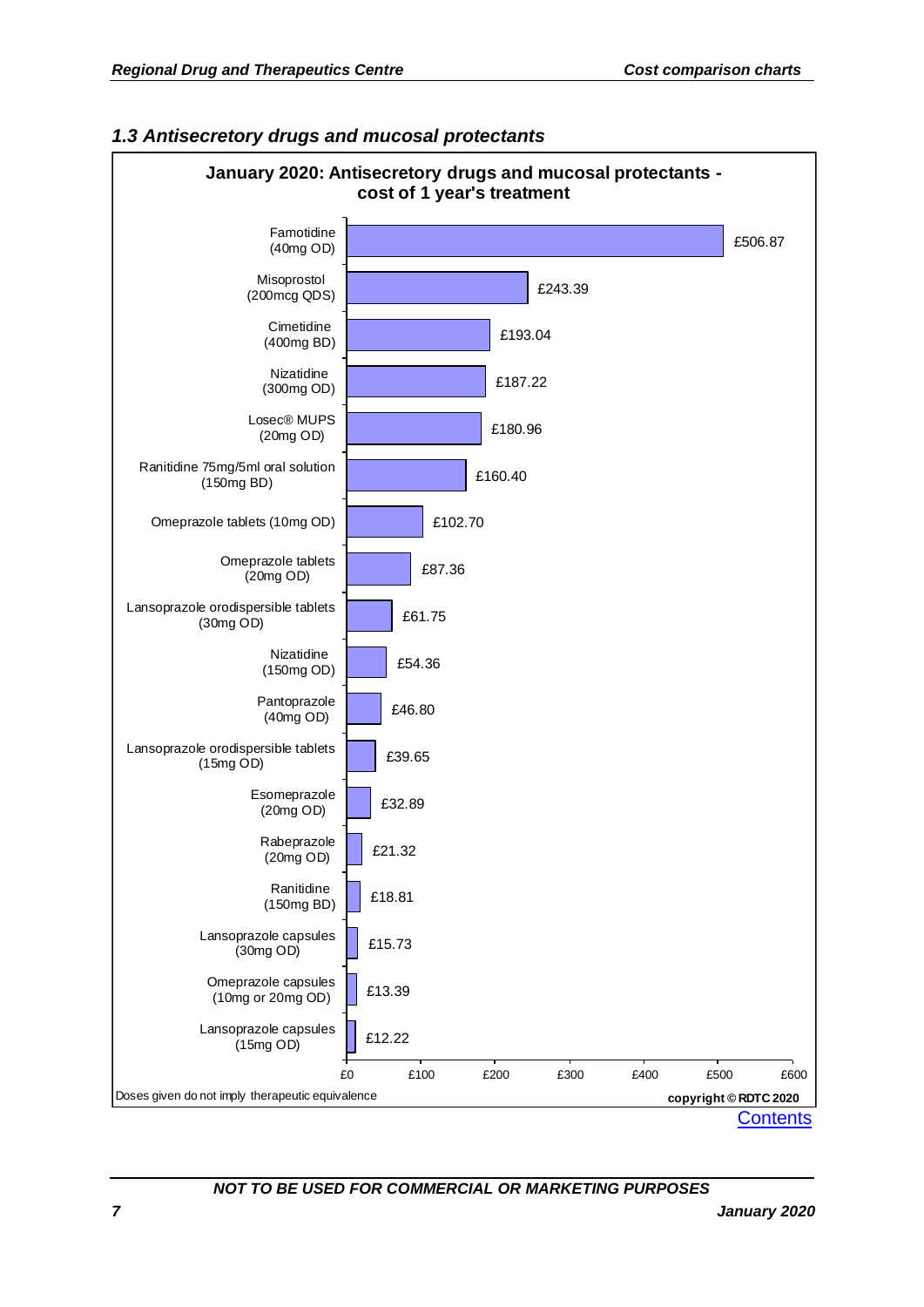### *1.3 Antisecretory drugs and mucosal protectants*

**January 2020: Antisecretory drugs and mucosal protectants - cost of 1 year's treatment**

| Drug (dose) | Cost of 1 year's treatment |
|---|---|
| Famotidine (40mg OD) | £506.87 |
| Misoprostol (200mcg QDS) | £243.39 |
| Cimetidine (400mg BD) | £193.04 |
| Nizatidine (300mg OD) | £187.22 |
| Losec® MUPS (20mg OD) | £180.96 |
| Ranitidine 75mg/5ml oral solution (150mg BD) | £160.40 |
| Omeprazole tablets (10mg OD) | £102.70 |
| Omeprazole tablets (20mg OD) | £87.36 |
| Lansoprazole orodispersible tablets (30mg OD) | £61.75 |
| Nizatidine (150mg OD) | £54.36 |
| Pantoprazole (40mg OD) | £46.80 |
| Lansoprazole orodispersible tablets (15mg OD) | £39.65 |
| Esomeprazole (20mg OD) | £32.89 |
| Rabeprazole (20mg OD) | £21.32 |
| Ranitidine (150mg BD) | £18.81 |
| Lansoprazole capsules (30mg OD) | £15.73 |
| Omeprazole capsules (10mg or 20mg OD) | £13.39 |
| Lansoprazole capsules (15mg OD) | £12.22 |

Doses given do not imply therapeutic equivalence

**copyright © RDTC 2020**

Contents

***NOT TO BE USED FOR COMMERCIAL OR MARKETING PURPOSES***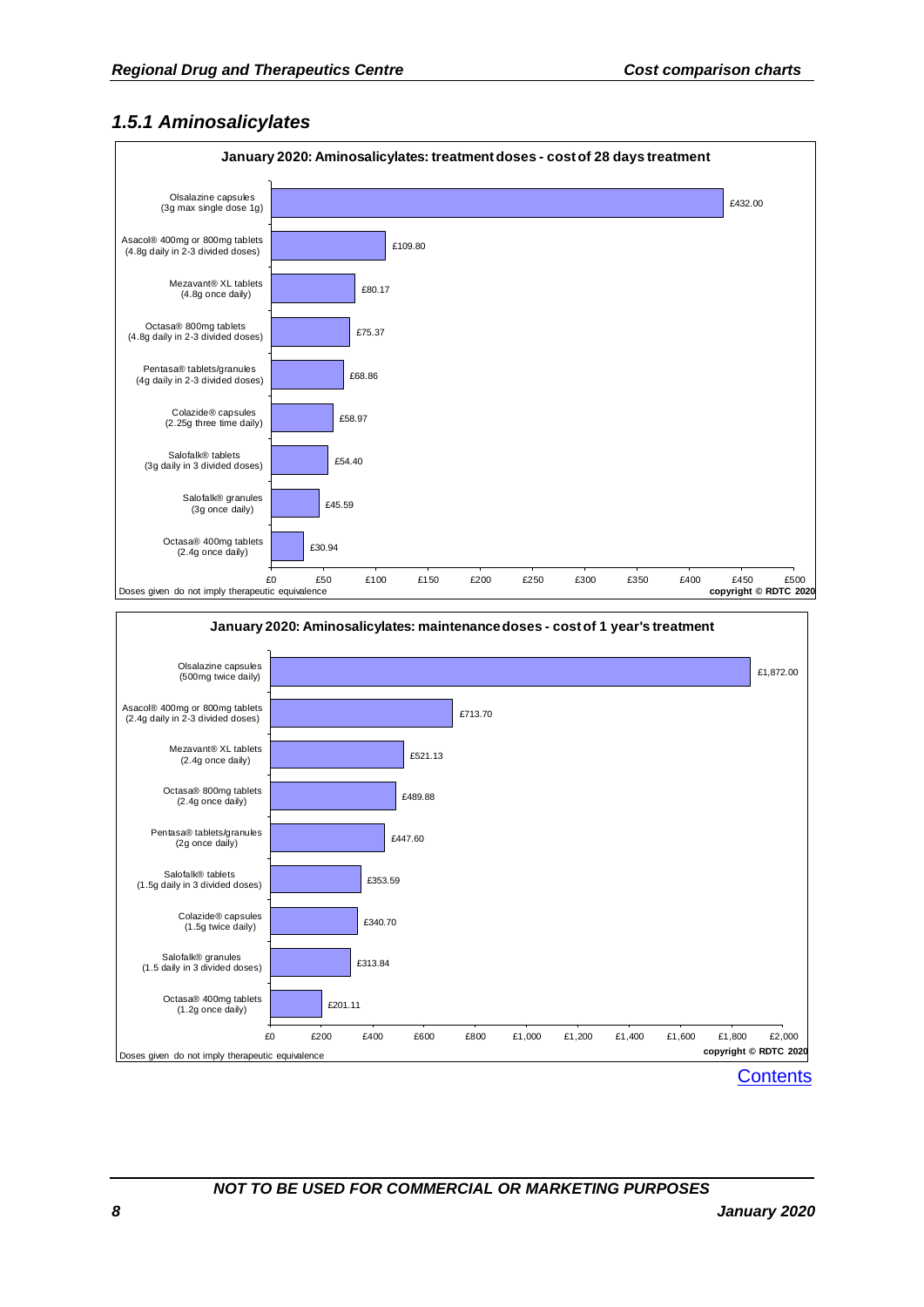### 1.5.1 Aminosalicylates

**January 2020: Aminosalicylates: treatment doses - cost of 28 days treatment**

| Drug | Cost |
|---|---|
| Olsalazine capsules (3g max single dose 1g) | £432.00 |
| Asacol® 400mg or 800mg tablets (4.8g daily in 2-3 divided doses) | £109.80 |
| Mezavant® XL tablets (4.8g once daily) | £80.17 |
| Octasa® 800mg tablets (4.8g daily in 2-3 divided doses) | £75.37 |
| Pentasa® tablets/granules (4g daily in 2-3 divided doses) | £68.86 |
| Colazide® capsules (2.25g three time daily) | £58.97 |
| Salofalk® tablets (3g daily in 3 divided doses) | £54.40 |
| Salofalk® granules (3g once daily) | £45.59 |
| Octasa® 400mg tablets (2.4g once daily) | £30.94 |

Doses given do not imply therapeutic equivalence

copyright © RDTC 2020

**January 2020: Aminosalicylates: maintenance doses - cost of 1 year's treatment**

| Drug | Cost |
|---|---|
| Olsalazine capsules (500mg twice daily) | £1,872.00 |
| Asacol® 400mg or 800mg tablets (2.4g daily in 2-3 divided doses) | £713.70 |
| Mezavant® XL tablets (2.4g once daily) | £521.13 |
| Octasa® 800mg tablets (2.4g once daily) | £489.88 |
| Pentasa® tablets/granules (2g once daily) | £447.60 |
| Salofalk® tablets (1.5g daily in 3 divided doses) | £353.59 |
| Colazide® capsules (1.5g twice daily) | £340.70 |
| Salofalk® granules (1.5 daily in 3 divided doses) | £313.84 |
| Octasa® 400mg tablets (1.2g once daily) | £201.11 |

Doses given do not imply therapeutic equivalence

copyright © RDTC 2020

Contents

NOT TO BE USED FOR COMMERCIAL OR MARKETING PURPOSES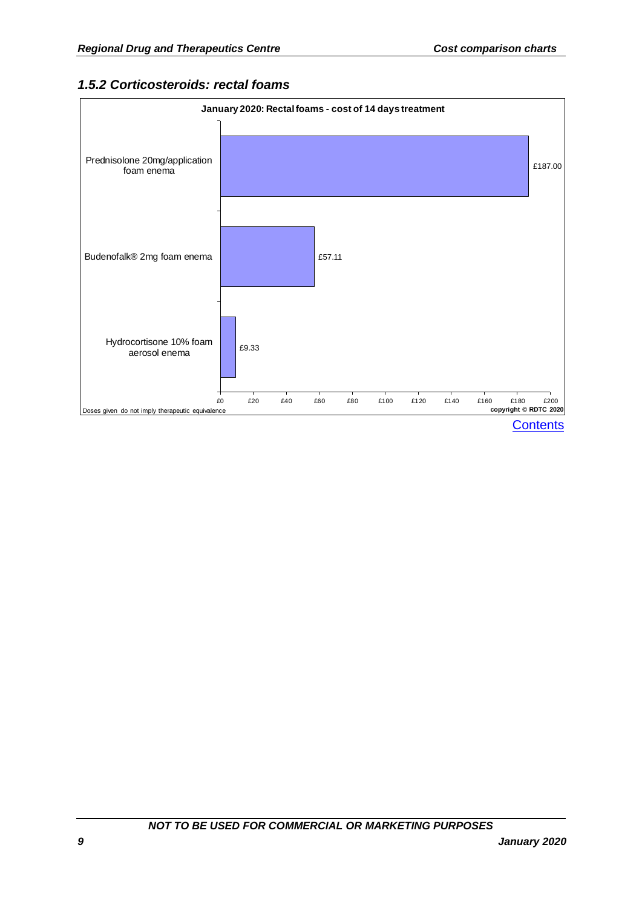### *1.5.2 Corticosteroids: rectal foams*

**January 2020: Rectal foams - cost of 14 days treatment**

| Preparation | Cost |
|---|---|
| Prednisolone 20mg/application foam enema | £187.00 |
| Budenofalk® 2mg foam enema | £57.11 |
| Hydrocortisone 10% foam aerosol enema | £9.33 |

Doses given do not imply therapeutic equivalence

**copyright © RDTC 2020**

Contents

***NOT TO BE USED FOR COMMERCIAL OR MARKETING PURPOSES***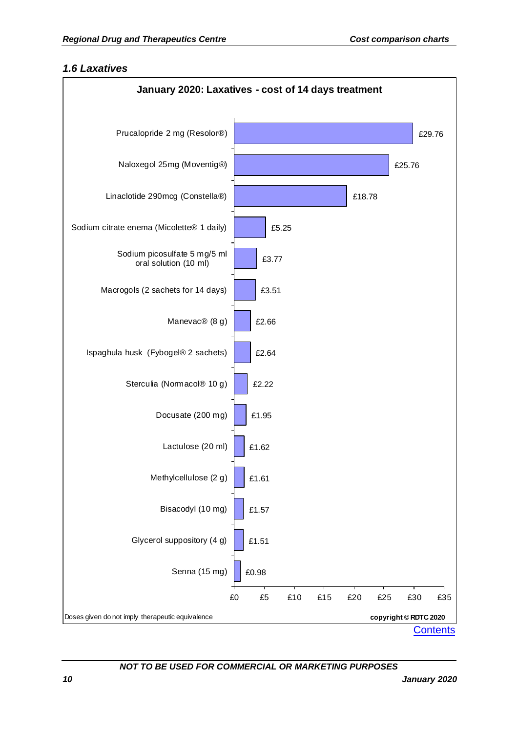### *1.6 Laxatives*

**January 2020: Laxatives - cost of 14 days treatment**

| Laxative | Cost of 14 days treatment |
|---|---|
| Prucalopride 2 mg (Resolor®) | £29.76 |
| Naloxegol 25mg (Moventig®) | £25.76 |
| Linaclotide 290mcg (Constella®) | £18.78 |
| Sodium citrate enema (Micolette® 1 daily) | £5.25 |
| Sodium picosulfate 5 mg/5 ml oral solution (10 ml) | £3.77 |
| Macrogols (2 sachets for 14 days) | £3.51 |
| Manevac® (8 g) | £2.66 |
| Ispaghula husk (Fybogel® 2 sachets) | £2.64 |
| Sterculia (Normacol® 10 g) | £2.22 |
| Docusate (200 mg) | £1.95 |
| Lactulose (20 ml) | £1.62 |
| Methylcellulose (2 g) | £1.61 |
| Bisacodyl (10 mg) | £1.57 |
| Glycerol suppository (4 g) | £1.51 |
| Senna (15 mg) | £0.98 |

Doses given do not imply therapeutic equivalence

copyright © RDTC 2020

Contents

*NOT TO BE USED FOR COMMERCIAL OR MARKETING PURPOSES*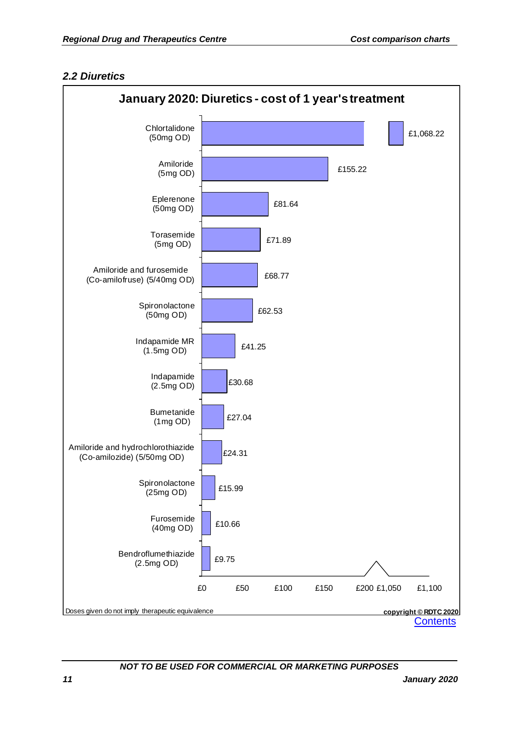## 2.2 Diuretics

**January 2020: Diuretics - cost of 1 year's treatment**

| Drug | Cost of 1 year's treatment |
|---|---|
| Chlortalidone (50mg OD) | £1,068.22 |
| Amiloride (5mg OD) | £155.22 |
| Eplerenone (50mg OD) | £81.64 |
| Torasemide (5mg OD) | £71.89 |
| Amiloride and furosemide (Co-amilofruse) (5/40mg OD) | £68.77 |
| Spironolactone (50mg OD) | £62.53 |
| Indapamide MR (1.5mg OD) | £41.25 |
| Indapamide (2.5mg OD) | £30.68 |
| Bumetanide (1mg OD) | £27.04 |
| Amiloride and hydrochlorothiazide (Co-amilozide) (5/50mg OD) | £24.31 |
| Spironolactone (25mg OD) | £15.99 |
| Furosemide (40mg OD) | £10.66 |
| Bendroflumethiazide (2.5mg OD) | £9.75 |

Doses given do not imply therapeutic equivalence

copyright © RDTC 2020

Contents

*NOT TO BE USED FOR COMMERCIAL OR MARKETING PURPOSES*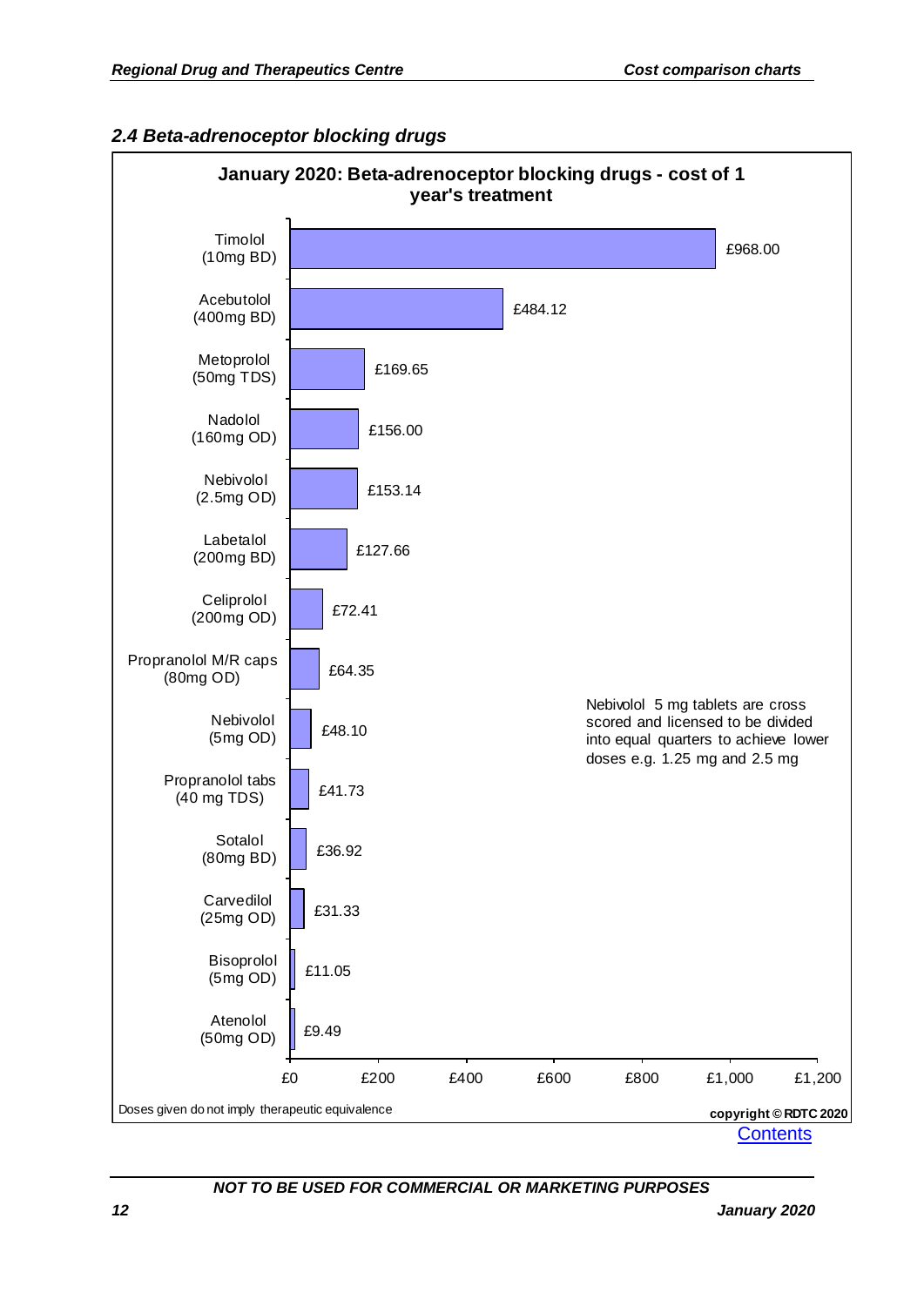### *2.4 Beta-adrenoceptor blocking drugs*

**January 2020: Beta-adrenoceptor blocking drugs - cost of 1 year's treatment**

| Drug (dose) | Cost of 1 year's treatment |
|---|---|
| Timolol (10mg BD) | £968.00 |
| Acebutolol (400mg BD) | £484.12 |
| Metoprolol (50mg TDS) | £169.65 |
| Nadolol (160mg OD) | £156.00 |
| Nebivolol (2.5mg OD) | £153.14 |
| Labetalol (200mg BD) | £127.66 |
| Celiprolol (200mg OD) | £72.41 |
| Propranolol M/R caps (80mg OD) | £64.35 |
| Nebivolol (5mg OD) | £48.10 |
| Propranolol tabs (40 mg TDS) | £41.73 |
| Sotalol (80mg BD) | £36.92 |
| Carvedilol (25mg OD) | £31.33 |
| Bisoprolol (5mg OD) | £11.05 |
| Atenolol (50mg OD) | £9.49 |

Nebivolol 5 mg tablets are cross scored and licensed to be divided into equal quarters to achieve lower doses e.g. 1.25 mg and 2.5 mg

Doses given do not imply therapeutic equivalence

copyright © RDTC 2020

Contents

*NOT TO BE USED FOR COMMERCIAL OR MARKETING PURPOSES*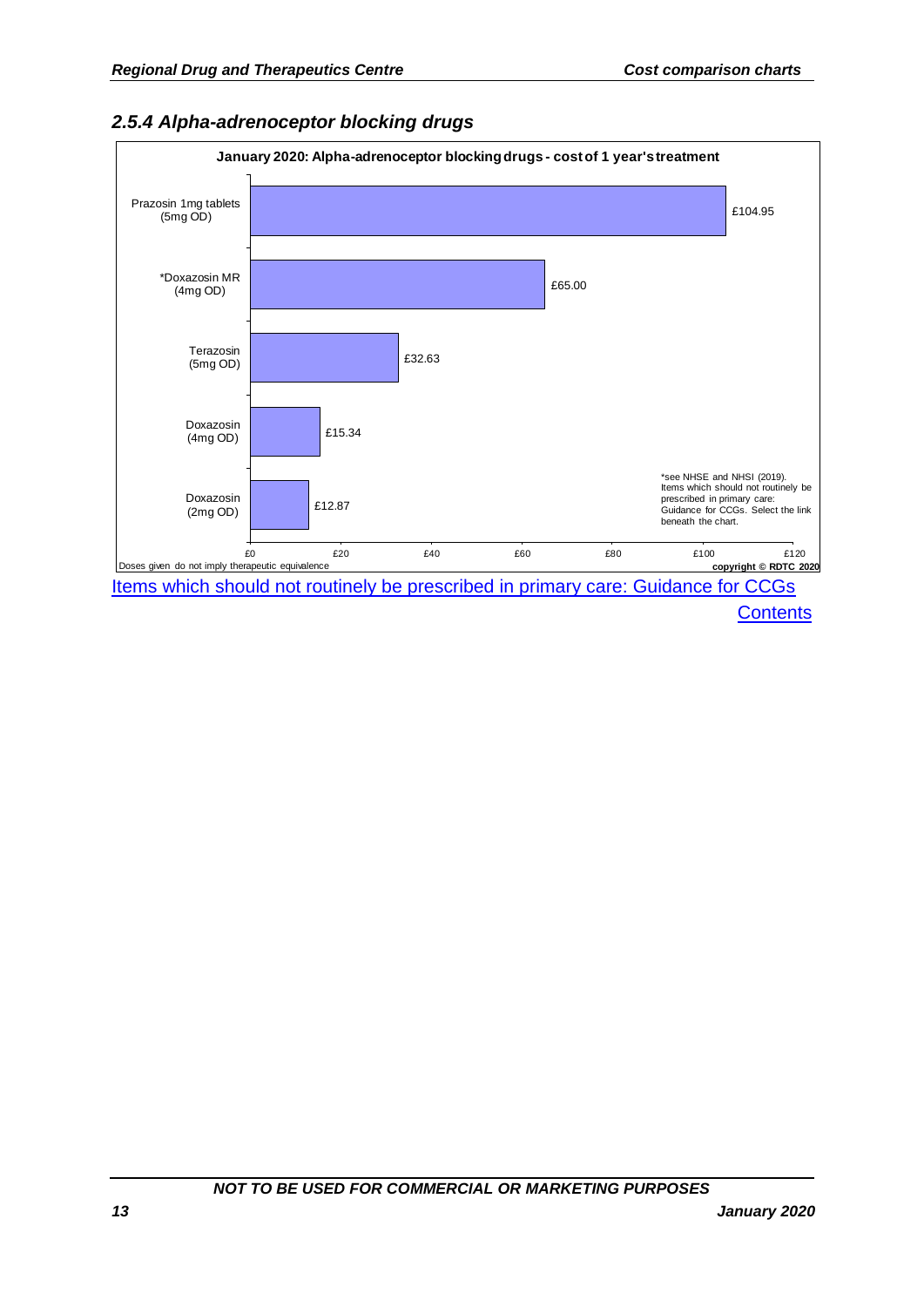### *2.5.4 Alpha-adrenoceptor blocking drugs*

**January 2020: Alpha-adrenoceptor blocking drugs - cost of 1 year's treatment**

| Drug | Cost of 1 year's treatment |
| --- | --- |
| Prazosin 1mg tablets (5mg OD) | £104.95 |
| *Doxazosin MR (4mg OD) | £65.00 |
| Terazosin (5mg OD) | £32.63 |
| Doxazosin (4mg OD) | £15.34 |
| Doxazosin (2mg OD) | £12.87 |

*see NHSE and NHSI (2019). Items which should not routinely be prescribed in primary care: Guidance for CCGs. Select the link beneath the chart.

Doses given do not imply therapeutic equivalence

**copyright © RDTC 2020**

[Items which should not routinely be prescribed in primary care: Guidance for CCGs](#)

[Contents](#)

***NOT TO BE USED FOR COMMERCIAL OR MARKETING PURPOSES***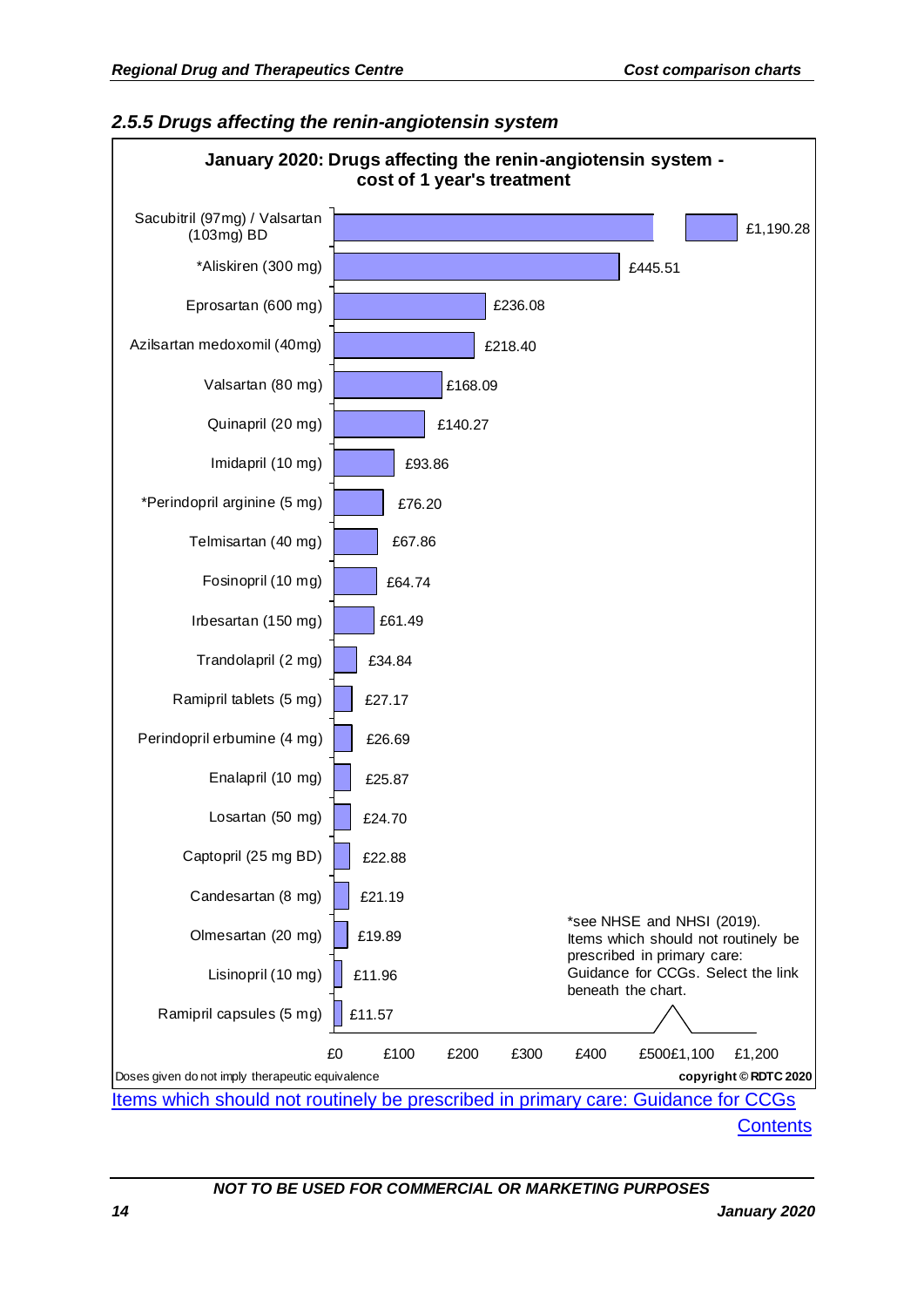### 2.5.5 Drugs affecting the renin-angiotensin system

**January 2020: Drugs affecting the renin-angiotensin system - cost of 1 year's treatment**

| Drug | Cost of 1 year's treatment |
|---|---|
| Sacubitril (97mg) / Valsartan (103mg) BD | £1,190.28 |
| *Aliskiren (300 mg) | £445.51 |
| Eprosartan (600 mg) | £236.08 |
| Azilsartan medoxomil (40mg) | £218.40 |
| Valsartan (80 mg) | £168.09 |
| Quinapril (20 mg) | £140.27 |
| Imidapril (10 mg) | £93.86 |
| *Perindopril arginine (5 mg) | £76.20 |
| Telmisartan (40 mg) | £67.86 |
| Fosinopril (10 mg) | £64.74 |
| Irbesartan (150 mg) | £61.49 |
| Trandolapril (2 mg) | £34.84 |
| Ramipril tablets (5 mg) | £27.17 |
| Perindopril erbumine (4 mg) | £26.69 |
| Enalapril (10 mg) | £25.87 |
| Losartan (50 mg) | £24.70 |
| Captopril (25 mg BD) | £22.88 |
| Candesartan (8 mg) | £21.19 |
| Olmesartan (20 mg) | £19.89 |
| Lisinopril (10 mg) | £11.96 |
| Ramipril capsules (5 mg) | £11.57 |

*see NHSE and NHSI (2019). Items which should not routinely be prescribed in primary care: Guidance for CCGs. Select the link beneath the chart.

Doses given do not imply therapeutic equivalence

copyright © RDTC 2020

Items which should not routinely be prescribed in primary care: Guidance for CCGs

Contents

NOT TO BE USED FOR COMMERCIAL OR MARKETING PURPOSES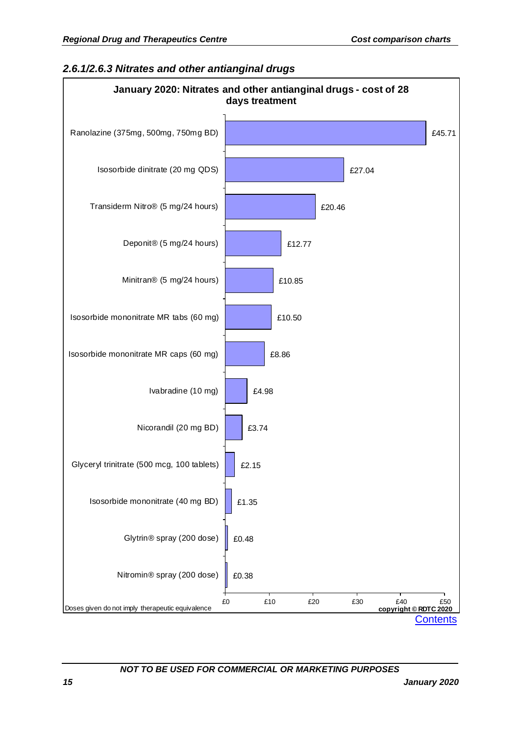### 2.6.1/2.6.3 Nitrates and other antianginal drugs

**January 2020: Nitrates and other antianginal drugs - cost of 28 days treatment**

| Drug | Cost |
|---|---|
| Ranolazine (375mg, 500mg, 750mg BD) | £45.71 |
| Isosorbide dinitrate (20 mg QDS) | £27.04 |
| Transiderm Nitro® (5 mg/24 hours) | £20.46 |
| Deponit® (5 mg/24 hours) | £12.77 |
| Minitran® (5 mg/24 hours) | £10.85 |
| Isosorbide mononitrate MR tabs (60 mg) | £10.50 |
| Isosorbide mononitrate MR caps (60 mg) | £8.86 |
| Ivabradine (10 mg) | £4.98 |
| Nicorandil (20 mg BD) | £3.74 |
| Glyceryl trinitrate (500 mcg, 100 tablets) | £2.15 |
| Isosorbide mononitrate (40 mg BD) | £1.35 |
| Glytrin® spray (200 dose) | £0.48 |
| Nitromin® spray (200 dose) | £0.38 |

Doses given do not imply therapeutic equivalence

copyright © RDTC 2020

Contents

NOT TO BE USED FOR COMMERCIAL OR MARKETING PURPOSES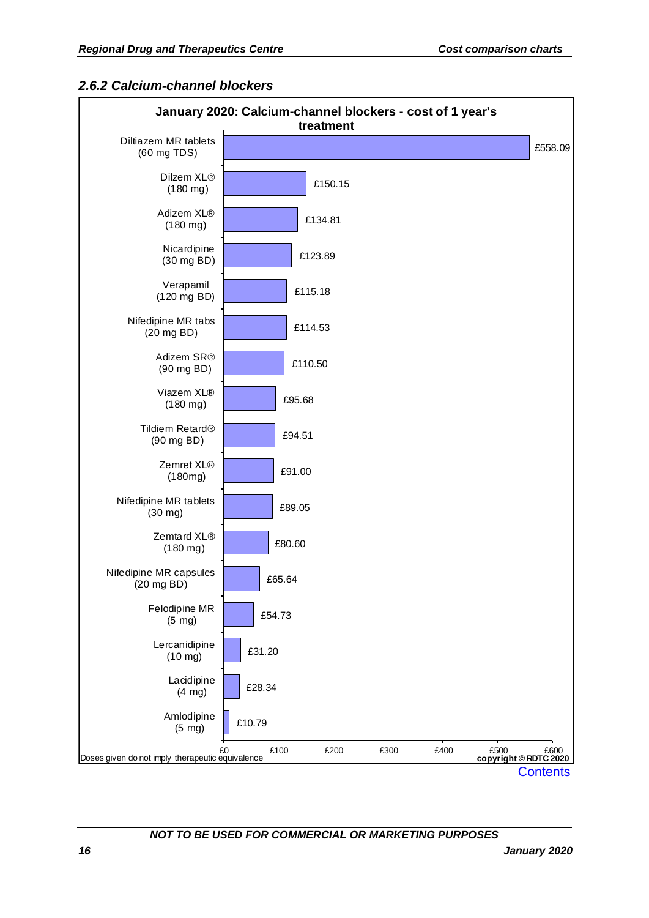### 2.6.2 Calcium-channel blockers

**January 2020: Calcium-channel blockers - cost of 1 year's treatment**

| Drug | Cost of 1 year's treatment |
|---|---|
| Diltiazem MR tablets (60 mg TDS) | £558.09 |
| Dilzem XL® (180 mg) | £150.15 |
| Adizem XL® (180 mg) | £134.81 |
| Nicardipine (30 mg BD) | £123.89 |
| Verapamil (120 mg BD) | £115.18 |
| Nifedipine MR tabs (20 mg BD) | £114.53 |
| Adizem SR® (90 mg BD) | £110.50 |
| Viazem XL® (180 mg) | £95.68 |
| Tildiem Retard® (90 mg BD) | £94.51 |
| Zemret XL® (180mg) | £91.00 |
| Nifedipine MR tablets (30 mg) | £89.05 |
| Zemtard XL® (180 mg) | £80.60 |
| Nifedipine MR capsules (20 mg BD) | £65.64 |
| Felodipine MR (5 mg) | £54.73 |
| Lercanidipine (10 mg) | £31.20 |
| Lacidipine (4 mg) | £28.34 |
| Amlodipine (5 mg) | £10.79 |

Doses given do not imply therapeutic equivalence

copyright © RDTC 2020

Contents

NOT TO BE USED FOR COMMERCIAL OR MARKETING PURPOSES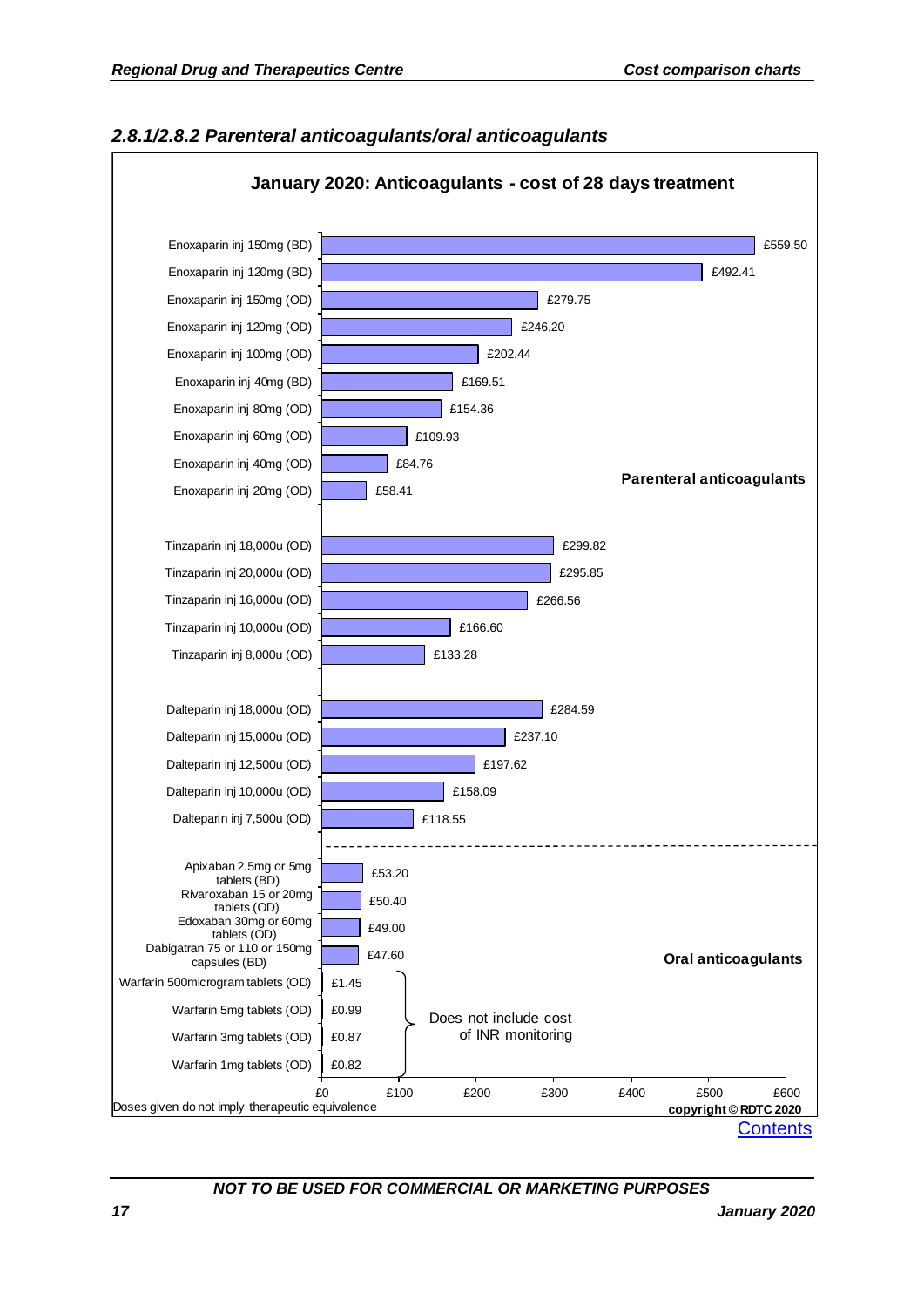### *2.8.1/2.8.2 Parenteral anticoagulants/oral anticoagulants*

**January 2020: Anticoagulants - cost of 28 days treatment**

**Parenteral anticoagulants**

| Drug | Cost of 28 days treatment |
|---|---|
| Enoxaparin inj 150mg (BD) | £559.50 |
| Enoxaparin inj 120mg (BD) | £492.41 |
| Enoxaparin inj 150mg (OD) | £279.75 |
| Enoxaparin inj 120mg (OD) | £246.20 |
| Enoxaparin inj 100mg (OD) | £202.44 |
| Enoxaparin inj 40mg (BD) | £169.51 |
| Enoxaparin inj 80mg (OD) | £154.36 |
| Enoxaparin inj 60mg (OD) | £109.93 |
| Enoxaparin inj 40mg (OD) | £84.76 |
| Enoxaparin inj 20mg (OD) | £58.41 |
| Tinzaparin inj 18,000u (OD) | £299.82 |
| Tinzaparin inj 20,000u (OD) | £295.85 |
| Tinzaparin inj 16,000u (OD) | £266.56 |
| Tinzaparin inj 10,000u (OD) | £166.60 |
| Tinzaparin inj 8,000u (OD) | £133.28 |
| Dalteparin inj 18,000u (OD) | £284.59 |
| Dalteparin inj 15,000u (OD) | £237.10 |
| Dalteparin inj 12,500u (OD) | £197.62 |
| Dalteparin inj 10,000u (OD) | £158.09 |
| Dalteparin inj 7,500u (OD) | £118.55 |

**Oral anticoagulants**

| Drug | Cost of 28 days treatment |
|---|---|
| Apixaban 2.5mg or 5mg tablets (BD) | £53.20 |
| Rivaroxaban 15 or 20mg tablets (OD) | £50.40 |
| Edoxaban 30mg or 60mg tablets (OD) | £49.00 |
| Dabigatran 75 or 110 or 150mg capsules (BD) | £47.60 |
| Warfarin 500microgram tablets (OD) | £1.45 |
| Warfarin 5mg tablets (OD) | £0.99 |
| Warfarin 3mg tablets (OD) | £0.87 |
| Warfarin 1mg tablets (OD) | £0.82 |

Warfarin costs: Does not include cost of INR monitoring

Doses given do not imply therapeutic equivalence

**copyright © RDTC 2020**

Contents

*NOT TO BE USED FOR COMMERCIAL OR MARKETING PURPOSES*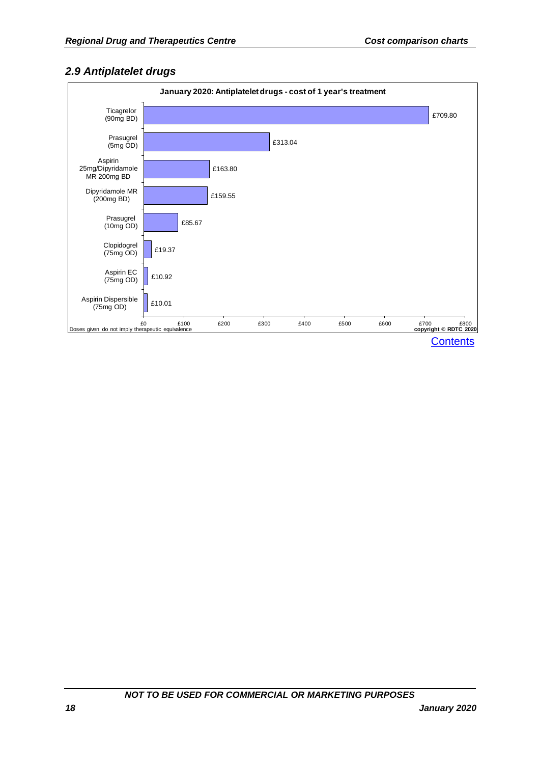## *2.9 Antiplatelet drugs*

**January 2020: Antiplatelet drugs - cost of 1 year's treatment**

| Drug | Cost of 1 year's treatment |
|---|---|
| Ticagrelor (90mg BD) | £709.80 |
| Prasugrel (5mg OD) | £313.04 |
| Aspirin 25mg/Dipyridamole MR 200mg BD | £163.80 |
| Dipyridamole MR (200mg BD) | £159.55 |
| Prasugrel (10mg OD) | £85.67 |
| Clopidogrel (75mg OD) | £19.37 |
| Aspirin EC (75mg OD) | £10.92 |
| Aspirin Dispersible (75mg OD) | £10.01 |

Doses given do not imply therapeutic equivalence

**copyright © RDTC 2020**

Contents

***NOT TO BE USED FOR COMMERCIAL OR MARKETING PURPOSES***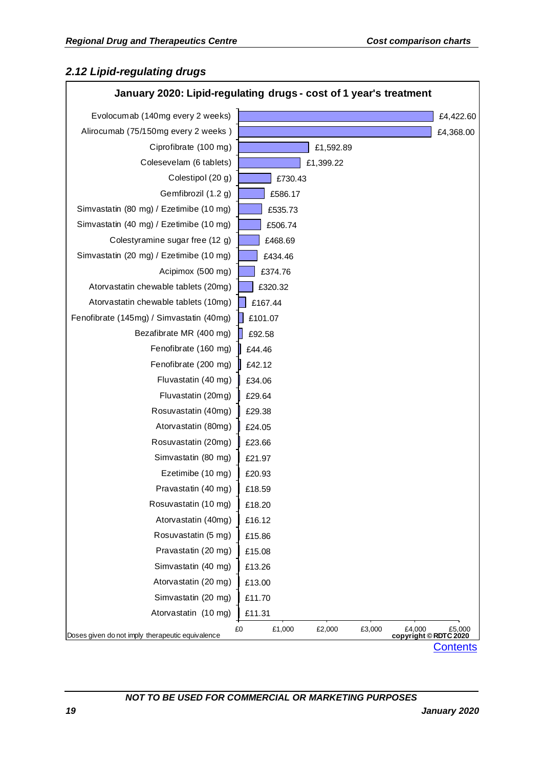## 2.12 Lipid-regulating drugs

**January 2020: Lipid-regulating drugs - cost of 1 year's treatment**

| Drug | Cost of 1 year's treatment |
|---|---|
| Evolocumab (140mg every 2 weeks) | £4,422.60 |
| Alirocumab (75/150mg every 2 weeks ) | £4,368.00 |
| Ciprofibrate (100 mg) | £1,592.89 |
| Colesevelam (6 tablets) | £1,399.22 |
| Colestipol (20 g) | £730.43 |
| Gemfibrozil (1.2 g) | £586.17 |
| Simvastatin (80 mg) / Ezetimibe (10 mg) | £535.73 |
| Simvastatin (40 mg) / Ezetimibe (10 mg) | £506.74 |
| Colestyramine sugar free (12 g) | £468.69 |
| Simvastatin (20 mg) / Ezetimibe (10 mg) | £434.46 |
| Acipimox (500 mg) | £374.76 |
| Atorvastatin chewable tablets (20mg) | £320.32 |
| Atorvastatin chewable tablets (10mg) | £167.44 |
| Fenofibrate (145mg) / Simvastatin (40mg) | £101.07 |
| Bezafibrate MR (400 mg) | £92.58 |
| Fenofibrate (160 mg) | £44.46 |
| Fenofibrate (200 mg) | £42.12 |
| Fluvastatin (40 mg) | £34.06 |
| Fluvastatin (20mg) | £29.64 |
| Rosuvastatin (40mg) | £29.38 |
| Atorvastatin (80mg) | £24.05 |
| Rosuvastatin (20mg) | £23.66 |
| Simvastatin (80 mg) | £21.97 |
| Ezetimibe (10 mg) | £20.93 |
| Pravastatin (40 mg) | £18.59 |
| Rosuvastatin (10 mg) | £18.20 |
| Atorvastatin (40mg) | £16.12 |
| Rosuvastatin (5 mg) | £15.86 |
| Pravastatin (20 mg) | £15.08 |
| Simvastatin (40 mg) | £13.26 |
| Atorvastatin (20 mg) | £13.00 |
| Simvastatin (20 mg) | £11.70 |
| Atorvastatin (10 mg) | £11.31 |

Doses given do not imply therapeutic equivalence

copyright © RDTC 2020

Contents

*NOT TO BE USED FOR COMMERCIAL OR MARKETING PURPOSES*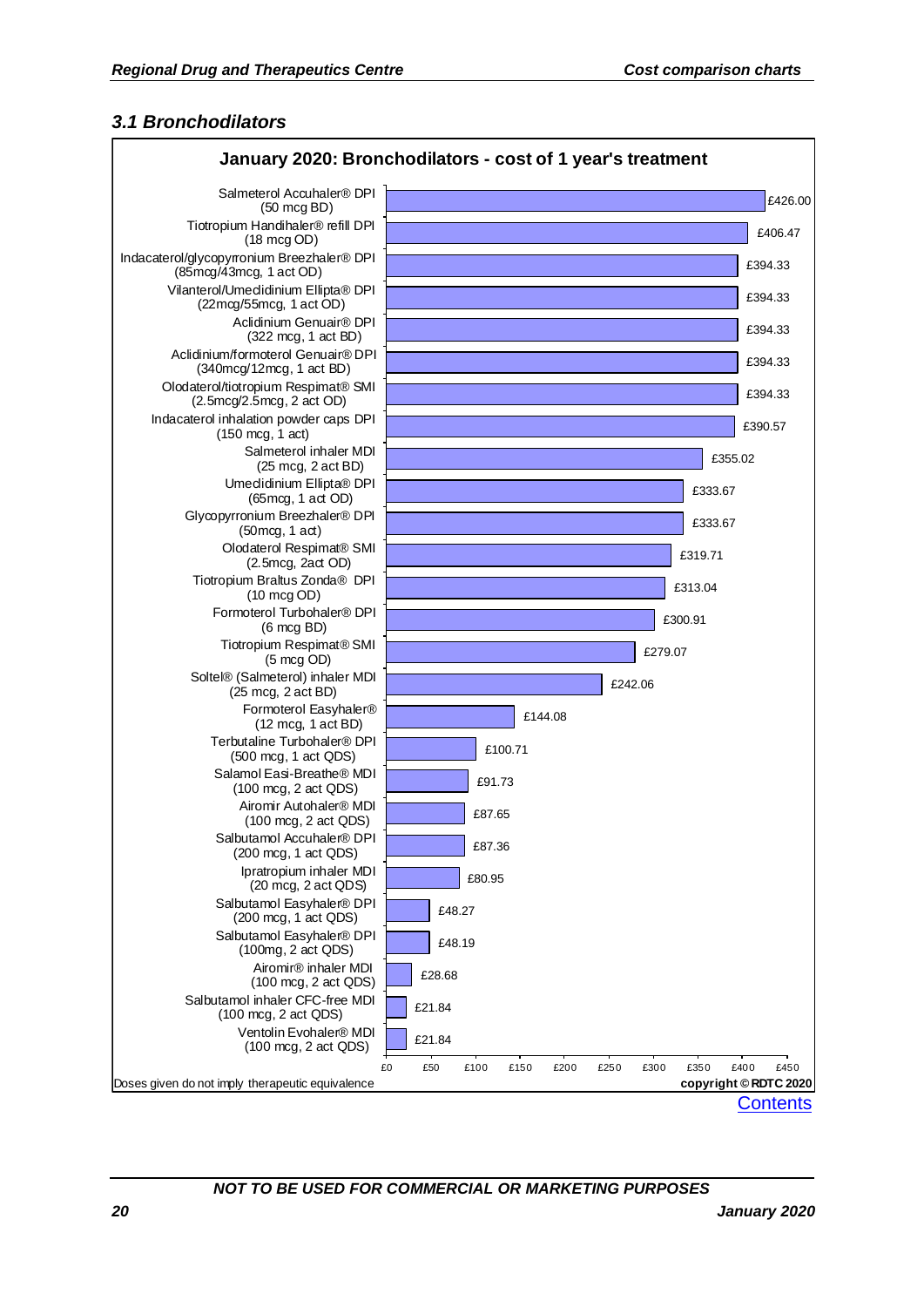### 3.1 Bronchodilators

**January 2020: Bronchodilators - cost of 1 year's treatment**

| Drug | Cost of 1 year's treatment |
|---|---|
| Salmeterol Accuhaler® DPI (50 mcg BD) | £426.00 |
| Tiotropium Handihaler® refill DPI (18 mcg OD) | £406.47 |
| Indacaterol/glycopyrronium Breezhaler® DPI (85mcg/43mcg, 1 act OD) | £394.33 |
| Vilanterol/Umeclidinium Ellipta® DPI (22mcg/55mcg, 1 act OD) | £394.33 |
| Aclidinium Genuair® DPI (322 mcg, 1 act BD) | £394.33 |
| Aclidinium/formoterol Genuair® DPI (340mcg/12mcg, 1 act BD) | £394.33 |
| Olodaterol/tiotropium Respimat® SMI (2.5mcg/2.5mcg, 2 act OD) | £394.33 |
| Indacaterol inhalation powder caps DPI (150 mcg, 1 act) | £390.57 |
| Salmeterol inhaler MDI (25 mcg, 2 act BD) | £355.02 |
| Umeclidinium Ellipta® DPI (65mcg, 1 act OD) | £333.67 |
| Glycopyrronium Breezhaler® DPI (50mcg, 1 act) | £333.67 |
| Olodaterol Respimat® SMI (2.5mcg, 2act OD) | £319.71 |
| Tiotropium Braltus Zonda® DPI (10 mcg OD) | £313.04 |
| Formoterol Turbohaler® DPI (6 mcg BD) | £300.91 |
| Tiotropium Respimat® SMI (5 mcg OD) | £279.07 |
| Soltel® (Salmeterol) inhaler MDI (25 mcg, 2 act BD) | £242.06 |
| Formoterol Easyhaler® (12 mcg, 1 act BD) | £144.08 |
| Terbutaline Turbohaler® DPI (500 mcg, 1 act QDS) | £100.71 |
| Salamol Easi-Breathe® MDI (100 mcg, 2 act QDS) | £91.73 |
| Airomir Autohaler® MDI (100 mcg, 2 act QDS) | £87.65 |
| Salbutamol Accuhaler® DPI (200 mcg, 1 act QDS) | £87.36 |
| Ipratropium inhaler MDI (20 mcg, 2 act QDS) | £80.95 |
| Salbutamol Easyhaler® DPI (200 mcg, 1 act QDS) | £48.27 |
| Salbutamol Easyhaler® DPI (100mg, 2 act QDS) | £48.19 |
| Airomir® inhaler MDI (100 mcg, 2 act QDS) | £28.68 |
| Salbutamol inhaler CFC-free MDI (100 mcg, 2 act QDS) | £21.84 |
| Ventolin Evohaler® MDI (100 mcg, 2 act QDS) | £21.84 |

Doses given do not imply therapeutic equivalence

**copyright © RDTC 2020**

Contents

*NOT TO BE USED FOR COMMERCIAL OR MARKETING PURPOSES*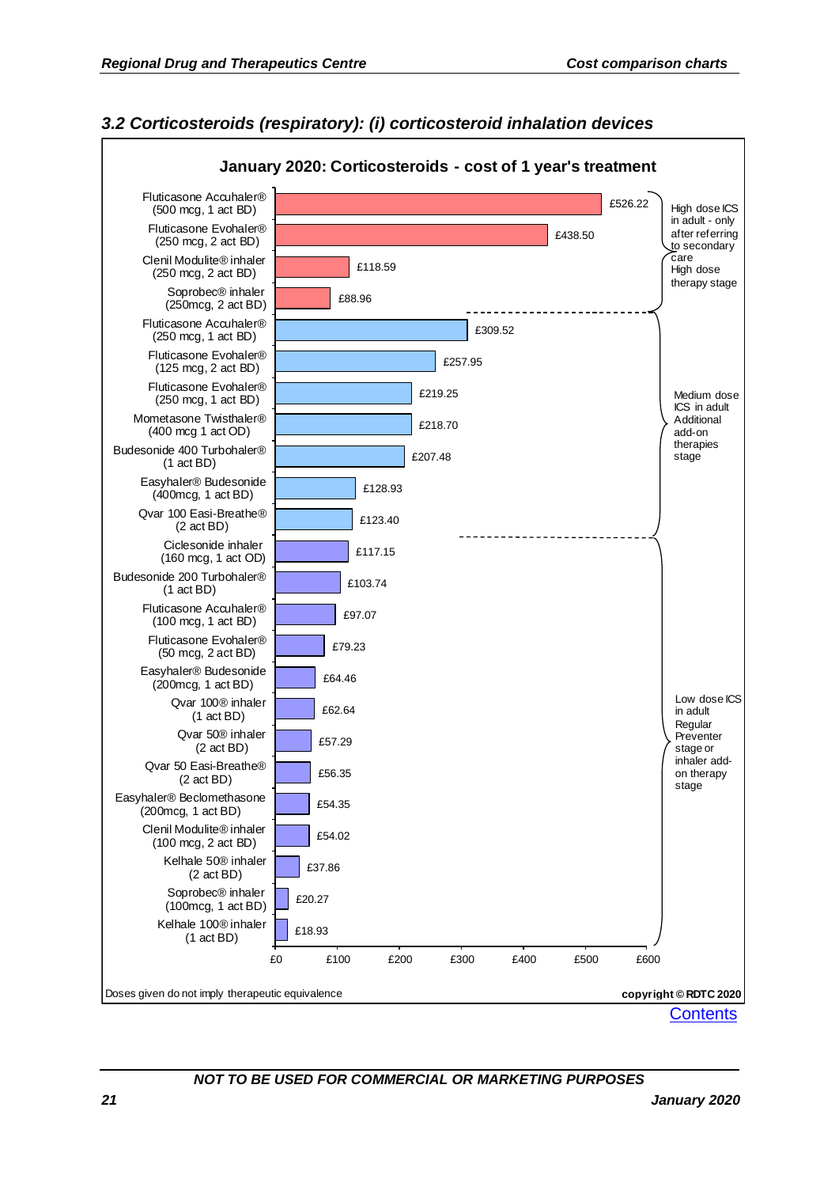### 3.2 Corticosteroids (respiratory): (i) corticosteroid inhalation devices

**January 2020: Corticosteroids - cost of 1 year's treatment**

| Drug | Cost of 1 year's treatment | Stage |
|---|---|---|
| Fluticasone Accuhaler® (500 mcg, 1 act BD) | £526.22 | High dose ICS in adult - only after referring to secondary care High dose therapy stage |
| Fluticasone Evohaler® (250 mcg, 2 act BD) | £438.50 | |
| Clenil Modulite® inhaler (250 mcg, 2 act BD) | £118.59 | |
| Soprobec® inhaler (250mcg, 2 act BD) | £88.96 | |
| Fluticasone Accuhaler® (250 mcg, 1 act BD) | £309.52 | Medium dose ICS in adult Additional add-on therapies stage |
| Fluticasone Evohaler® (125 mcg, 2 act BD) | £257.95 | |
| Fluticasone Evohaler® (250 mcg, 1 act BD) | £219.25 | |
| Mometasone Twisthaler® (400 mcg 1 act OD) | £218.70 | |
| Budesonide 400 Turbohaler® (1 act BD) | £207.48 | |
| Easyhaler® Budesonide (400mcg, 1 act BD) | £128.93 | |
| Qvar 100 Easi-Breathe® (2 act BD) | £123.40 | |
| Ciclesonide inhaler (160 mcg, 1 act OD) | £117.15 | Low dose ICS in adult Regular Preventer stage or inhaler add-on therapy stage |
| Budesonide 200 Turbohaler® (1 act BD) | £103.74 | |
| Fluticasone Accuhaler® (100 mcg, 1 act BD) | £97.07 | |
| Fluticasone Evohaler® (50 mcg, 2 act BD) | £79.23 | |
| Easyhaler® Budesonide (200mcg, 1 act BD) | £64.46 | |
| Qvar 100® inhaler (1 act BD) | £62.64 | |
| Qvar 50® inhaler (2 act BD) | £57.29 | |
| Qvar 50 Easi-Breathe® (2 act BD) | £56.35 | |
| Easyhaler® Beclomethasone (200mcg, 1 act BD) | £54.35 | |
| Clenil Modulite® inhaler (100 mcg, 2 act BD) | £54.02 | |
| Kelhale 50® inhaler (2 act BD) | £37.86 | |
| Soprobec® inhaler (100mcg, 1 act BD) | £20.27 | |
| Kelhale 100® inhaler (1 act BD) | £18.93 | |

Doses given do not imply therapeutic equivalence

copyright © RDTC 2020

Contents

NOT TO BE USED FOR COMMERCIAL OR MARKETING PURPOSES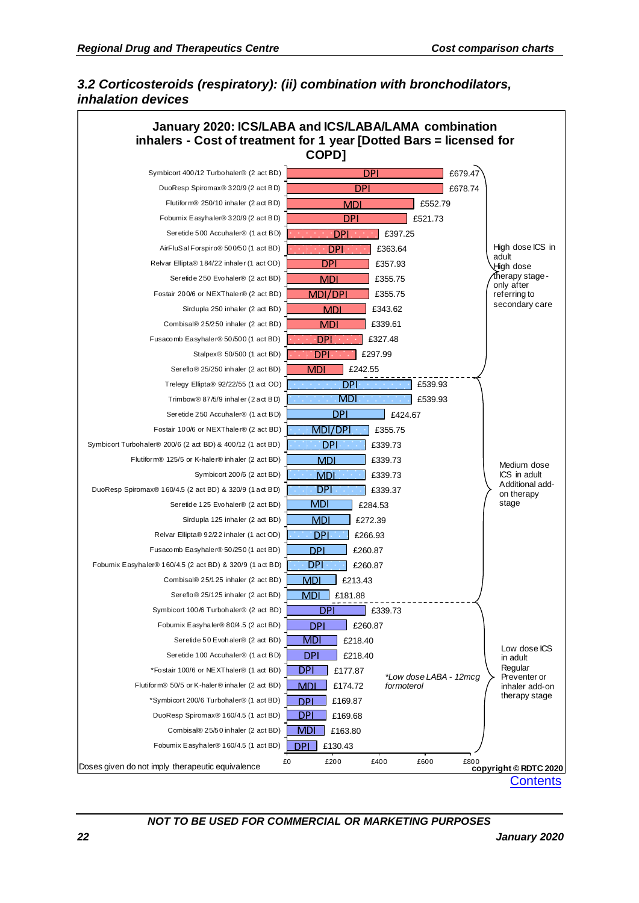### 3.2 Corticosteroids (respiratory): (ii) combination with bronchodilators, inhalation devices

**January 2020: ICS/LABA and ICS/LABA/LAMA combination inhalers - Cost of treatment for 1 year [Dotted Bars = licensed for COPD]**

| Product | Device | Cost | Stage |
|---|---|---|---|
| Symbicort 400/12 Turbohaler® (2 act BD) | DPI | £679.47 | High dose ICS in adult. High dose therapy stage - only after referring to secondary care |
| DuoResp Spiromax® 320/9 (2 act BD) | DPI | £678.74 | |
| Flutiform® 250/10 inhaler (2 act BD) | MDI | £552.79 | |
| Fobumix Easyhaler® 320/9 (2 act BD) | DPI | £521.73 | |
| Seretide 500 Accuhaler® (1 act BD) | DPI (dotted) | £397.25 | |
| AirFluSal Forspiro® 500/50 (1 act BD) | DPI (dotted) | £363.64 | |
| Relvar Ellipta® 184/22 inhaler (1 act OD) | DPI | £357.93 | |
| Seretide 250 Evohaler® (2 act BD) | MDI | £355.75 | |
| Fostair 200/6 or NEXThaler® (2 act BD) | MDI/DPI | £355.75 | |
| Sirdupla 250 inhaler (2 act BD) | MDI | £343.62 | |
| Combisal® 25/250 inhaler (2 act BD) | MDI | £339.61 | |
| Fusacomb Easyhaler® 50/500 (1 act BD) | DPI (dotted) | £327.48 | |
| Stalpex® 50/500 (1 act BD) | DPI (dotted) | £297.99 | |
| Sereflo® 25/250 inhaler (2 act BD) | MDI | £242.55 | |
| Trelegy Ellipta® 92/22/55 (1 act OD) | DPI (dotted) | £539.93 | Medium dose ICS in adult. Additional add-on therapy stage |
| Trimbow® 87/5/9 inhaler (2 act BD) | MDI (dotted) | £539.93 | |
| Seretide 250 Accuhaler® (1 act BD) | DPI | £424.67 | |
| Fostair 100/6 or NEXThaler® (2 act BD) | MDI/DPI (dotted) | £355.75 | |
| Symbicort Turbohaler® 200/6 (2 act BD) & 400/12 (1 act BD) | DPI (dotted) | £339.73 | |
| Flutiform® 125/5 or K-haler® inhaler (2 act BD) | MDI | £339.73 | |
| Symbicort 200/6 (2 act BD) | MDI (dotted) | £339.73 | |
| DuoResp Spiromax® 160/4.5 (2 act BD) & 320/9 (1 act BD) | DPI (dotted) | £339.37 | |
| Seretide 125 Evohaler® (2 act BD) | MDI | £284.53 | |
| Sirdupla 125 inhaler (2 act BD) | MDI | £272.39 | |
| Relvar Ellipta® 92/22 inhaler (1 act OD) | DPI (dotted) | £266.93 | |
| Fusacomb Easyhaler® 50/250 (1 act BD) | DPI | £260.87 | |
| Fobumix Easyhaler® 160/4.5 (2 act BD) & 320/9 (1 act BD) | DPI (dotted) | £260.87 | |
| Combisal® 25/125 inhaler (2 act BD) | MDI | £213.43 | |
| Sereflo® 25/125 inhaler (2 act BD) | MDI | £181.88 | |
| Symbicort 100/6 Turbohaler® (2 act BD) | DPI | £339.73 | Low dose ICS in adult. Regular Preventer or inhaler add-on therapy stage |
| Fobumix Easyhaler® 80/4.5 (2 act BD) | DPI | £260.87 | |
| Seretide 50 Evohaler® (2 act BD) | MDI | £218.40 | |
| Seretide 100 Accuhaler® (1 act BD) | DPI | £218.40 | |
| *Fostair 100/6 or NEXThaler® (1 act BD) | DPI | £177.87 | |
| Flutiform® 50/5 or K-haler® inhaler (2 act BD) | MDI | £174.72 | |
| *Symbicort 200/6 Turbohaler® (1 act BD) | DPI | £169.87 | |
| DuoResp Spiromax® 160/4.5 (1 act BD) | DPI | £169.68 | |
| Combisal® 25/50 inhaler (2 act BD) | MDI | £163.80 | |
| Fobumix Easyhaler® 160/4.5 (1 act BD) | DPI | £130.43 | |

*Low dose LABA - 12mcg formoterol

Doses given do not imply therapeutic equivalence

copyright © RDTC 2020

Contents

**NOT TO BE USED FOR COMMERCIAL OR MARKETING PURPOSES**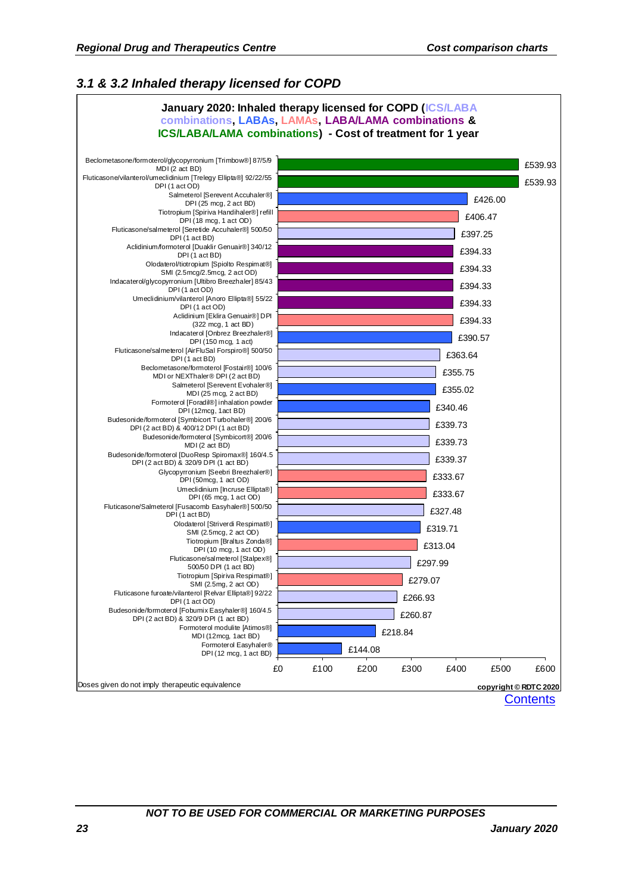### 3.1 & 3.2 Inhaled therapy licensed for COPD

**January 2020: Inhaled therapy licensed for COPD (ICS/LABA combinations, LABAs, LAMAs, LABA/LAMA combinations & ICS/LABA/LAMA combinations) - Cost of treatment for 1 year**

| Drug | Category | Cost of treatment for 1 year |
|---|---|---|
| Beclometasone/formoterol/glycopyrronium [Trimbow®] 87/5/9 MDI (2 act BD) | ICS/LABA/LAMA combination | £539.93 |
| Fluticasone/vilanterol/umeclidinium [Trelegy Ellipta®] 92/22/55 DPI (1 act OD) | ICS/LABA/LAMA combination | £539.93 |
| Salmeterol [Serevent Accuhaler®] DPI (25 mcg, 2 act BD) | LABA | £426.00 |
| Tiotropium [Spiriva Handihaler®] refill DPI (18 mcg, 1 act OD) | LAMA | £406.47 |
| Fluticasone/salmeterol [Seretide Accuhaler®] 500/50 DPI (1 act BD) | ICS/LABA combination | £397.25 |
| Aclidinium/formoterol [Duaklir Genuair®] 340/12 DPI (1 act BD) | LABA/LAMA combination | £394.33 |
| Olodaterol/tiotropium [Spiolto Respimat®] SMI (2.5mcg/2.5mcg, 2 act OD) | LABA/LAMA combination | £394.33 |
| Indacaterol/glycopyrronium [Ultibro Breezhaler®] 85/43 DPI (1 act OD) | LABA/LAMA combination | £394.33 |
| Umeclidinium/vilanterol [Anoro Ellipta®] 55/22 DPI (1 act OD) | LABA/LAMA combination | £394.33 |
| Aclidinium [Eklira Genuair®] DPI (322 mcg, 1 act BD) | LAMA | £394.33 |
| Indacaterol [Onbrez Breezhaler®] DPI (150 mcg, 1 act) | LABA | £390.57 |
| Fluticasone/salmeterol [AirFluSal Forspiro®] 500/50 DPI (1 act BD) | ICS/LABA combination | £363.64 |
| Beclometasone/formoterol [Fostair®] 100/6 MDI or NEXThaler® DPI (2 act BD) | ICS/LABA combination | £355.75 |
| Salmeterol [Serevent Evohaler®] MDI (25 mcg, 2 act BD) | LABA | £355.02 |
| Formoterol [Foradil®] inhalation powder DPI (12mcg, 1act BD) | LABA | £340.46 |
| Budesonide/formoterol [Symbicort Turbohaler®] 200/6 DPI (2 act BD) & 400/12 DPI (1 act BD) | ICS/LABA combination | £339.73 |
| Budesonide/formoterol [Symbicort®] 200/6 MDI (2 act BD) | ICS/LABA combination | £339.73 |
| Budesonide/formoterol [DuoResp Spiromax®] 160/4.5 DPI (2 act BD) & 320/9 DPI (1 act BD) | ICS/LABA combination | £339.37 |
| Glycopyrronium [Seebri Breezhaler®] DPI (50mcg, 1 act OD) | LAMA | £333.67 |
| Umeclidinium [Incruse Ellipta®] DPI (65 mcg, 1 act OD) | LAMA | £333.67 |
| Fluticasone/Salmeterol [Fusacomb Easyhaler®] 500/50 DPI (1 act BD) | ICS/LABA combination | £327.48 |
| Olodaterol [Striverdi Respimat®] SMI (2.5mcg, 2 act OD) | LABA | £319.71 |
| Tiotropium [Braltus Zonda®] DPI (10 mcg, 1 act OD) | LAMA | £313.04 |
| Fluticasone/salmeterol [Stalpex®] 500/50 DPI (1 act BD) | ICS/LABA combination | £297.99 |
| Tiotropium [Spiriva Respimat®] SMI (2.5mg, 2 act OD) | LAMA | £279.07 |
| Fluticasone furoate/vilanterol [Relvar Ellipta®] 92/22 DPI (1 act OD) | ICS/LABA combination | £266.93 |
| Budesonide/formoterol [Fobumix Easyhaler®] 160/4.5 DPI (2 act BD) & 320/9 DPI (1 act BD) | ICS/LABA combination | £260.87 |
| Formoterol modulite [Atimos®] MDI (12mcg, 1act BD) | LABA | £218.84 |
| Formoterol Easyhaler® DPI (12 mcg, 1 act BD) | LABA | £144.08 |

Doses given do not imply therapeutic equivalence

copyright © RDTC 2020

Contents

NOT TO BE USED FOR COMMERCIAL OR MARKETING PURPOSES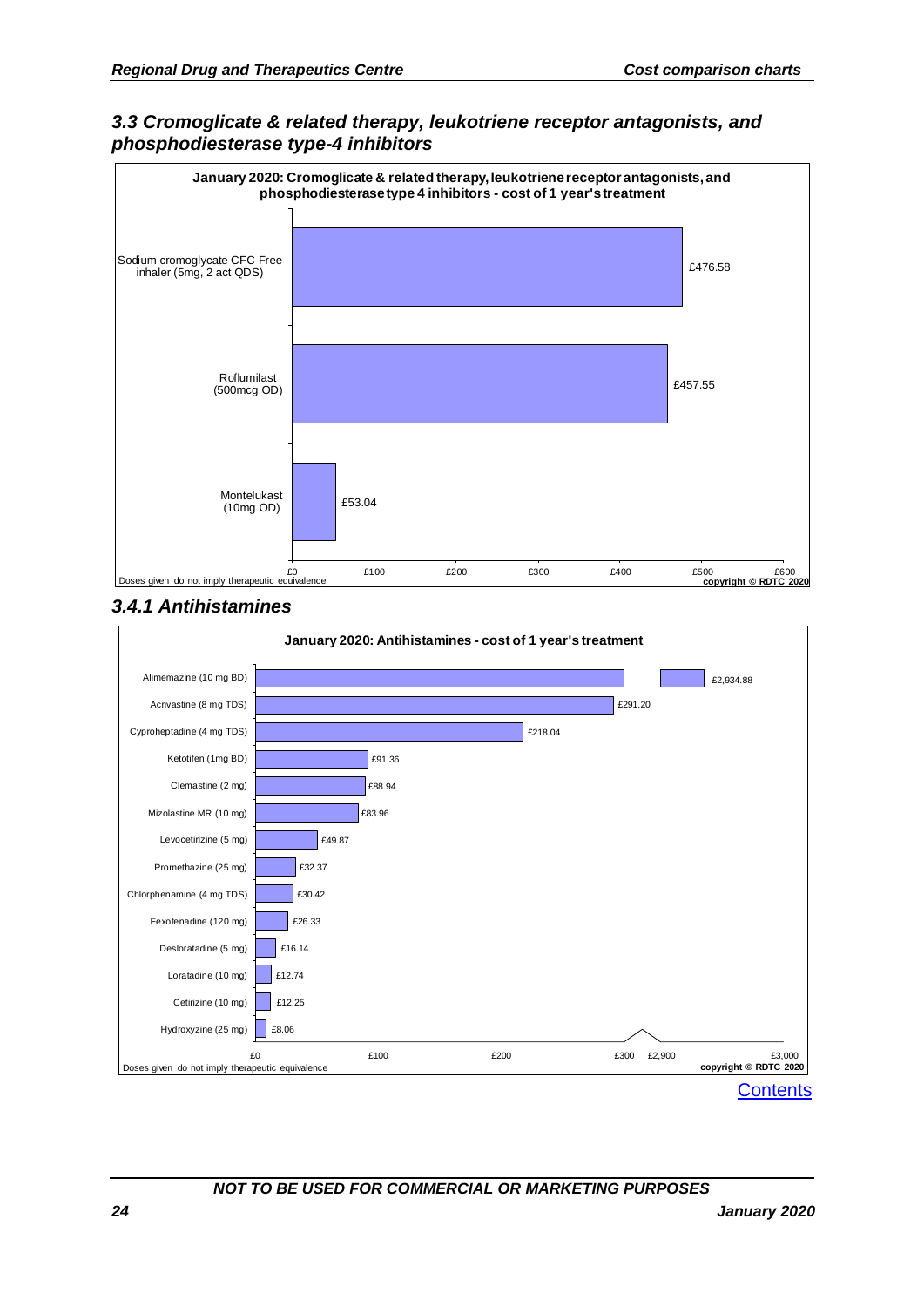### 3.3 Cromoglicate & related therapy, leukotriene receptor antagonists, and phosphodiesterase type-4 inhibitors

**January 2020: Cromoglicate & related therapy, leukotriene receptor antagonists, and phosphodiesterase type 4 inhibitors - cost of 1 year's treatment**

| Drug | Cost of 1 year's treatment |
|---|---|
| Sodium cromoglycate CFC-Free inhaler (5mg, 2 act QDS) | £476.58 |
| Roflumilast (500mcg OD) | £457.55 |
| Montelukast (10mg OD) | £53.04 |

Doses given do not imply therapeutic equivalence

copyright © RDTC 2020

### 3.4.1 Antihistamines

**January 2020: Antihistamines - cost of 1 year's treatment**

| Drug | Cost of 1 year's treatment |
|---|---|
| Alimemazine (10 mg BD) | £2,934.88 |
| Acrivastine (8 mg TDS) | £291.20 |
| Cyproheptadine (4 mg TDS) | £218.04 |
| Ketotifen (1mg BD) | £91.36 |
| Clemastine (2 mg) | £88.94 |
| Mizolastine MR (10 mg) | £83.96 |
| Levocetirizine (5 mg) | £49.87 |
| Promethazine (25 mg) | £32.37 |
| Chlorphenamine (4 mg TDS) | £30.42 |
| Fexofenadine (120 mg) | £26.33 |
| Desloratadine (5 mg) | £16.14 |
| Loratadine (10 mg) | £12.74 |
| Cetirizine (10 mg) | £12.25 |
| Hydroxyzine (25 mg) | £8.06 |

Doses given do not imply therapeutic equivalence

copyright © RDTC 2020

Contents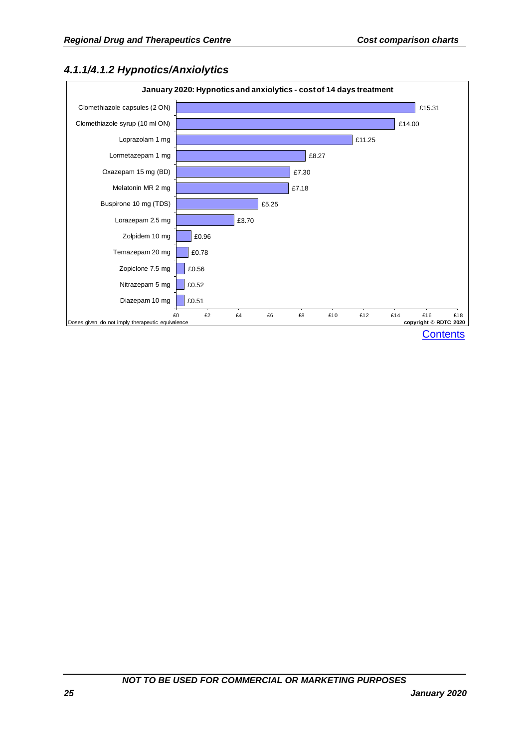## 4.1.1/4.1.2 Hypnotics/Anxiolytics

**January 2020: Hypnotics and anxiolytics - cost of 14 days treatment**

| Drug | Cost |
| --- | --- |
| Clomethiazole capsules (2 ON) | £15.31 |
| Clomethiazole syrup (10 ml ON) | £14.00 |
| Loprazolam 1 mg | £11.25 |
| Lormetazepam 1 mg | £8.27 |
| Oxazepam 15 mg (BD) | £7.30 |
| Melatonin MR 2 mg | £7.18 |
| Buspirone 10 mg (TDS) | £5.25 |
| Lorazepam 2.5 mg | £3.70 |
| Zolpidem 10 mg | £0.96 |
| Temazepam 20 mg | £0.78 |
| Zopiclone 7.5 mg | £0.56 |
| Nitrazepam 5 mg | £0.52 |
| Diazepam 10 mg | £0.51 |

Doses given do not imply therapeutic equivalence

copyright © RDTC 2020

Contents

NOT TO BE USED FOR COMMERCIAL OR MARKETING PURPOSES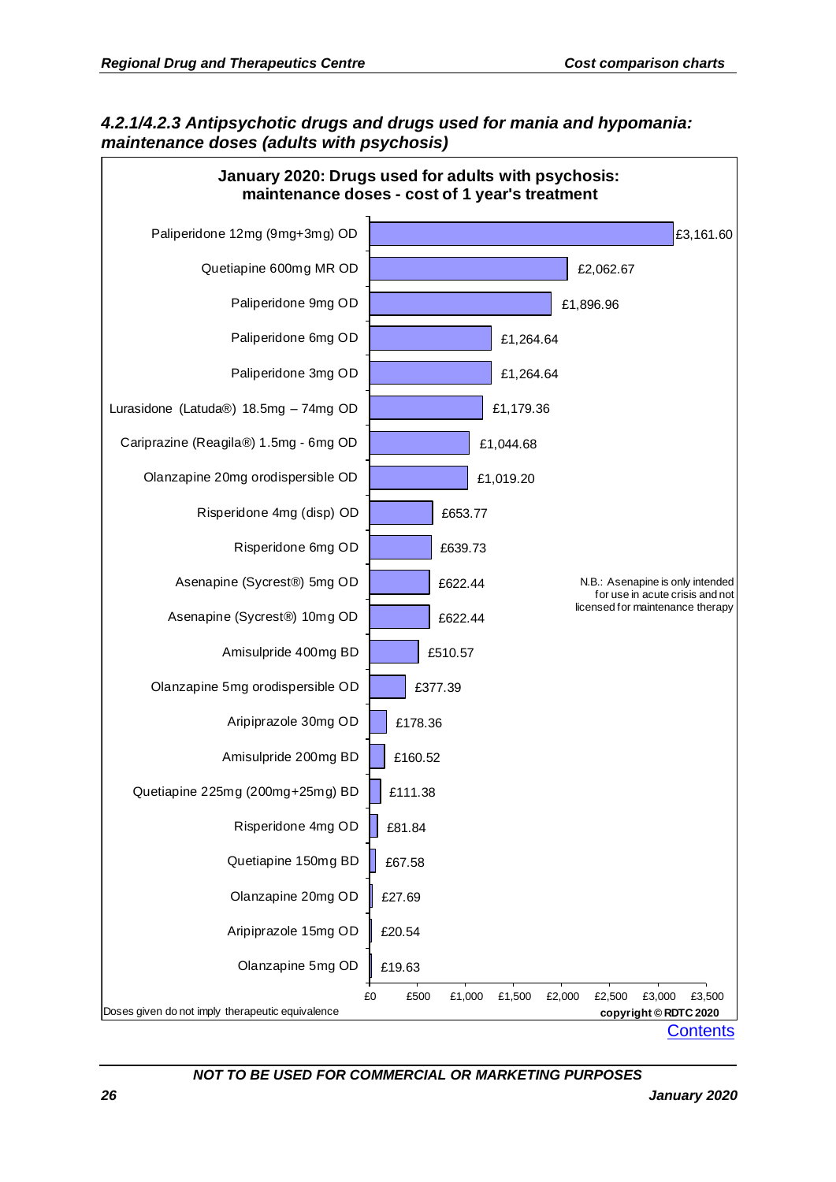#### *4.2.1/4.2.3 Antipsychotic drugs and drugs used for mania and hypomania: maintenance doses (adults with psychosis)*

**January 2020: Drugs used for adults with psychosis: maintenance doses - cost of 1 year's treatment**

| Drug | Cost of 1 year's treatment |
|---|---|
| Paliperidone 12mg (9mg+3mg) OD | £3,161.60 |
| Quetiapine 600mg MR OD | £2,062.67 |
| Paliperidone 9mg OD | £1,896.96 |
| Paliperidone 6mg OD | £1,264.64 |
| Paliperidone 3mg OD | £1,264.64 |
| Lurasidone (Latuda®) 18.5mg – 74mg OD | £1,179.36 |
| Cariprazine (Reagila®) 1.5mg - 6mg OD | £1,044.68 |
| Olanzapine 20mg orodispersible OD | £1,019.20 |
| Risperidone 4mg (disp) OD | £653.77 |
| Risperidone 6mg OD | £639.73 |
| Asenapine (Sycrest®) 5mg OD | £622.44 |
| Asenapine (Sycrest®) 10mg OD | £622.44 |
| Amisulpride 400mg BD | £510.57 |
| Olanzapine 5mg orodispersible OD | £377.39 |
| Aripiprazole 30mg OD | £178.36 |
| Amisulpride 200mg BD | £160.52 |
| Quetiapine 225mg (200mg+25mg) BD | £111.38 |
| Risperidone 4mg OD | £81.84 |
| Quetiapine 150mg BD | £67.58 |
| Olanzapine 20mg OD | £27.69 |
| Aripiprazole 15mg OD | £20.54 |
| Olanzapine 5mg OD | £19.63 |

N.B.: Asenapine is only intended for use in acute crisis and not licensed for maintenance therapy

Doses given do not imply therapeutic equivalence

copyright © RDTC 2020

Contents

*NOT TO BE USED FOR COMMERCIAL OR MARKETING PURPOSES*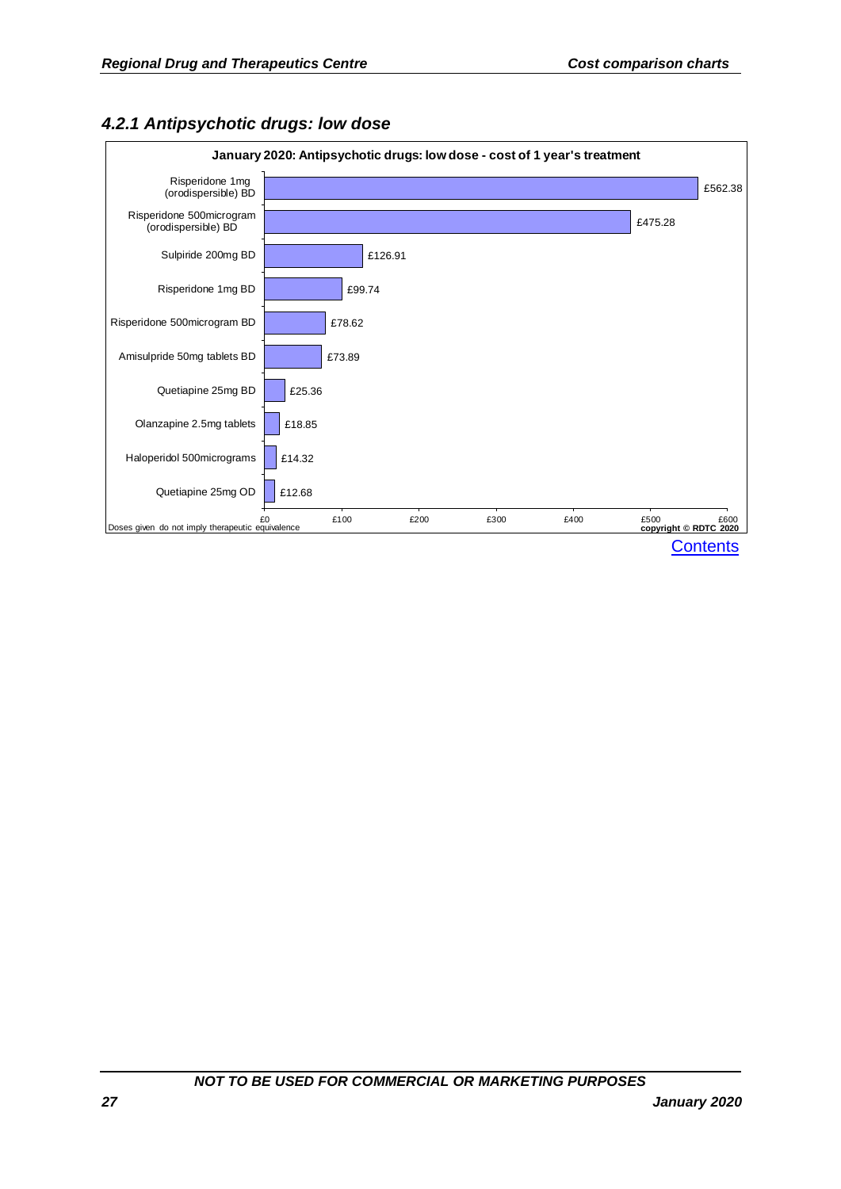### *4.2.1 Antipsychotic drugs: low dose*

**January 2020: Antipsychotic drugs: low dose - cost of 1 year's treatment**

| Drug | Cost of 1 year's treatment |
| --- | --- |
| Risperidone 1mg (orodispersible) BD | £562.38 |
| Risperidone 500microgram (orodispersible) BD | £475.28 |
| Sulpiride 200mg BD | £126.91 |
| Risperidone 1mg BD | £99.74 |
| Risperidone 500microgram BD | £78.62 |
| Amisulpride 50mg tablets BD | £73.89 |
| Quetiapine 25mg BD | £25.36 |
| Olanzapine 2.5mg tablets | £18.85 |
| Haloperidol 500micrograms | £14.32 |
| Quetiapine 25mg OD | £12.68 |

Doses given do not imply therapeutic equivalence

copyright © RDTC 2020

Contents

*NOT TO BE USED FOR COMMERCIAL OR MARKETING PURPOSES*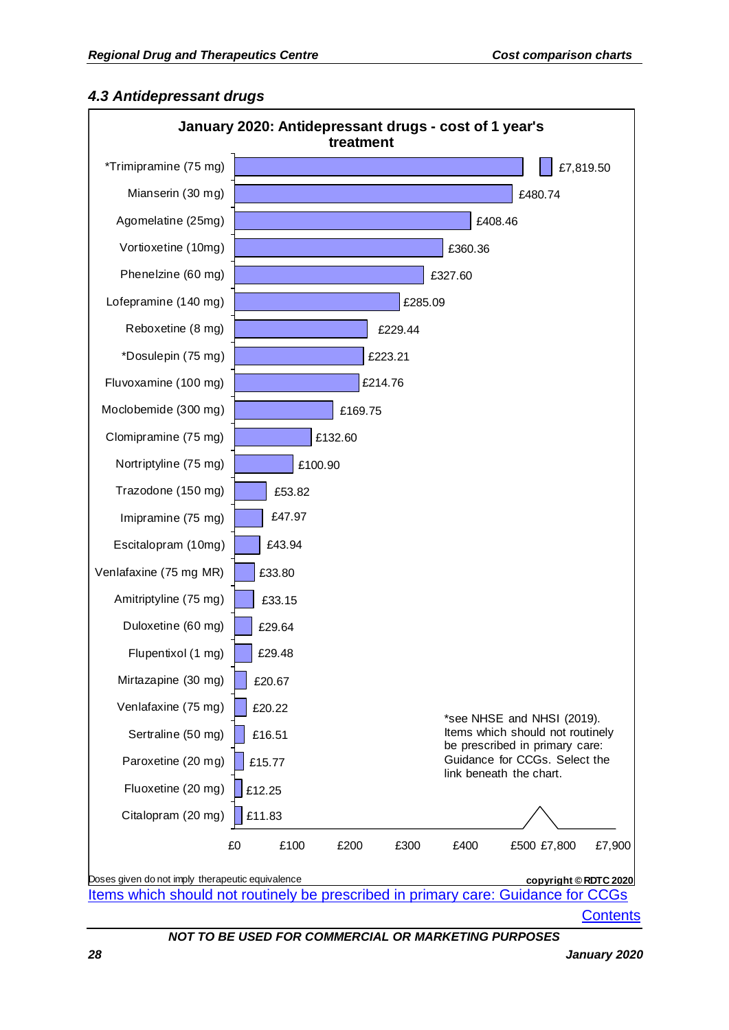### 4.3 Antidepressant drugs

**January 2020: Antidepressant drugs - cost of 1 year's treatment**

| Drug | Cost of 1 year's treatment |
|---|---|
| *Trimipramine (75 mg) | £7,819.50 |
| Mianserin (30 mg) | £480.74 |
| Agomelatine (25mg) | £408.46 |
| Vortioxetine (10mg) | £360.36 |
| Phenelzine (60 mg) | £327.60 |
| Lofepramine (140 mg) | £285.09 |
| Reboxetine (8 mg) | £229.44 |
| *Dosulepin (75 mg) | £223.21 |
| Fluvoxamine (100 mg) | £214.76 |
| Moclobemide (300 mg) | £169.75 |
| Clomipramine (75 mg) | £132.60 |
| Nortriptyline (75 mg) | £100.90 |
| Trazodone (150 mg) | £53.82 |
| Imipramine (75 mg) | £47.97 |
| Escitalopram (10mg) | £43.94 |
| Venlafaxine (75 mg MR) | £33.80 |
| Amitriptyline (75 mg) | £33.15 |
| Duloxetine (60 mg) | £29.64 |
| Flupentixol (1 mg) | £29.48 |
| Mirtazapine (30 mg) | £20.67 |
| Venlafaxine (75 mg) | £20.22 |
| Sertraline (50 mg) | £16.51 |
| Paroxetine (20 mg) | £15.77 |
| Fluoxetine (20 mg) | £12.25 |
| Citalopram (20 mg) | £11.83 |

*see NHSE and NHSI (2019). Items which should not routinely be prescribed in primary care: Guidance for CCGs. Select the link beneath the chart.

Doses given do not imply therapeutic equivalence

copyright © RDTC 2020

[Items which should not routinely be prescribed in primary care: Guidance for CCGs](#)

[Contents](#)

NOT TO BE USED FOR COMMERCIAL OR MARKETING PURPOSES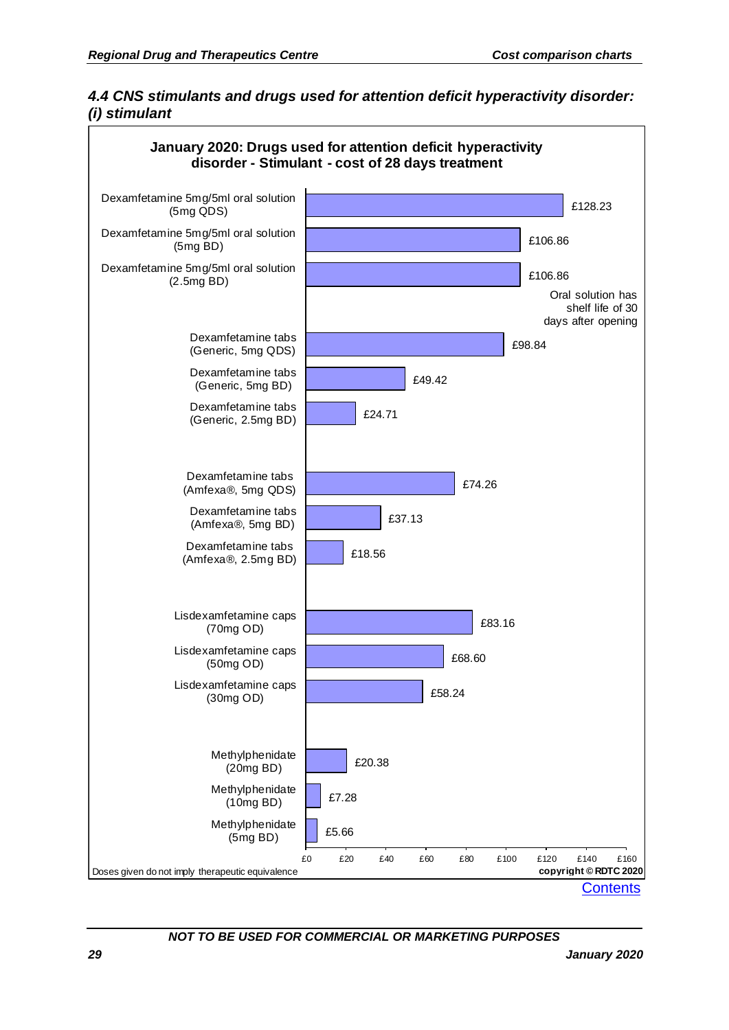### 4.4 CNS stimulants and drugs used for attention deficit hyperactivity disorder: (i) stimulant

**January 2020: Drugs used for attention deficit hyperactivity disorder - Stimulant - cost of 28 days treatment**

| Drug | Cost of 28 days treatment |
|---|---|
| Dexamfetamine 5mg/5ml oral solution (5mg QDS) | £128.23 |
| Dexamfetamine 5mg/5ml oral solution (5mg BD) | £106.86 |
| Dexamfetamine 5mg/5ml oral solution (2.5mg BD) | £106.86 |
| Dexamfetamine tabs (Generic, 5mg QDS) | £98.84 |
| Dexamfetamine tabs (Generic, 5mg BD) | £49.42 |
| Dexamfetamine tabs (Generic, 2.5mg BD) | £24.71 |
| Dexamfetamine tabs (Amfexa®, 5mg QDS) | £74.26 |
| Dexamfetamine tabs (Amfexa®, 5mg BD) | £37.13 |
| Dexamfetamine tabs (Amfexa®, 2.5mg BD) | £18.56 |
| Lisdexamfetamine caps (70mg OD) | £83.16 |
| Lisdexamfetamine caps (50mg OD) | £68.60 |
| Lisdexamfetamine caps (30mg OD) | £58.24 |
| Methylphenidate (20mg BD) | £20.38 |
| Methylphenidate (10mg BD) | £7.28 |
| Methylphenidate (5mg BD) | £5.66 |

Oral solution has shelf life of 30 days after opening

Doses given do not imply therapeutic equivalence

copyright © RDTC 2020

Contents

NOT TO BE USED FOR COMMERCIAL OR MARKETING PURPOSES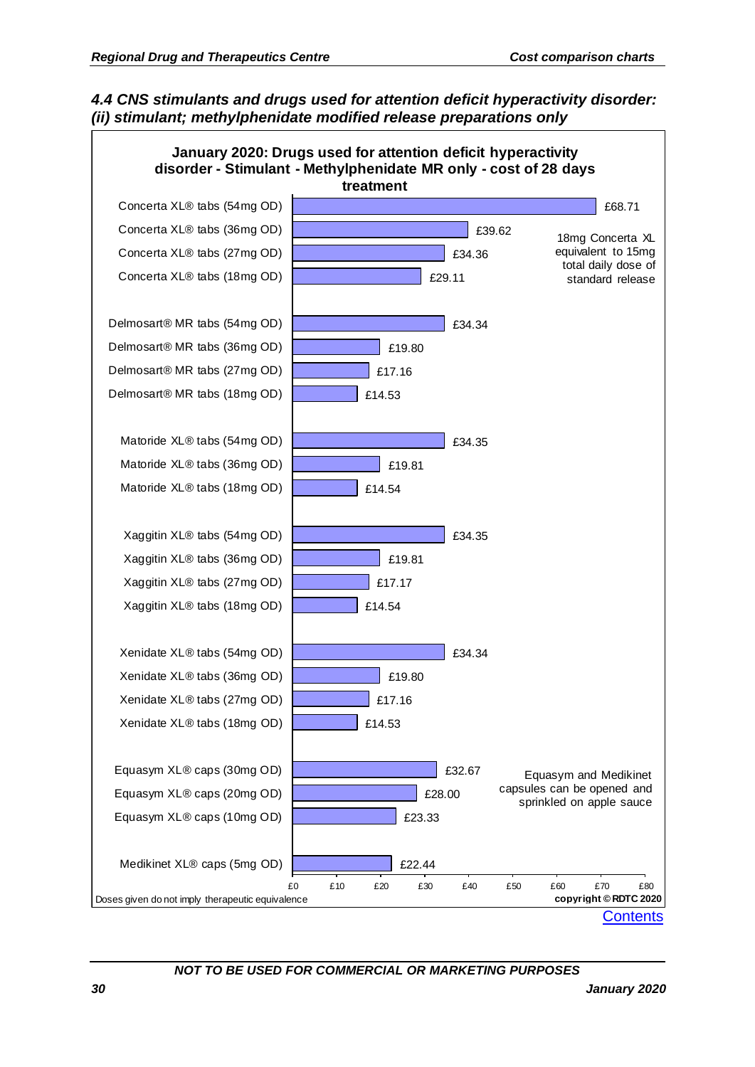### 4.4 CNS stimulants and drugs used for attention deficit hyperactivity disorder: (ii) stimulant; methylphenidate modified release preparations only

**January 2020: Drugs used for attention deficit hyperactivity disorder - Stimulant - Methylphenidate MR only - cost of 28 days treatment**

| Preparation | Cost of 28 days treatment |
|---|---|
| Concerta XL® tabs (54mg OD) | £68.71 |
| Concerta XL® tabs (36mg OD) | £39.62 |
| Concerta XL® tabs (27mg OD) | £34.36 |
| Concerta XL® tabs (18mg OD) | £29.11 |
| Delmosart® MR tabs (54mg OD) | £34.34 |
| Delmosart® MR tabs (36mg OD) | £19.80 |
| Delmosart® MR tabs (27mg OD) | £17.16 |
| Delmosart® MR tabs (18mg OD) | £14.53 |
| Matoride XL® tabs (54mg OD) | £34.35 |
| Matoride XL® tabs (36mg OD) | £19.81 |
| Matoride XL® tabs (18mg OD) | £14.54 |
| Xaggitin XL® tabs (54mg OD) | £34.35 |
| Xaggitin XL® tabs (36mg OD) | £19.81 |
| Xaggitin XL® tabs (27mg OD) | £17.17 |
| Xaggitin XL® tabs (18mg OD) | £14.54 |
| Xenidate XL® tabs (54mg OD) | £34.34 |
| Xenidate XL® tabs (36mg OD) | £19.80 |
| Xenidate XL® tabs (27mg OD) | £17.16 |
| Xenidate XL® tabs (18mg OD) | £14.53 |
| Equasym XL® caps (30mg OD) | £32.67 |
| Equasym XL® caps (20mg OD) | £28.00 |
| Equasym XL® caps (10mg OD) | £23.33 |
| Medikinet XL® caps (5mg OD) | £22.44 |

18mg Concerta XL equivalent to 15mg total daily dose of standard release

Equasym and Medikinet capsules can be opened and sprinkled on apple sauce

Doses given do not imply therapeutic equivalence

copyright © RDTC 2020

Contents

*NOT TO BE USED FOR COMMERCIAL OR MARKETING PURPOSES*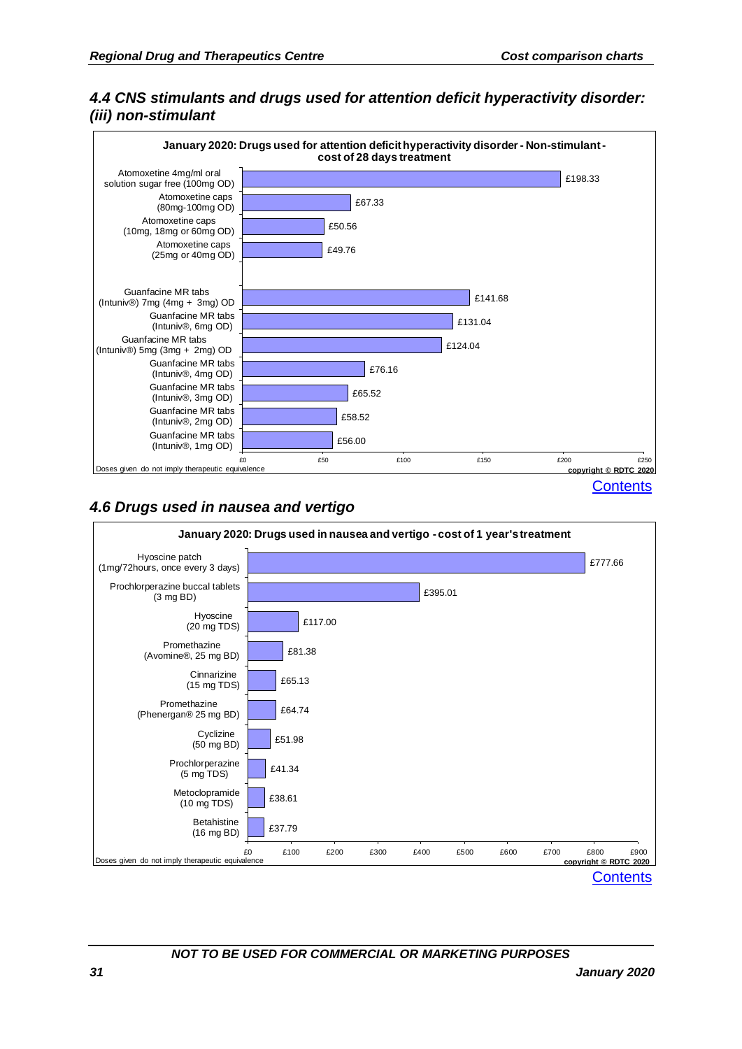## 4.4 CNS stimulants and drugs used for attention deficit hyperactivity disorder: (iii) non-stimulant

**January 2020: Drugs used for attention deficit hyperactivity disorder - Non-stimulant - cost of 28 days treatment**

| Drug | Cost |
|---|---|
| Atomoxetine 4mg/ml oral solution sugar free (100mg OD) | £198.33 |
| Atomoxetine caps (80mg-100mg OD) | £67.33 |
| Atomoxetine caps (10mg, 18mg or 60mg OD) | £50.56 |
| Atomoxetine caps (25mg or 40mg OD) | £49.76 |
| Guanfacine MR tabs (Intuniv®) 7mg (4mg + 3mg) OD | £141.68 |
| Guanfacine MR tabs (Intuniv®, 6mg OD) | £131.04 |
| Guanfacine MR tabs (Intuniv®) 5mg (3mg + 2mg) OD | £124.04 |
| Guanfacine MR tabs (Intuniv®, 4mg OD) | £76.16 |
| Guanfacine MR tabs (Intuniv®, 3mg OD) | £65.52 |
| Guanfacine MR tabs (Intuniv®, 2mg OD) | £58.52 |
| Guanfacine MR tabs (Intuniv®, 1mg OD) | £56.00 |

Doses given do not imply therapeutic equivalence

copyright © RDTC 2020

Contents

## 4.6 Drugs used in nausea and vertigo

**January 2020: Drugs used in nausea and vertigo - cost of 1 year's treatment**

| Drug | Cost |
|---|---|
| Hyoscine patch (1mg/72hours, once every 3 days) | £777.66 |
| Prochlorperazine buccal tablets (3 mg BD) | £395.01 |
| Hyoscine (20 mg TDS) | £117.00 |
| Promethazine (Avomine®, 25 mg BD) | £81.38 |
| Cinnarizine (15 mg TDS) | £65.13 |
| Promethazine (Phenergan® 25 mg BD) | £64.74 |
| Cyclizine (50 mg BD) | £51.98 |
| Prochlorperazine (5 mg TDS) | £41.34 |
| Metoclopramide (10 mg TDS) | £38.61 |
| Betahistine (16 mg BD) | £37.79 |

Doses given do not imply therapeutic equivalence

copyright © RDTC 2020

Contents

NOT TO BE USED FOR COMMERCIAL OR MARKETING PURPOSES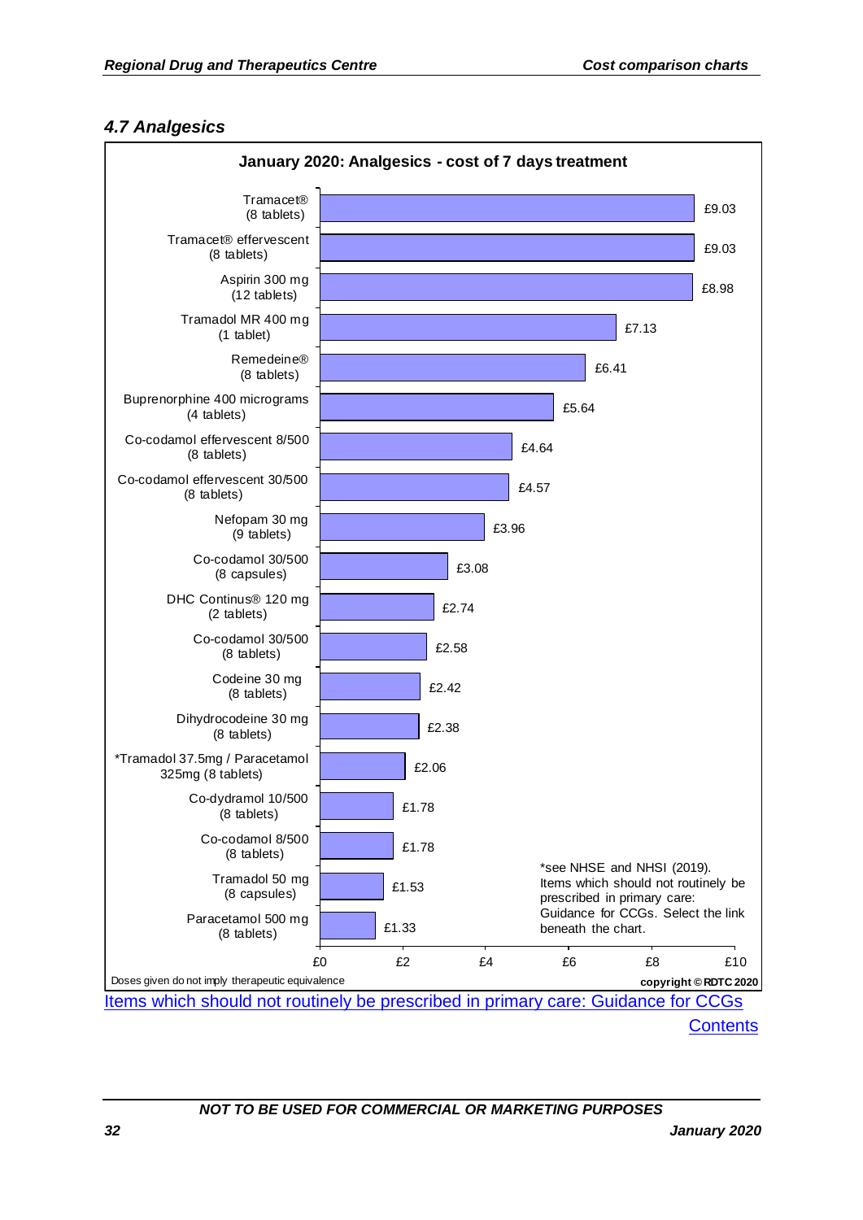### 4.7 Analgesics

**January 2020: Analgesics - cost of 7 days treatment**

| Item | Cost |
|---|---|
| Tramacet® (8 tablets) | £9.03 |
| Tramacet® effervescent (8 tablets) | £9.03 |
| Aspirin 300 mg (12 tablets) | £8.98 |
| Tramadol MR 400 mg (1 tablet) | £7.13 |
| Remedeine® (8 tablets) | £6.41 |
| Buprenorphine 400 micrograms (4 tablets) | £5.64 |
| Co-codamol effervescent 8/500 (8 tablets) | £4.64 |
| Co-codamol effervescent 30/500 (8 tablets) | £4.57 |
| Nefopam 30 mg (9 tablets) | £3.96 |
| Co-codamol 30/500 (8 capsules) | £3.08 |
| DHC Continus® 120 mg (2 tablets) | £2.74 |
| Co-codamol 30/500 (8 tablets) | £2.58 |
| Codeine 30 mg (8 tablets) | £2.42 |
| Dihydrocodeine 30 mg (8 tablets) | £2.38 |
| *Tramadol 37.5mg / Paracetamol 325mg (8 tablets) | £2.06 |
| Co-dydramol 10/500 (8 tablets) | £1.78 |
| Co-codamol 8/500 (8 tablets) | £1.78 |
| Tramadol 50 mg (8 capsules) | £1.53 |
| Paracetamol 500 mg (8 tablets) | £1.33 |

*see NHSE and NHSI (2019). Items which should not routinely be prescribed in primary care: Guidance for CCGs. Select the link beneath the chart.

Doses given do not imply therapeutic equivalence

copyright © RDTC 2020

Items which should not routinely be prescribed in primary care: Guidance for CCGs

Contents

NOT TO BE USED FOR COMMERCIAL OR MARKETING PURPOSES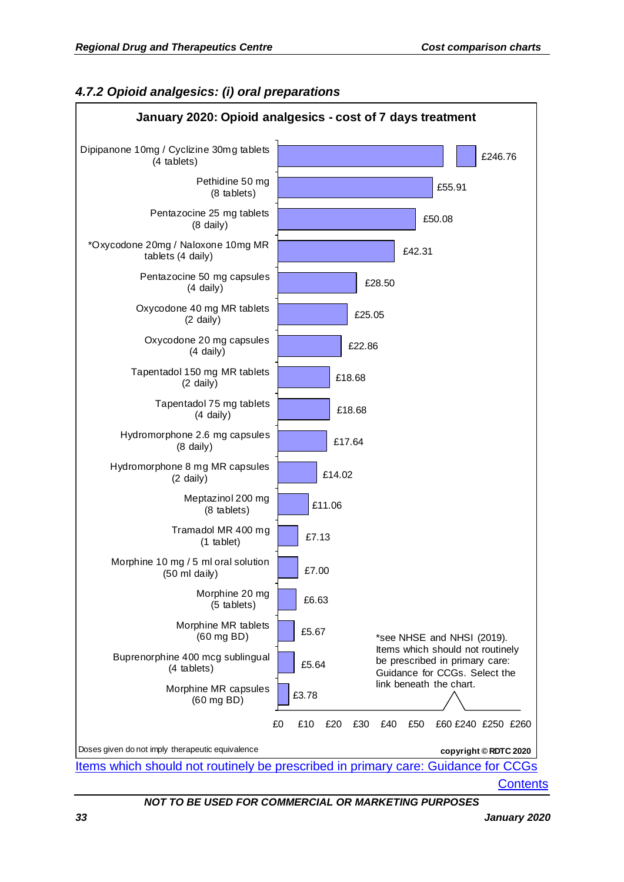### *4.7.2 Opioid analgesics: (i) oral preparations*

**January 2020: Opioid analgesics - cost of 7 days treatment**

| Preparation | Cost of 7 days treatment |
|---|---|
| Dipipanone 10mg / Cyclizine 30mg tablets (4 tablets) | £246.76 |
| Pethidine 50 mg (8 tablets) | £55.91 |
| Pentazocine 25 mg tablets (8 daily) | £50.08 |
| *Oxycodone 20mg / Naloxone 10mg MR tablets (4 daily) | £42.31 |
| Pentazocine 50 mg capsules (4 daily) | £28.50 |
| Oxycodone 40 mg MR tablets (2 daily) | £25.05 |
| Oxycodone 20 mg capsules (4 daily) | £22.86 |
| Tapentadol 150 mg MR tablets (2 daily) | £18.68 |
| Tapentadol 75 mg tablets (4 daily) | £18.68 |
| Hydromorphone 2.6 mg capsules (8 daily) | £17.64 |
| Hydromorphone 8 mg MR capsules (2 daily) | £14.02 |
| Meptazinol 200 mg (8 tablets) | £11.06 |
| Tramadol MR 400 mg (1 tablet) | £7.13 |
| Morphine 10 mg / 5 ml oral solution (50 ml daily) | £7.00 |
| Morphine 20 mg (5 tablets) | £6.63 |
| Morphine MR tablets (60 mg BD) | £5.67 |
| Buprenorphine 400 mcg sublingual (4 tablets) | £5.64 |
| Morphine MR capsules (60 mg BD) | £3.78 |

*see NHSE and NHSI (2019). Items which should not routinely be prescribed in primary care: Guidance for CCGs. Select the link beneath the chart.

Doses given do not imply therapeutic equivalence

copyright © RDTC 2020

[Items which should not routinely be prescribed in primary care: Guidance for CCGs](#)

[Contents](#)

*NOT TO BE USED FOR COMMERCIAL OR MARKETING PURPOSES*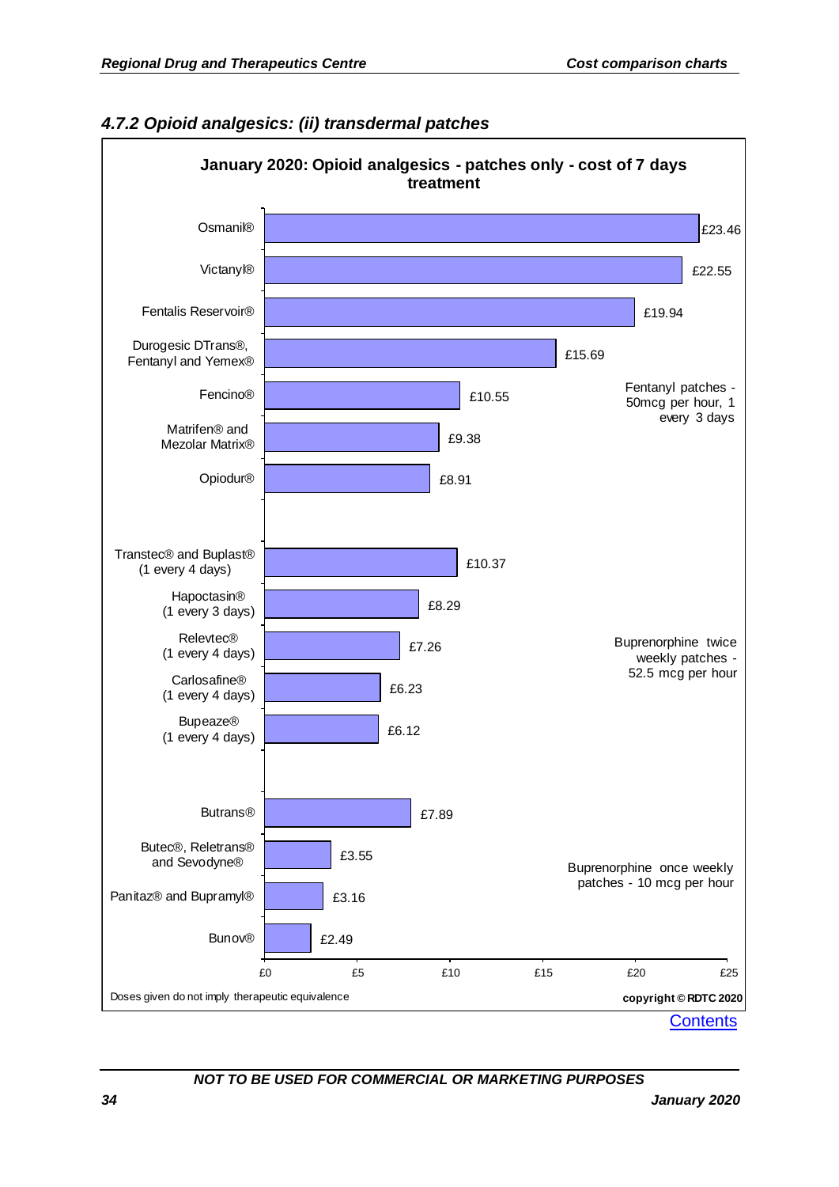### 4.7.2 Opioid analgesics: (ii) transdermal patches

**January 2020: Opioid analgesics - patches only - cost of 7 days treatment**

**Fentanyl patches - 50mcg per hour, 1 every 3 days**

| Product | Cost of 7 days treatment |
|---|---|
| Osmanil® | £23.46 |
| Victanyl® | £22.55 |
| Fentalis Reservoir® | £19.94 |
| Durogesic DTrans®, Fentanyl and Yemex® | £15.69 |
| Fencino® | £10.55 |
| Matrifen® and Mezolar Matrix® | £9.38 |
| Opiodur® | £8.91 |

**Buprenorphine twice weekly patches - 52.5 mcg per hour**

| Product | Cost of 7 days treatment |
|---|---|
| Transtec® and Buplast® (1 every 4 days) | £10.37 |
| Hapoctasin® (1 every 3 days) | £8.29 |
| Relevtec® (1 every 4 days) | £7.26 |
| Carlosafine® (1 every 4 days) | £6.23 |
| Bupeaze® (1 every 4 days) | £6.12 |

**Buprenorphine once weekly patches - 10 mcg per hour**

| Product | Cost of 7 days treatment |
|---|---|
| Butrans® | £7.89 |
| Butec®, Reletrans® and Sevodyne® | £3.55 |
| Panitaz® and Bupramyl® | £3.16 |
| Bunov® | £2.49 |

Doses given do not imply therapeutic equivalence

copyright © RDTC 2020

Contents

NOT TO BE USED FOR COMMERCIAL OR MARKETING PURPOSES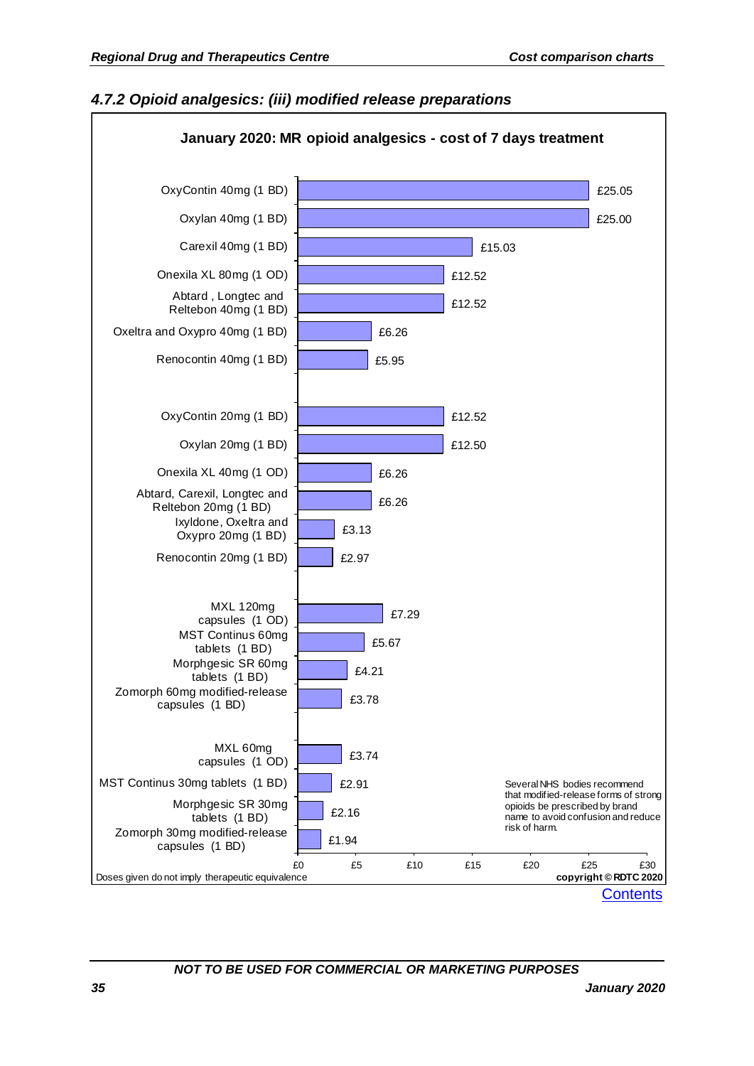### 4.7.2 Opioid analgesics: (iii) modified release preparations

**January 2020: MR opioid analgesics - cost of 7 days treatment**

| Preparation | Cost of 7 days treatment |
|---|---|
| OxyContin 40mg (1 BD) | £25.05 |
| Oxylan 40mg (1 BD) | £25.00 |
| Carexil 40mg (1 BD) | £15.03 |
| Onexila XL 80mg (1 OD) | £12.52 |
| Abtard , Longtec and Reltebon 40mg (1 BD) | £12.52 |
| Oxeltra and Oxypro 40mg (1 BD) | £6.26 |
| Renocontin 40mg (1 BD) | £5.95 |
| OxyContin 20mg (1 BD) | £12.52 |
| Oxylan 20mg (1 BD) | £12.50 |
| Onexila XL 40mg (1 OD) | £6.26 |
| Abtard, Carexil, Longtec and Reltebon 20mg (1 BD) | £6.26 |
| Ixyldone, Oxeltra and Oxypro 20mg (1 BD) | £3.13 |
| Renocontin 20mg (1 BD) | £2.97 |
| MXL 120mg capsules (1 OD) | £7.29 |
| MST Continus 60mg tablets (1 BD) | £5.67 |
| Morphgesic SR 60mg tablets (1 BD) | £4.21 |
| Zomorph 60mg modified-release capsules (1 BD) | £3.78 |
| MXL 60mg capsules (1 OD) | £3.74 |
| MST Continus 30mg tablets (1 BD) | £2.91 |
| Morphgesic SR 30mg tablets (1 BD) | £2.16 |
| Zomorph 30mg modified-release capsules (1 BD) | £1.94 |

Several NHS bodies recommend that modified-release forms of strong opioids be prescribed by brand name to avoid confusion and reduce risk of harm.

Doses given do not imply therapeutic equivalence

copyright © RDTC 2020

Contents

NOT TO BE USED FOR COMMERCIAL OR MARKETING PURPOSES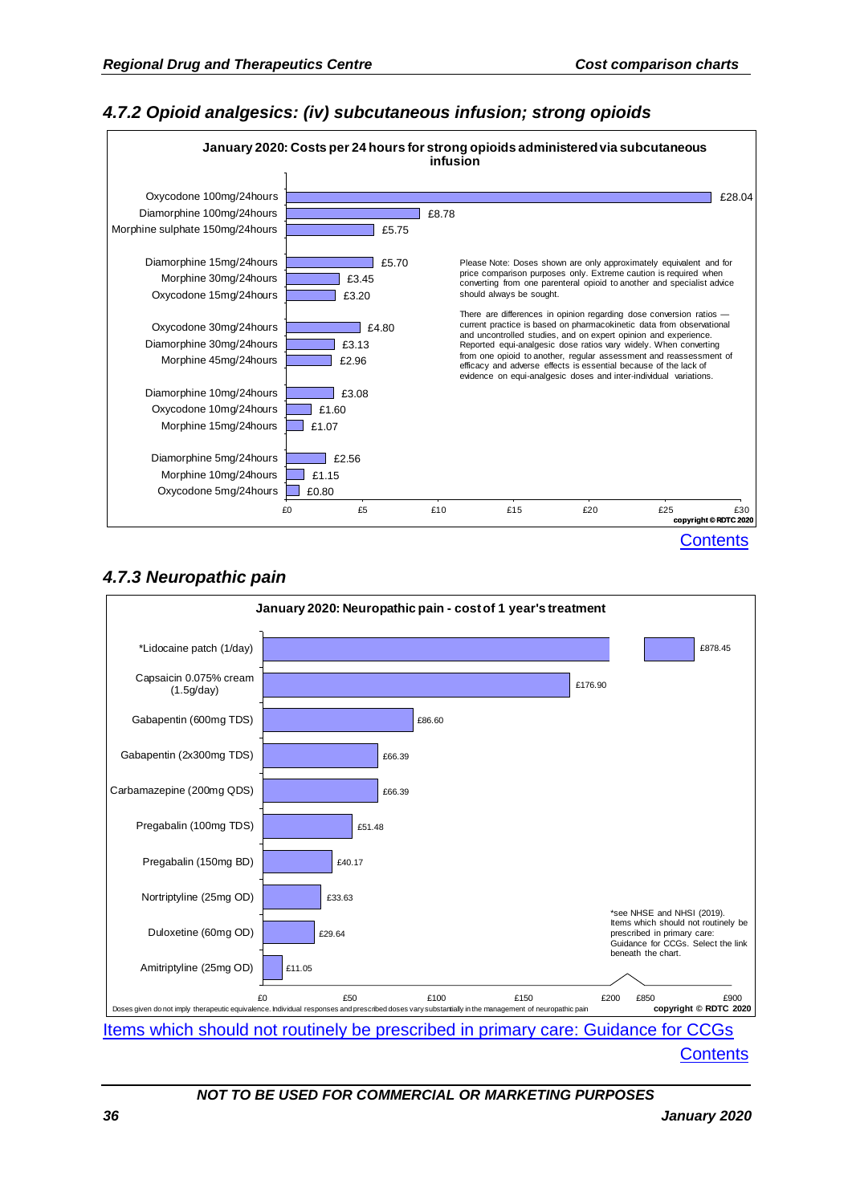### 4.7.2 Opioid analgesics: (iv) subcutaneous infusion; strong opioids

**January 2020: Costs per 24 hours for strong opioids administered via subcutaneous infusion**

| Drug | Cost per 24 hours |
|---|---|
| Oxycodone 100mg/24hours | £28.04 |
| Diamorphine 100mg/24hours | £8.78 |
| Morphine sulphate 150mg/24hours | £5.75 |
| Diamorphine 15mg/24hours | £5.70 |
| Morphine 30mg/24hours | £3.45 |
| Oxycodone 15mg/24hours | £3.20 |
| Oxycodone 30mg/24hours | £4.80 |
| Diamorphine 30mg/24hours | £3.13 |
| Morphine 45mg/24hours | £2.96 |
| Diamorphine 10mg/24hours | £3.08 |
| Oxycodone 10mg/24hours | £1.60 |
| Morphine 15mg/24hours | £1.07 |
| Diamorphine 5mg/24hours | £2.56 |
| Morphine 10mg/24hours | £1.15 |
| Oxycodone 5mg/24hours | £0.80 |

Please Note: Doses shown are only approximately equivalent and for price comparison purposes only. Extreme caution is required when converting from one parenteral opioid to another and specialist advice should always be sought.

There are differences in opinion regarding dose conversion ratios — current practice is based on pharmacokinetic data from observational and uncontrolled studies, and on expert opinion and experience. Reported equi-analgesic dose ratios vary widely. When converting from one opioid to another, regular assessment and reassessment of efficacy and adverse effects is essential because of the lack of evidence on equi-analgesic doses and inter-individual variations.

copyright © RDTC 2020

Contents

### 4.7.3 Neuropathic pain

**January 2020: Neuropathic pain - cost of 1 year's treatment**

| Drug | Cost of 1 year's treatment |
|---|---|
| *Lidocaine patch (1/day) | £878.45 |
| Capsaicin 0.075% cream (1.5g/day) | £176.90 |
| Gabapentin (600mg TDS) | £86.60 |
| Gabapentin (2x300mg TDS) | £66.39 |
| Carbamazepine (200mg QDS) | £66.39 |
| Pregabalin (100mg TDS) | £51.48 |
| Pregabalin (150mg BD) | £40.17 |
| Nortriptyline (25mg OD) | £33.63 |
| Duloxetine (60mg OD) | £29.64 |
| Amitriptyline (25mg OD) | £11.05 |

*see NHSE and NHSI (2019). Items which should not routinely be prescribed in primary care: Guidance for CCGs. Select the link beneath the chart.

Doses given do not imply therapeutic equivalence. Individual responses and prescribed doses vary substantially in the management of neuropathic pain

copyright © RDTC 2020

Items which should not routinely be prescribed in primary care: Guidance for CCGs

Contents

*NOT TO BE USED FOR COMMERCIAL OR MARKETING PURPOSES*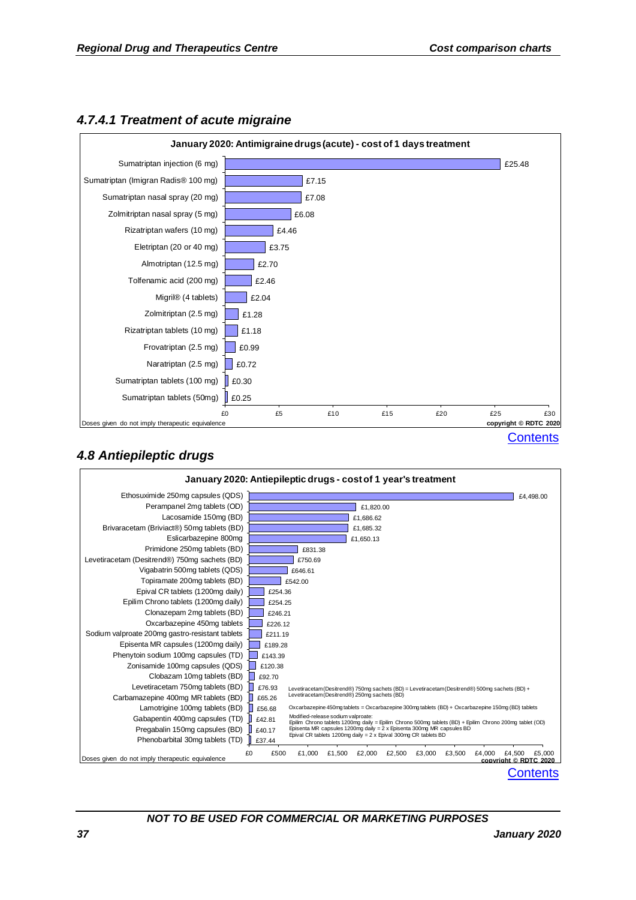### 4.7.4.1 Treatment of acute migraine

**January 2020: Antimigraine drugs (acute) - cost of 1 days treatment**

| Drug | Cost |
|---|---|
| Sumatriptan injection (6 mg) | £25.48 |
| Sumatriptan (Imigran Radis® 100 mg) | £7.15 |
| Sumatriptan nasal spray (20 mg) | £7.08 |
| Zolmitriptan nasal spray (5 mg) | £6.08 |
| Rizatriptan wafers (10 mg) | £4.46 |
| Eletriptan (20 or 40 mg) | £3.75 |
| Almotriptan (12.5 mg) | £2.70 |
| Tolfenamic acid (200 mg) | £2.46 |
| Migril® (4 tablets) | £2.04 |
| Zolmitriptan (2.5 mg) | £1.28 |
| Rizatriptan tablets (10 mg) | £1.18 |
| Frovatriptan (2.5 mg) | £0.99 |
| Naratriptan (2.5 mg) | £0.72 |
| Sumatriptan tablets (100 mg) | £0.30 |
| Sumatriptan tablets (50mg) | £0.25 |

Doses given do not imply therapeutic equivalence

copyright © RDTC 2020

Contents

## 4.8 Antiepileptic drugs

**January 2020: Antiepileptic drugs - cost of 1 year's treatment**

| Drug | Cost |
|---|---|
| Ethosuximide 250mg capsules (QDS) | £4,498.00 |
| Perampanel 2mg tablets (OD) | £1,820.00 |
| Lacosamide 150mg (BD) | £1,686.62 |
| Brivaracetam (Briviact®) 50mg tablets (BD) | £1,685.32 |
| Eslicarbazepine 800mg | £1,650.13 |
| Primidone 250mg tablets (BD) | £831.38 |
| Levetiracetam (Desitrend®) 750mg sachets (BD) | £750.69 |
| Vigabatrin 500mg tablets (QDS) | £646.61 |
| Topiramate 200mg tablets (BD) | £542.00 |
| Epival CR tablets (1200mg daily) | £254.36 |
| Epilim Chrono tablets (1200mg daily) | £254.25 |
| Clonazepam 2mg tablets (BD) | £246.21 |
| Oxcarbazepine 450mg tablets | £226.12 |
| Sodium valproate 200mg gastro-resistant tablets | £211.19 |
| Episenta MR capsules (1200mg daily) | £189.28 |
| Phenytoin sodium 100mg capsules (TD) | £143.39 |
| Zonisamide 100mg capsules (QDS) | £120.38 |
| Clobazam 10mg tablets (BD) | £92.70 |
| Levetiracetam 750mg tablets (BD) | £76.93 |
| Carbamazepine 400mg MR tablets (BD) | £65.26 |
| Lamotrigine 100mg tablets (BD) | £56.68 |
| Gabapentin 400mg capsules (TD) | £42.81 |
| Pregabalin 150mg capsules (BD) | £40.17 |
| Phenobarbital 30mg tablets (TD) | £37.44 |

Levetiracetam (Desitrend®) 750mg sachets (BD) = Levetiracetam (Desitrend®) 500mg sachets (BD) + Levetiracetam (Desitrend®) 250mg sachets (BD)

Oxcarbazepine 450mg tablets = Oxcarbazepine 300mg tablets (BD) + Oxcarbazepine 150mg (BD) tablets

Modified-release sodium valproate:
Epilim Chrono tablets 1200mg daily = Epilim Chrono 500mg tablets (BD) + Epilim Chrono 200mg tablet (OD)
Episenta MR capsules 1200mg daily = 2 x Episenta 300mg MR capsules BD
Epival CR tablets 1200mg daily = 2 x Epival 300mg CR tablets BD

Doses given do not imply therapeutic equivalence

copyright © RDTC 2020

Contents

*NOT TO BE USED FOR COMMERCIAL OR MARKETING PURPOSES*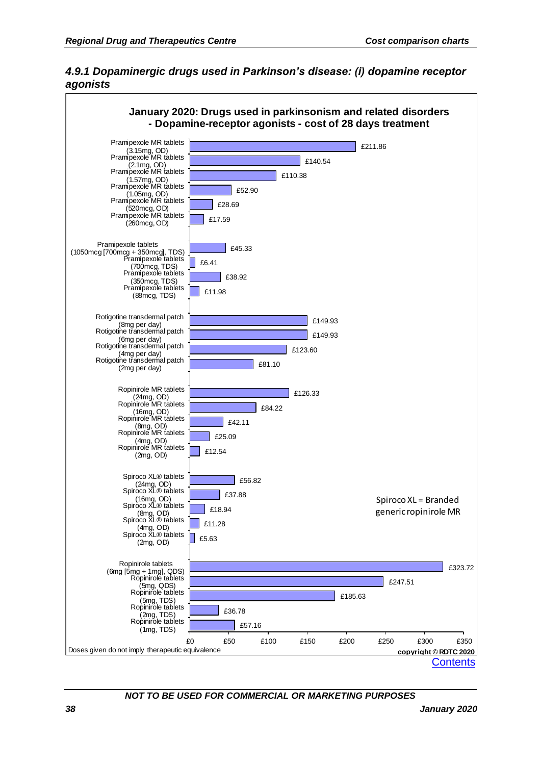### *4.9.1 Dopaminergic drugs used in Parkinson's disease: (i) dopamine receptor agonists*

**January 2020: Drugs used in parkinsonism and related disorders - Dopamine-receptor agonists - cost of 28 days treatment**

| Drug | Cost of 28 days treatment |
|---|---|
| Pramipexole MR tablets (3.15mg, OD) | £211.86 |
| Pramipexole MR tablets (2.1mg, OD) | £140.54 |
| Pramipexole MR tablets (1.57mg, OD) | £110.38 |
| Pramipexole MR tablets (1.05mg, OD) | £52.90 |
| Pramipexole MR tablets (520mcg, OD) | £28.69 |
| Pramipexole MR tablets (260mcg, OD) | £17.59 |
| Pramipexole tablets (1050mcg [700mcg + 350mcg], TDS) | £45.33 |
| Pramipexole tablets (700mcg, TDS) | £6.41 |
| Pramipexole tablets (350mcg, TDS) | £38.92 |
| Pramipexole tablets (88mcg, TDS) | £11.98 |
| Rotigotine transdermal patch (8mg per day) | £149.93 |
| Rotigotine transdermal patch (6mg per day) | £149.93 |
| Rotigotine transdermal patch (4mg per day) | £123.60 |
| Rotigotine transdermal patch (2mg per day) | £81.10 |
| Ropinirole MR tablets (24mg, OD) | £126.33 |
| Ropinirole MR tablets (16mg, OD) | £84.22 |
| Ropinirole MR tablets (8mg, OD) | £42.11 |
| Ropinirole MR tablets (4mg, OD) | £25.09 |
| Ropinirole MR tablets (2mg, OD) | £12.54 |
| Spiroco XL® tablets (24mg, OD) | £56.82 |
| Spiroco XL® tablets (16mg, OD) | £37.88 |
| Spiroco XL® tablets (8mg, OD) | £18.94 |
| Spiroco XL® tablets (4mg, OD) | £11.28 |
| Spiroco XL® tablets (2mg, OD) | £5.63 |
| Ropinirole tablets (6mg [5mg + 1mg], QDS) | £323.72 |
| Ropinirole tablets (5mg, QDS) | £247.51 |
| Ropinirole tablets (5mg, TDS) | £185.63 |
| Ropinirole tablets (2mg, TDS) | £36.78 |
| Ropinirole tablets (1mg, TDS) | £57.16 |

Spiroco XL = Branded generic ropinirole MR

Doses given do not imply therapeutic equivalence

copyright © RDTC 2020

Contents

*NOT TO BE USED FOR COMMERCIAL OR MARKETING PURPOSES*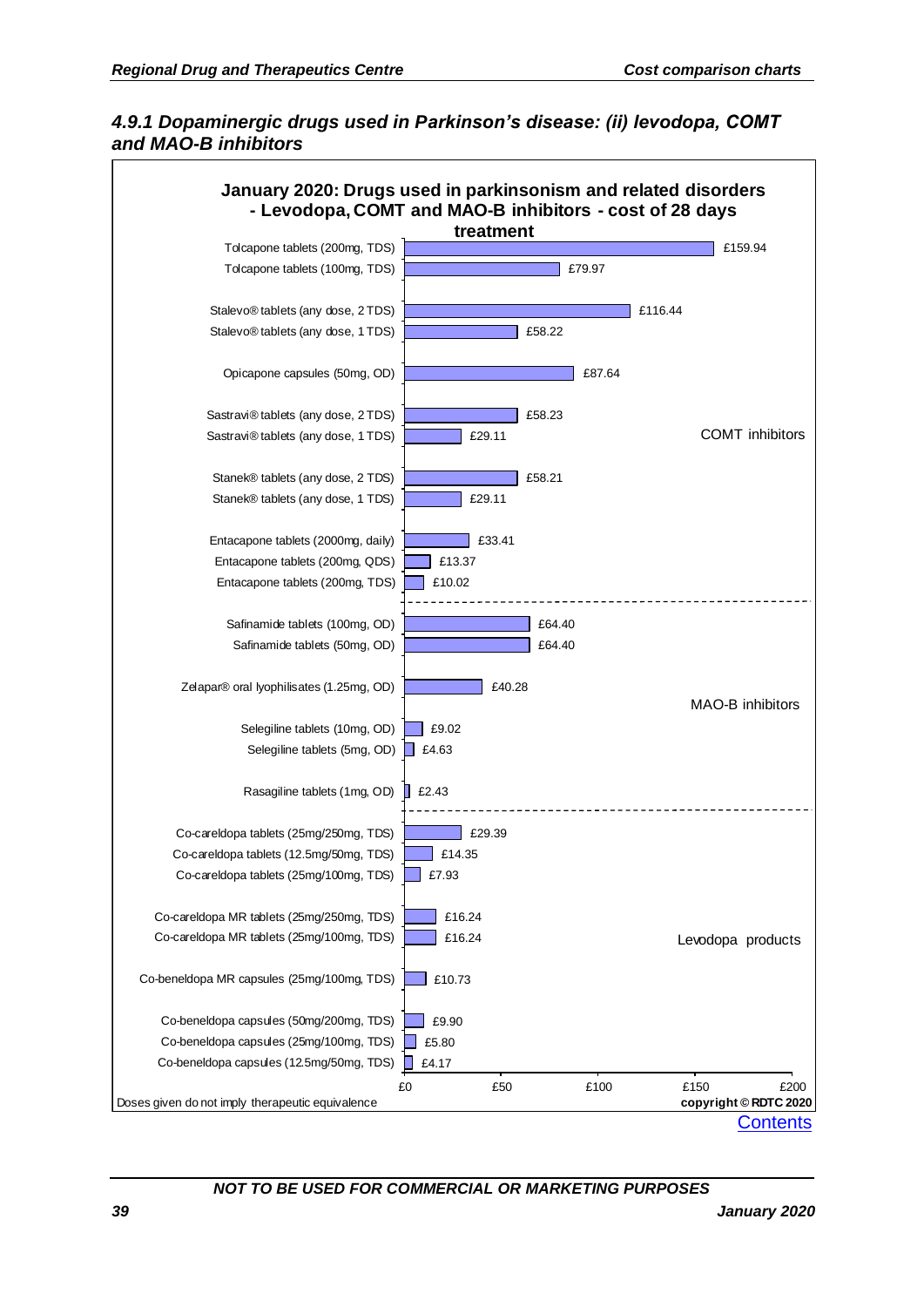### *4.9.1 Dopaminergic drugs used in Parkinson's disease: (ii) levodopa, COMT and MAO-B inhibitors*

**January 2020: Drugs used in parkinsonism and related disorders - Levodopa, COMT and MAO-B inhibitors - cost of 28 days treatment**

| Group | Drug | Cost of 28 days treatment |
|---|---|---|
| COMT inhibitors | Tolcapone tablets (200mg, TDS) | £159.94 |
| | Tolcapone tablets (100mg, TDS) | £79.97 |
| | Stalevo® tablets (any dose, 2 TDS) | £116.44 |
| | Stalevo® tablets (any dose, 1 TDS) | £58.22 |
| | Opicapone capsules (50mg, OD) | £87.64 |
| | Sastravi® tablets (any dose, 2 TDS) | £58.23 |
| | Sastravi® tablets (any dose, 1 TDS) | £29.11 |
| | Stanek® tablets (any dose, 2 TDS) | £58.21 |
| | Stanek® tablets (any dose, 1 TDS) | £29.11 |
| | Entacapone tablets (2000mg, daily) | £33.41 |
| | Entacapone tablets (200mg, QDS) | £13.37 |
| | Entacapone tablets (200mg, TDS) | £10.02 |
| MAO-B inhibitors | Safinamide tablets (100mg, OD) | £64.40 |
| | Safinamide tablets (50mg, OD) | £64.40 |
| | Zelapar® oral lyophilisates (1.25mg, OD) | £40.28 |
| | Selegiline tablets (10mg, OD) | £9.02 |
| | Selegiline tablets (5mg, OD) | £4.63 |
| | Rasagiline tablets (1mg, OD) | £2.43 |
| Levodopa products | Co-careldopa tablets (25mg/250mg, TDS) | £29.39 |
| | Co-careldopa tablets (12.5mg/50mg, TDS) | £14.35 |
| | Co-careldopa tablets (25mg/100mg, TDS) | £7.93 |
| | Co-careldopa MR tablets (25mg/250mg, TDS) | £16.24 |
| | Co-careldopa MR tablets (25mg/100mg, TDS) | £16.24 |
| | Co-beneldopa MR capsules (25mg/100mg, TDS) | £10.73 |
| | Co-beneldopa capsules (50mg/200mg, TDS) | £9.90 |
| | Co-beneldopa capsules (25mg/100mg, TDS) | £5.80 |
| | Co-beneldopa capsules (12.5mg/50mg, TDS) | £4.17 |

Doses given do not imply therapeutic equivalence

copyright © RDTC 2020

Contents

*NOT TO BE USED FOR COMMERCIAL OR MARKETING PURPOSES*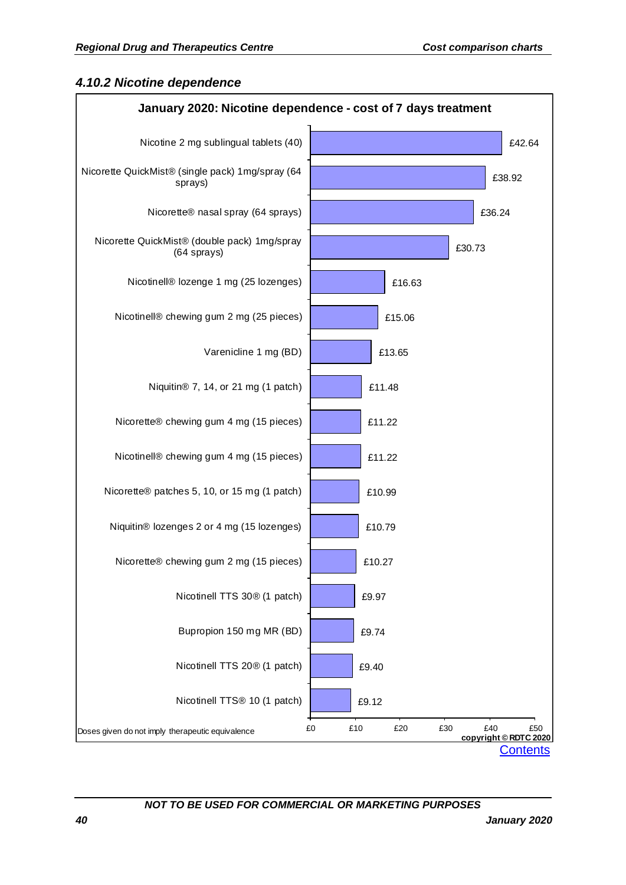### 4.10.2 Nicotine dependence

**January 2020: Nicotine dependence - cost of 7 days treatment**

| Treatment | Cost of 7 days treatment |
|---|---|
| Nicotine 2 mg sublingual tablets (40) | £42.64 |
| Nicorette QuickMist® (single pack) 1mg/spray (64 sprays) | £38.92 |
| Nicorette® nasal spray (64 sprays) | £36.24 |
| Nicorette QuickMist® (double pack) 1mg/spray (64 sprays) | £30.73 |
| Nicotinell® lozenge 1 mg (25 lozenges) | £16.63 |
| Nicotinell® chewing gum 2 mg (25 pieces) | £15.06 |
| Varenicline 1 mg (BD) | £13.65 |
| Niquitin® 7, 14, or 21 mg (1 patch) | £11.48 |
| Nicorette® chewing gum 4 mg (15 pieces) | £11.22 |
| Nicotinell® chewing gum 4 mg (15 pieces) | £11.22 |
| Nicorette® patches 5, 10, or 15 mg (1 patch) | £10.99 |
| Niquitin® lozenges 2 or 4 mg (15 lozenges) | £10.79 |
| Nicorette® chewing gum 2 mg (15 pieces) | £10.27 |
| Nicotinell TTS 30® (1 patch) | £9.97 |
| Bupropion 150 mg MR (BD) | £9.74 |
| Nicotinell TTS 20® (1 patch) | £9.40 |
| Nicotinell TTS® 10 (1 patch) | £9.12 |

Doses given do not imply therapeutic equivalence

copyright © RDTC 2020

Contents

**NOT TO BE USED FOR COMMERCIAL OR MARKETING PURPOSES**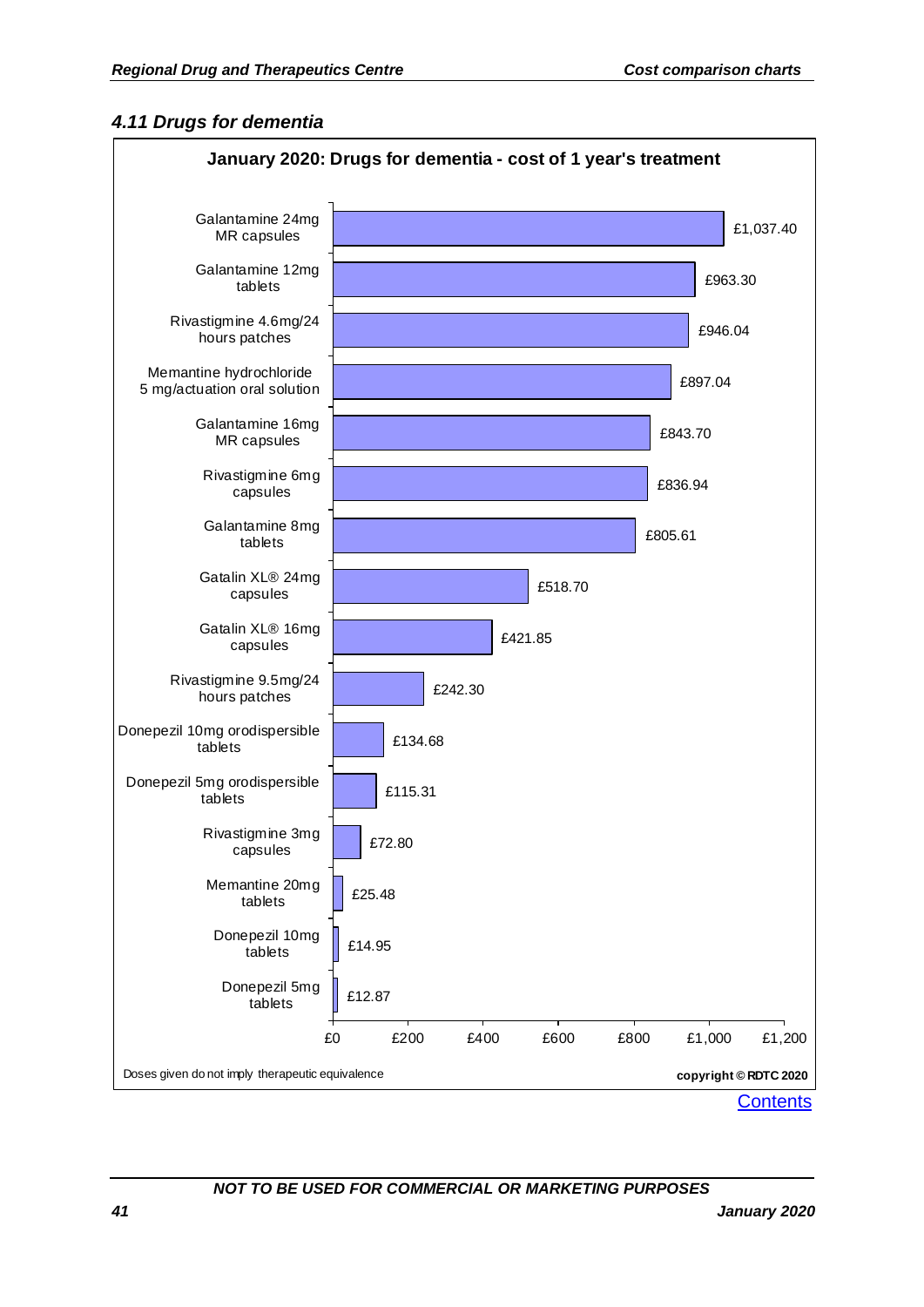### *4.11 Drugs for dementia*

**January 2020: Drugs for dementia - cost of 1 year's treatment**

| Drug | Cost of 1 year's treatment |
|---|---|
| Galantamine 24mg MR capsules | £1,037.40 |
| Galantamine 12mg tablets | £963.30 |
| Rivastigmine 4.6mg/24 hours patches | £946.04 |
| Memantine hydrochloride 5 mg/actuation oral solution | £897.04 |
| Galantamine 16mg MR capsules | £843.70 |
| Rivastigmine 6mg capsules | £836.94 |
| Galantamine 8mg tablets | £805.61 |
| Gatalin XL® 24mg capsules | £518.70 |
| Gatalin XL® 16mg capsules | £421.85 |
| Rivastigmine 9.5mg/24 hours patches | £242.30 |
| Donepezil 10mg orodispersible tablets | £134.68 |
| Donepezil 5mg orodispersible tablets | £115.31 |
| Rivastigmine 3mg capsules | £72.80 |
| Memantine 20mg tablets | £25.48 |
| Donepezil 10mg tablets | £14.95 |
| Donepezil 5mg tablets | £12.87 |

Doses given do not imply therapeutic equivalence

**copyright © RDTC 2020**

Contents

***NOT TO BE USED FOR COMMERCIAL OR MARKETING PURPOSES***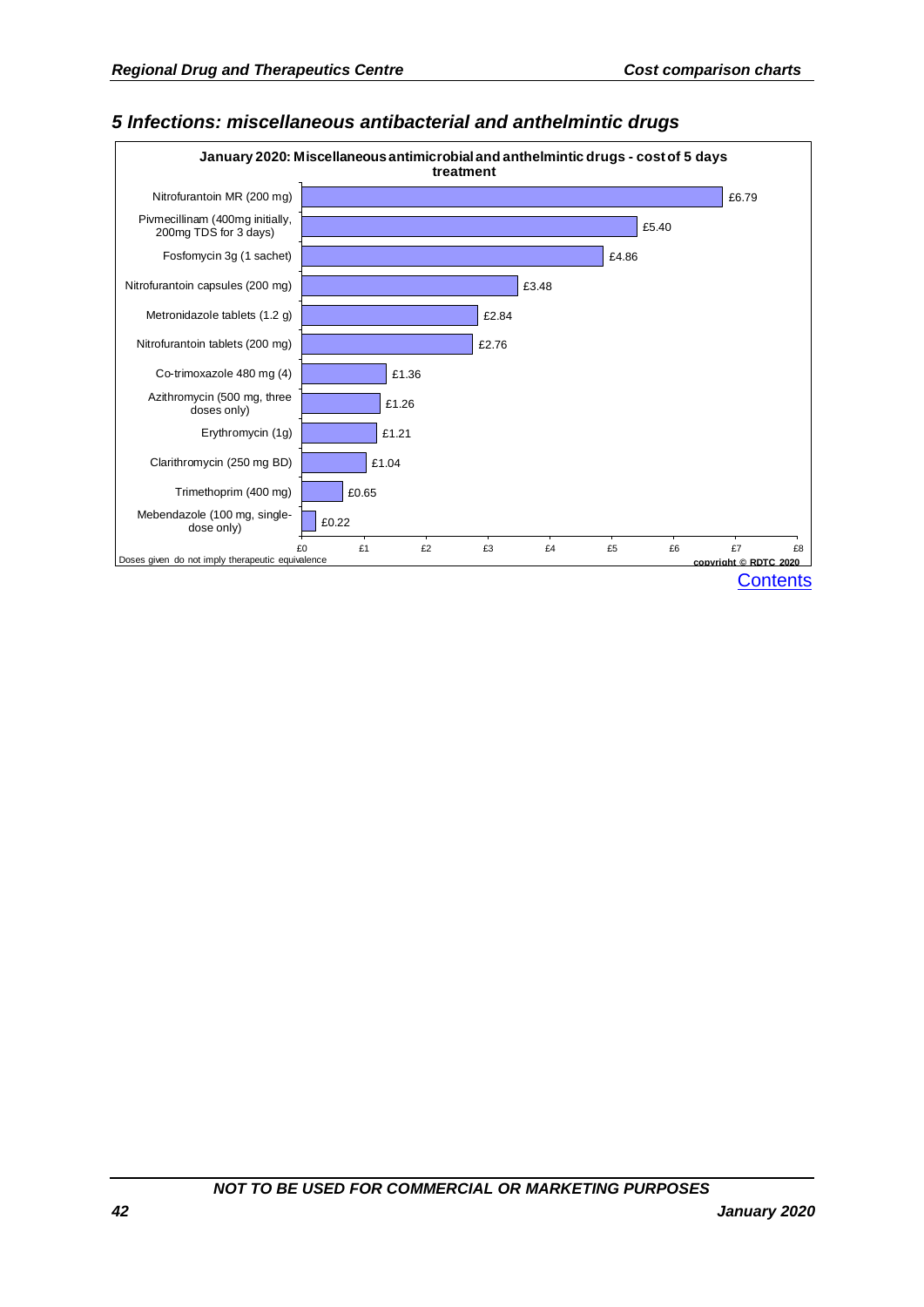## 5 Infections: miscellaneous antibacterial and anthelmintic drugs

**January 2020: Miscellaneous antimicrobial and anthelmintic drugs - cost of 5 days treatment**

| Drug | Cost |
|---|---|
| Nitrofurantoin MR (200 mg) | £6.79 |
| Pivmecillinam (400mg initially, 200mg TDS for 3 days) | £5.40 |
| Fosfomycin 3g (1 sachet) | £4.86 |
| Nitrofurantoin capsules (200 mg) | £3.48 |
| Metronidazole tablets (1.2 g) | £2.84 |
| Nitrofurantoin tablets (200 mg) | £2.76 |
| Co-trimoxazole 480 mg (4) | £1.36 |
| Azithromycin (500 mg, three doses only) | £1.26 |
| Erythromycin (1g) | £1.21 |
| Clarithromycin (250 mg BD) | £1.04 |
| Trimethoprim (400 mg) | £0.65 |
| Mebendazole (100 mg, single-dose only) | £0.22 |

Doses given do not imply therapeutic equivalence

copyright © RDTC 2020

Contents

NOT TO BE USED FOR COMMERCIAL OR MARKETING PURPOSES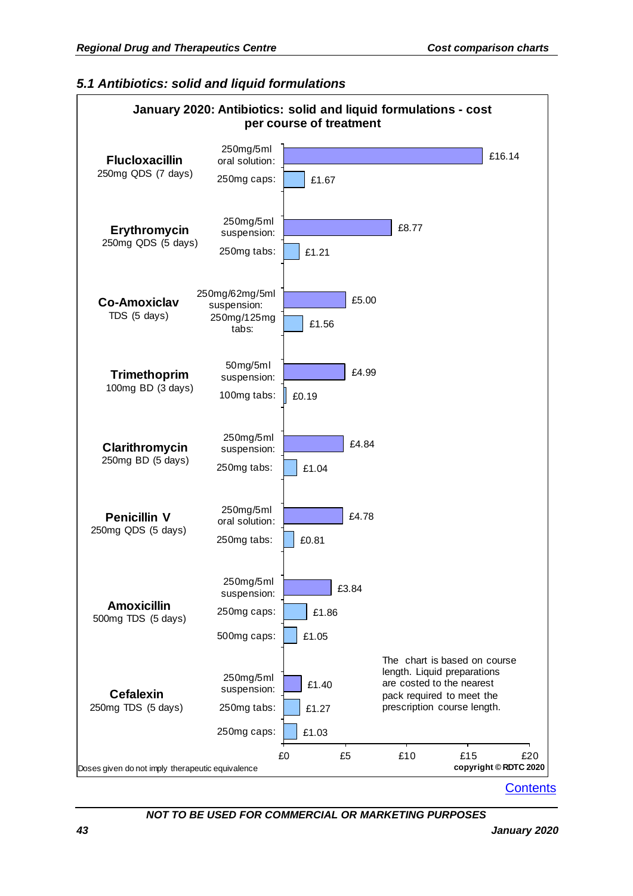### 5.1 Antibiotics: solid and liquid formulations

**January 2020: Antibiotics: solid and liquid formulations - cost per course of treatment**

| Drug | Formulation | Cost per course |
|---|---|---|
| **Flucloxacillin** 250mg QDS (7 days) | 250mg/5ml oral solution | £16.14 |
| | 250mg caps | £1.67 |
| **Erythromycin** 250mg QDS (5 days) | 250mg/5ml suspension | £8.77 |
| | 250mg tabs | £1.21 |
| **Co-Amoxiclav** TDS (5 days) | 250mg/62mg/5ml suspension | £5.00 |
| | 250mg/125mg tabs | £1.56 |
| **Trimethoprim** 100mg BD (3 days) | 50mg/5ml suspension | £4.99 |
| | 100mg tabs | £0.19 |
| **Clarithromycin** 250mg BD (5 days) | 250mg/5ml suspension | £4.84 |
| | 250mg tabs | £1.04 |
| **Penicillin V** 250mg QDS (5 days) | 250mg/5ml oral solution | £4.78 |
| | 250mg tabs | £0.81 |
| **Amoxicillin** 500mg TDS (5 days) | 250mg/5ml suspension | £3.84 |
| | 250mg caps | £1.86 |
| | 500mg caps | £1.05 |
| **Cefalexin** 250mg TDS (5 days) | 250mg/5ml suspension | £1.40 |
| | 250mg tabs | £1.27 |
| | 250mg caps | £1.03 |

The chart is based on course length. Liquid preparations are costed to the nearest pack required to meet the prescription course length.

Doses given do not imply therapeutic equivalence

copyright © RDTC 2020

Contents

NOT TO BE USED FOR COMMERCIAL OR MARKETING PURPOSES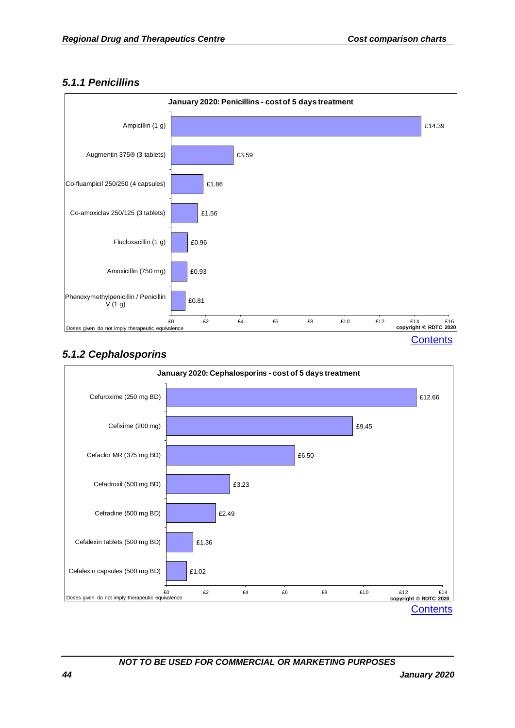### 5.1.1 Penicillins

**January 2020: Penicillins - cost of 5 days treatment**

| Drug | Cost |
|---|---|
| Ampicillin (1 g) | £14.39 |
| Augmentin 375® (3 tablets) | £3.59 |
| Co-fluampicil 250/250 (4 capsules) | £1.86 |
| Co-amoxiclav 250/125 (3 tablets) | £1.56 |
| Flucloxacillin (1 g) | £0.96 |
| Amoxicillin (750 mg) | £0.93 |
| Phenoxymethylpenicillin / Penicillin V (1 g) | £0.81 |

Doses given do not imply therapeutic equivalence

copyright © RDTC 2020

Contents

### 5.1.2 Cephalosporins

**January 2020: Cephalosporins - cost of 5 days treatment**

| Drug | Cost |
|---|---|
| Cefuroxime (250 mg BD) | £12.66 |
| Cefixime (200 mg) | £9.45 |
| Cefaclor MR (375 mg BD) | £6.50 |
| Cefadroxil (500 mg BD) | £3.23 |
| Cefradine (500 mg BD) | £2.49 |
| Cefalexin tablets (500 mg BD) | £1.36 |
| Cefalexin capsules (500 mg BD) | £1.02 |

Doses given do not imply therapeutic equivalence

copyright © RDTC 2020

Contents

NOT TO BE USED FOR COMMERCIAL OR MARKETING PURPOSES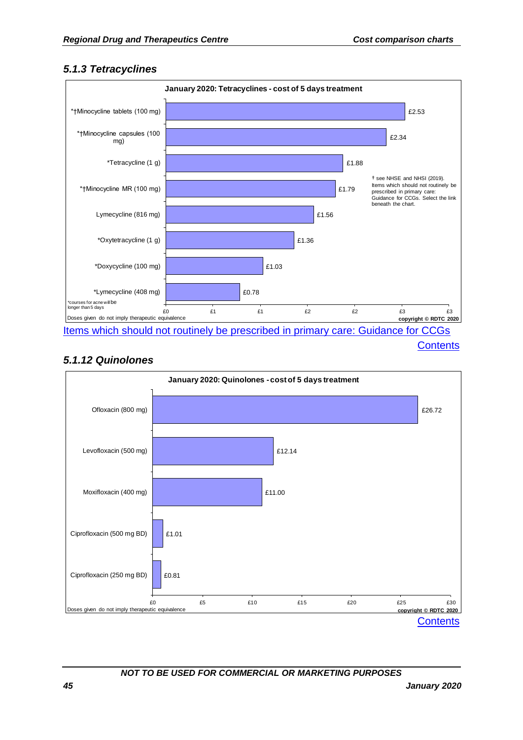### 5.1.3 Tetracyclines

**January 2020: Tetracyclines - cost of 5 days treatment**

| Drug | Cost |
| --- | --- |
| *†Minocycline tablets (100 mg) | £2.53 |
| *†Minocycline capsules (100 mg) | £2.34 |
| *Tetracycline (1 g) | £1.88 |
| *†Minocycline MR (100 mg) | £1.79 |
| Lymecycline (816 mg) | £1.56 |
| *Oxytetracycline (1 g) | £1.36 |
| *Doxycycline (100 mg) | £1.03 |
| *Lymecycline (408 mg) | £0.78 |

† see NHSE and NHSI (2019). Items which should not routinely be prescribed in primary care: Guidance for CCGs. Select the link beneath the chart.

*courses for acne will be longer than 5 days

Doses given do not imply therapeutic equivalence

copyright © RDTC 2020

Items which should not routinely be prescribed in primary care: Guidance for CCGs

Contents

### 5.1.12 Quinolones

**January 2020: Quinolones - cost of 5 days treatment**

| Drug | Cost |
| --- | --- |
| Ofloxacin (800 mg) | £26.72 |
| Levofloxacin (500 mg) | £12.14 |
| Moxifloxacin (400 mg) | £11.00 |
| Ciprofloxacin (500 mg BD) | £1.01 |
| Ciprofloxacin (250 mg BD) | £0.81 |

Doses given do not imply therapeutic equivalence

copyright © RDTC 2020

Contents

NOT TO BE USED FOR COMMERCIAL OR MARKETING PURPOSES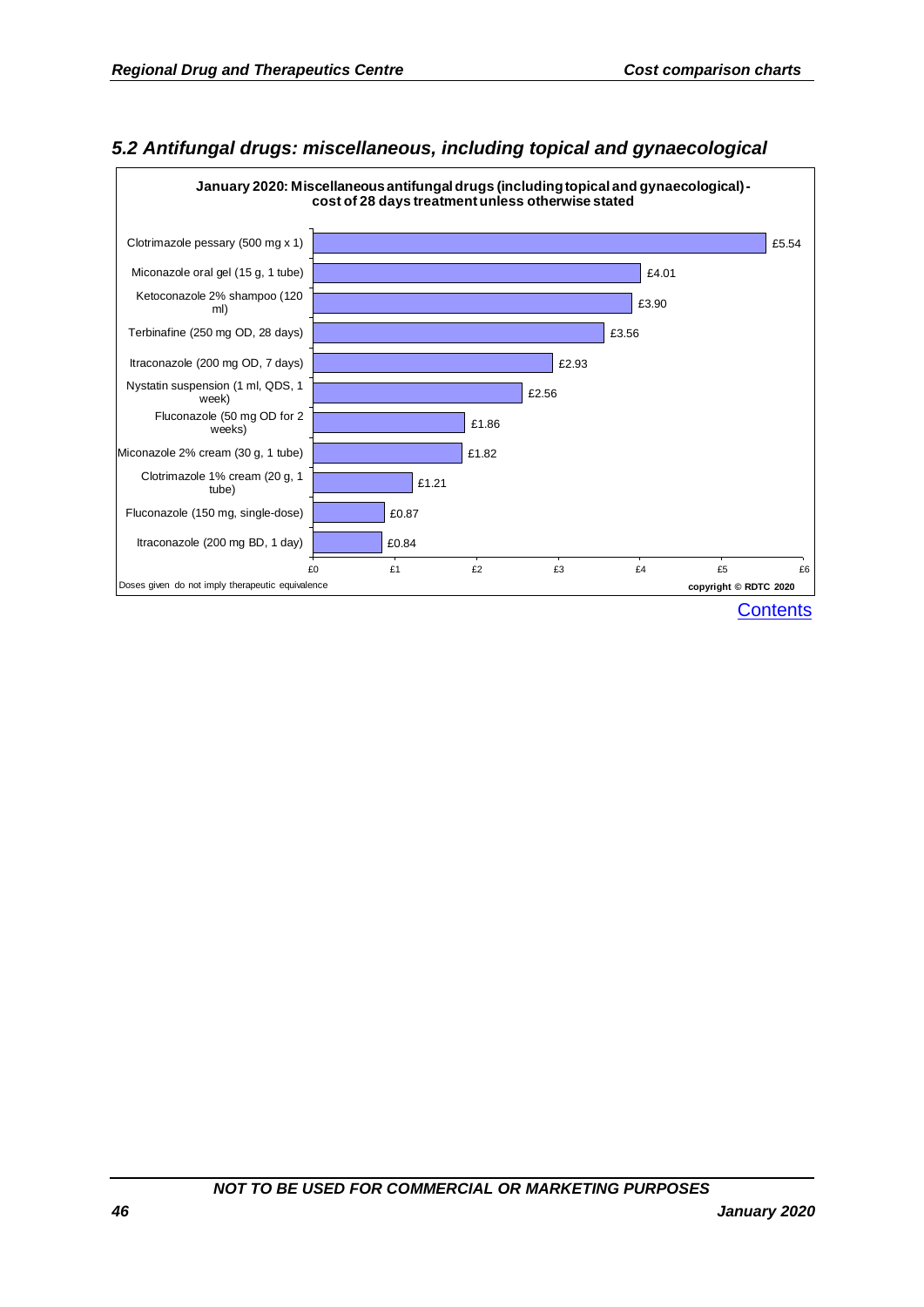## *5.2 Antifungal drugs: miscellaneous, including topical and gynaecological*

**January 2020: Miscellaneous antifungal drugs (including topical and gynaecological) - cost of 28 days treatment unless otherwise stated**

| Drug | Cost |
|---|---|
| Clotrimazole pessary (500 mg x 1) | £5.54 |
| Miconazole oral gel (15 g, 1 tube) | £4.01 |
| Ketoconazole 2% shampoo (120 ml) | £3.90 |
| Terbinafine (250 mg OD, 28 days) | £3.56 |
| Itraconazole (200 mg OD, 7 days) | £2.93 |
| Nystatin suspension (1 ml, QDS, 1 week) | £2.56 |
| Fluconazole (50 mg OD for 2 weeks) | £1.86 |
| Miconazole 2% cream (30 g, 1 tube) | £1.82 |
| Clotrimazole 1% cream (20 g, 1 tube) | £1.21 |
| Fluconazole (150 mg, single-dose) | £0.87 |
| Itraconazole (200 mg BD, 1 day) | £0.84 |

Doses given do not imply therapeutic equivalence

copyright © RDTC 2020

Contents

NOT TO BE USED FOR COMMERCIAL OR MARKETING PURPOSES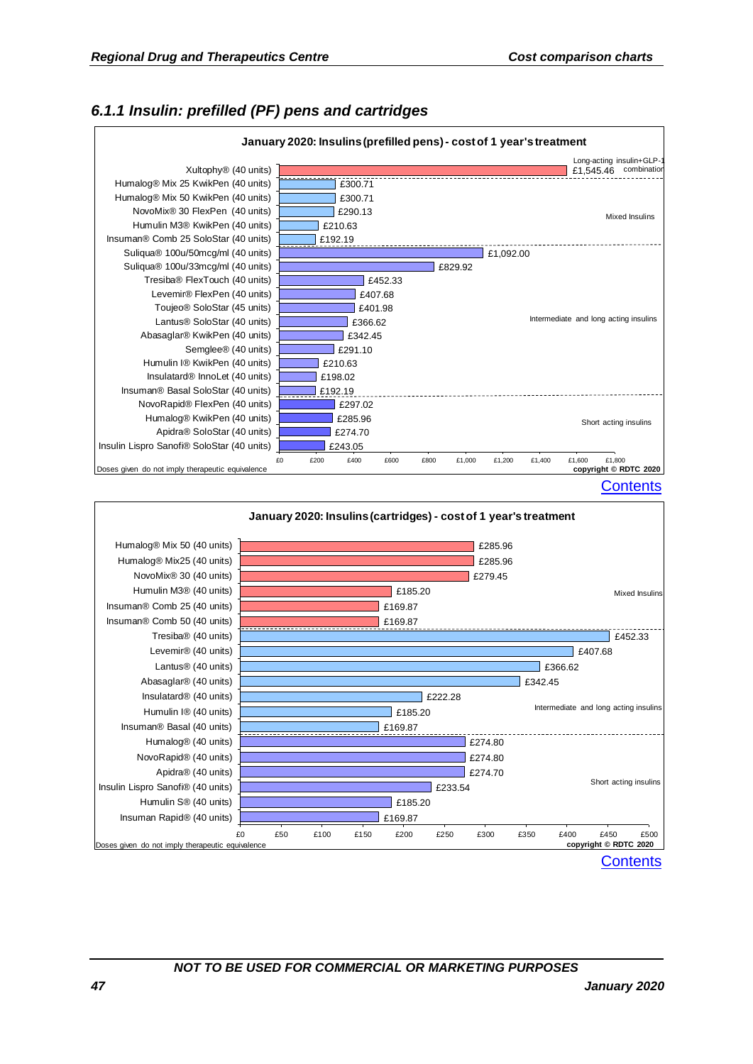### 6.1.1 Insulin: prefilled (PF) pens and cartridges

**January 2020: Insulins (prefilled pens) - cost of 1 year's treatment**

| Insulin | Category | Cost |
|---|---|---|
| Xultophy® (40 units) | Long-acting insulin+GLP-1 combination | £1,545.46 |
| Humalog® Mix 25 KwikPen (40 units) | Mixed Insulins | £300.71 |
| Humalog® Mix 50 KwikPen (40 units) | Mixed Insulins | £300.71 |
| NovoMix® 30 FlexPen (40 units) | Mixed Insulins | £290.13 |
| Humulin M3® KwikPen (40 units) | Mixed Insulins | £210.63 |
| Insuman® Comb 25 SoloStar (40 units) | Mixed Insulins | £192.19 |
| Suliqua® 100u/50mcg/ml (40 units) | Intermediate and long acting insulins | £1,092.00 |
| Suliqua® 100u/33mcg/ml (40 units) | Intermediate and long acting insulins | £829.92 |
| Tresiba® FlexTouch (40 units) | Intermediate and long acting insulins | £452.33 |
| Levemir® FlexPen (40 units) | Intermediate and long acting insulins | £407.68 |
| Toujeo® SoloStar (45 units) | Intermediate and long acting insulins | £401.98 |
| Lantus® SoloStar (40 units) | Intermediate and long acting insulins | £366.62 |
| Abasaglar® KwikPen (40 units) | Intermediate and long acting insulins | £342.45 |
| Semglee® (40 units) | Intermediate and long acting insulins | £291.10 |
| Humulin I® KwikPen (40 units) | Intermediate and long acting insulins | £210.63 |
| Insulatard® InnoLet (40 units) | Intermediate and long acting insulins | £198.02 |
| Insuman® Basal SoloStar (40 units) | Intermediate and long acting insulins | £192.19 |
| NovoRapid® FlexPen (40 units) | Short acting insulins | £297.02 |
| Humalog® KwikPen (40 units) | Short acting insulins | £285.96 |
| Apidra® SoloStar (40 units) | Short acting insulins | £274.70 |
| Insulin Lispro Sanofi® SoloStar (40 units) | Short acting insulins | £243.05 |

Doses given do not imply therapeutic equivalence

copyright © RDTC 2020

Contents

**January 2020: Insulins (cartridges) - cost of 1 year's treatment**

| Insulin | Category | Cost |
|---|---|---|
| Humalog® Mix 50 (40 units) | Mixed Insulins | £285.96 |
| Humalog® Mix25 (40 units) | Mixed Insulins | £285.96 |
| NovoMix® 30 (40 units) | Mixed Insulins | £279.45 |
| Humulin M3® (40 units) | Mixed Insulins | £185.20 |
| Insuman® Comb 25 (40 units) | Mixed Insulins | £169.87 |
| Insuman® Comb 50 (40 units) | Mixed Insulins | £169.87 |
| Tresiba® (40 units) | Intermediate and long acting insulins | £452.33 |
| Levemir® (40 units) | Intermediate and long acting insulins | £407.68 |
| Lantus® (40 units) | Intermediate and long acting insulins | £366.62 |
| Abasaglar® (40 units) | Intermediate and long acting insulins | £342.45 |
| Insulatard® (40 units) | Intermediate and long acting insulins | £222.28 |
| Humulin I® (40 units) | Intermediate and long acting insulins | £185.20 |
| Insuman® Basal (40 units) | Intermediate and long acting insulins | £169.87 |
| Humalog® (40 units) | Short acting insulins | £274.80 |
| NovoRapid® (40 units) | Short acting insulins | £274.80 |
| Apidra® (40 units) | Short acting insulins | £274.70 |
| Insulin Lispro Sanofi® (40 units) | Short acting insulins | £233.54 |
| Humulin S® (40 units) | Short acting insulins | £185.20 |
| Insuman Rapid® (40 units) | Short acting insulins | £169.87 |

Doses given do not imply therapeutic equivalence

copyright © RDTC 2020

Contents

NOT TO BE USED FOR COMMERCIAL OR MARKETING PURPOSES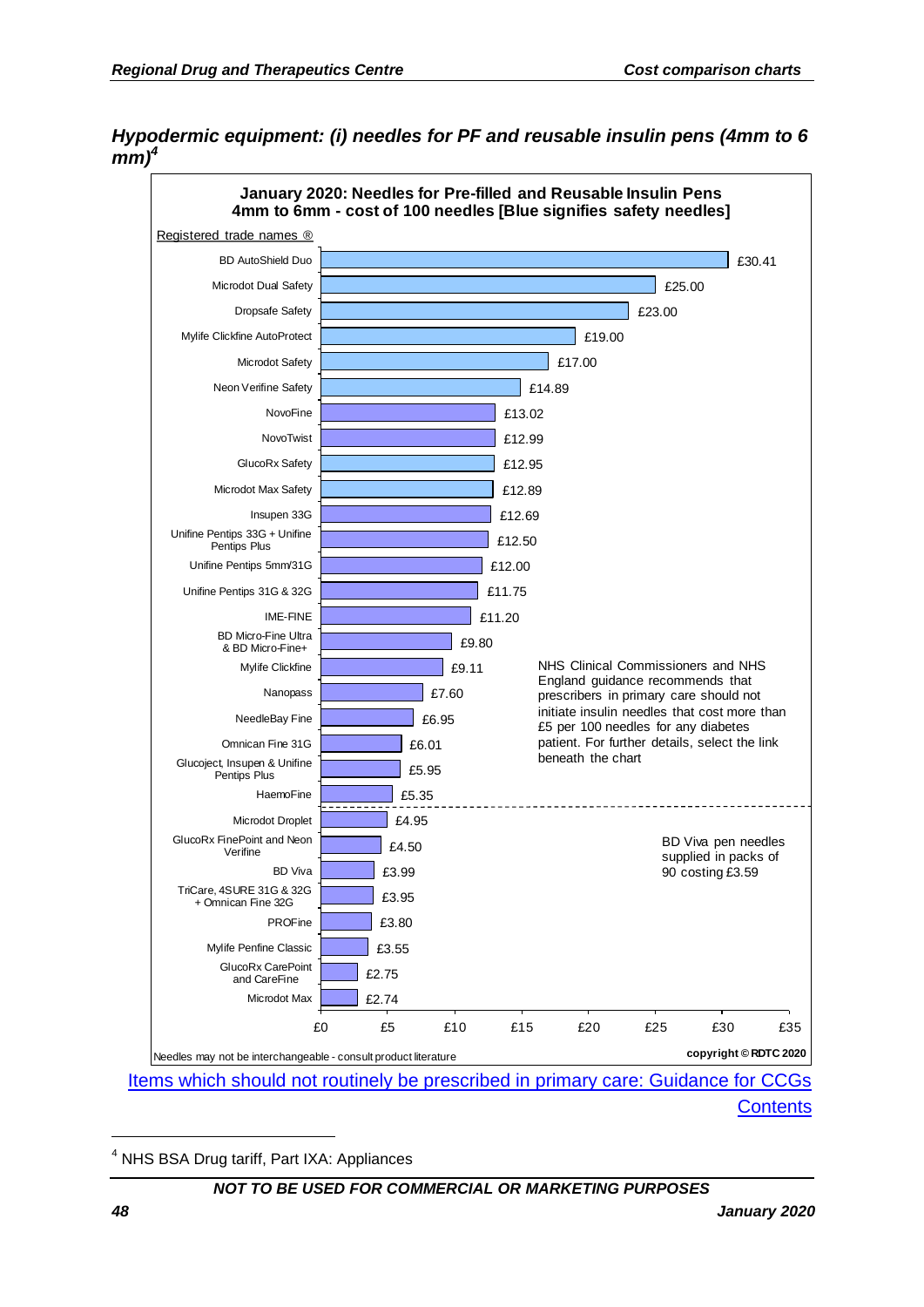## *Hypodermic equipment: (i) needles for PF and reusable insulin pens (4mm to 6 mm)*[4]

**January 2020: Needles for Pre-filled and Reusable Insulin Pens 4mm to 6mm - cost of 100 needles [Blue signifies safety needles]**

Registered trade names ®

| Product | Cost of 100 needles |
|---|---|
| BD AutoShield Duo | £30.41 |
| Microdot Dual Safety | £25.00 |
| Dropsafe Safety | £23.00 |
| Mylife Clickfine AutoProtect | £19.00 |
| Microdot Safety | £17.00 |
| Neon Verifine Safety | £14.89 |
| NovoFine | £13.02 |
| NovoTwist | £12.99 |
| GlucoRx Safety | £12.95 |
| Microdot Max Safety | £12.89 |
| Insupen 33G | £12.69 |
| Unifine Pentips 33G + Unifine Pentips Plus | £12.50 |
| Unifine Pentips 5mm/31G | £12.00 |
| Unifine Pentips 31G & 32G | £11.75 |
| IME-FINE | £11.20 |
| BD Micro-Fine Ultra & BD Micro-Fine+ | £9.80 |
| Mylife Clickfine | £9.11 |
| Nanopass | £7.60 |
| NeedleBay Fine | £6.95 |
| Omnican Fine 31G | £6.01 |
| Glucoject, Insupen & Unifine Pentips Plus | £5.95 |
| HaemoFine | £5.35 |
| Microdot Droplet | £4.95 |
| GlucoRx FinePoint and Neon Verifine | £4.50 |
| BD Viva | £3.99 |
| TriCare, 4SURE 31G & 32G + Omnican Fine 32G | £3.95 |
| PROFine | £3.80 |
| Mylife Penfine Classic | £3.55 |
| GlucoRx CarePoint and CareFine | £2.75 |
| Microdot Max | £2.74 |

NHS Clinical Commissioners and NHS England guidance recommends that prescribers in primary care should not initiate insulin needles that cost more than £5 per 100 needles for any diabetes patient. For further details, select the link beneath the chart

BD Viva pen needles supplied in packs of 90 costing £3.59

Needles may not be interchangeable - consult product literature

copyright © RDTC 2020

[Items which should not routinely be prescribed in primary care: Guidance for CCGs](#)

[Contents](#)

[4] NHS BSA Drug tariff, Part IXA: Appliances

**NOT TO BE USED FOR COMMERCIAL OR MARKETING PURPOSES**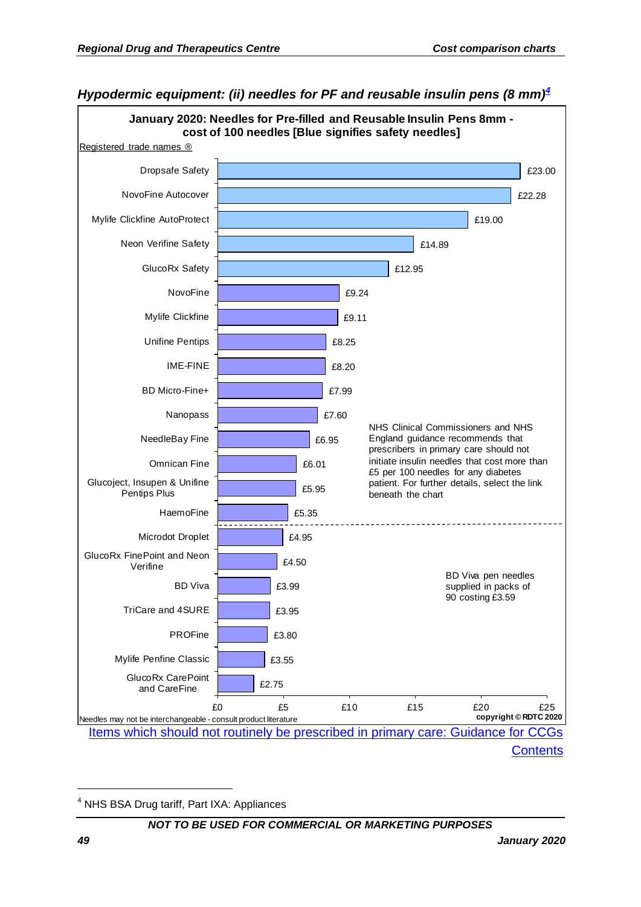### *Hypodermic equipment: (ii) needles for PF and reusable insulin pens (8 mm)*[4]

**January 2020: Needles for Pre-filled and Reusable Insulin Pens 8mm - cost of 100 needles [Blue signifies safety needles]**

Registered trade names ®

| Product | Cost of 100 needles |
|---|---|
| Dropsafe Safety | £23.00 |
| NovoFine Autocover | £22.28 |
| Mylife Clickfine AutoProtect | £19.00 |
| Neon Verifine Safety | £14.89 |
| GlucoRx Safety | £12.95 |
| NovoFine | £9.24 |
| Mylife Clickfine | £9.11 |
| Unifine Pentips | £8.25 |
| IME-FINE | £8.20 |
| BD Micro-Fine+ | £7.99 |
| Nanopass | £7.60 |
| NeedleBay Fine | £6.95 |
| Omnican Fine | £6.01 |
| Glucoject, Insupen & Unifine Pentips Plus | £5.95 |
| HaemoFine | £5.35 |
| Microdot Droplet | £4.95 |
| GlucoRx FinePoint and Neon Verifine | £4.50 |
| BD Viva | £3.99 |
| TriCare and 4SURE | £3.95 |
| PROFine | £3.80 |
| Mylife Penfine Classic | £3.55 |
| GlucoRx CarePoint and CareFine | £2.75 |

NHS Clinical Commissioners and NHS England guidance recommends that prescribers in primary care should not initiate insulin needles that cost more than £5 per 100 needles for any diabetes patient. For further details, select the link beneath the chart

BD Viva pen needles supplied in packs of 90 costing £3.59

Needles may not be interchangeable - consult product literature

copyright © RDTC 2020

Items which should not routinely be prescribed in primary care: Guidance for CCGs

Contents

[4] NHS BSA Drug tariff, Part IXA: Appliances

*NOT TO BE USED FOR COMMERCIAL OR MARKETING PURPOSES*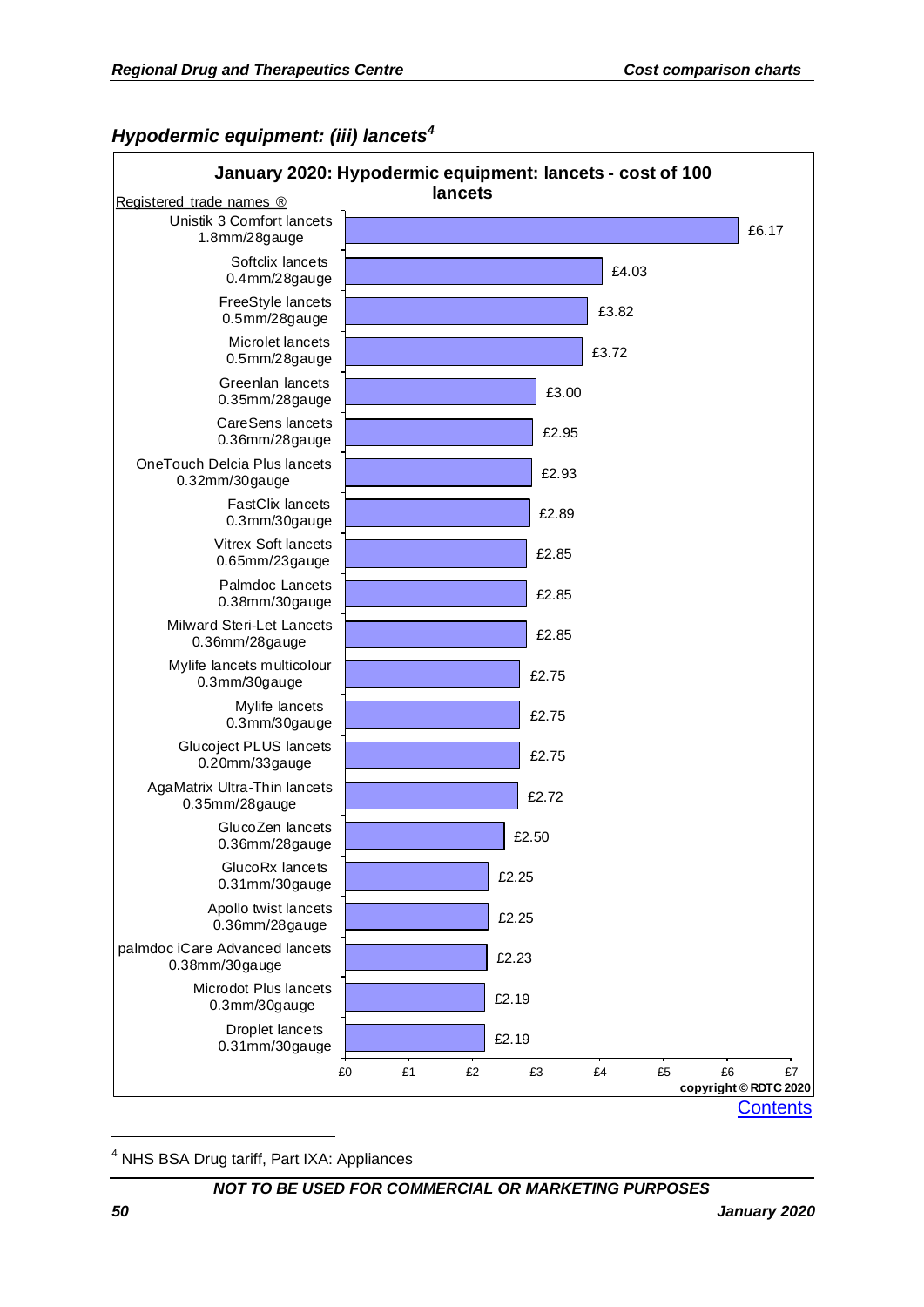## *Hypodermic equipment: (iii) lancets*[4]

**January 2020: Hypodermic equipment: lancets - cost of 100 lancets**

| Registered trade names ® | Cost of 100 lancets |
|---|---|
| Unistik 3 Comfort lancets 1.8mm/28gauge | £6.17 |
| Softclix lancets 0.4mm/28gauge | £4.03 |
| FreeStyle lancets 0.5mm/28gauge | £3.82 |
| Microlet lancets 0.5mm/28gauge | £3.72 |
| Greenlan lancets 0.35mm/28gauge | £3.00 |
| CareSens lancets 0.36mm/28gauge | £2.95 |
| OneTouch Delcia Plus lancets 0.32mm/30gauge | £2.93 |
| FastClix lancets 0.3mm/30gauge | £2.89 |
| Vitrex Soft lancets 0.65mm/23gauge | £2.85 |
| Palmdoc Lancets 0.38mm/30gauge | £2.85 |
| Milward Steri-Let Lancets 0.36mm/28gauge | £2.85 |
| Mylife lancets multicolour 0.3mm/30gauge | £2.75 |
| Mylife lancets 0.3mm/30gauge | £2.75 |
| Glucoject PLUS lancets 0.20mm/33gauge | £2.75 |
| AgaMatrix Ultra-Thin lancets 0.35mm/28gauge | £2.72 |
| GlucoZen lancets 0.36mm/28gauge | £2.50 |
| GlucoRx lancets 0.31mm/30gauge | £2.25 |
| Apollo twist lancets 0.36mm/28gauge | £2.25 |
| palmdoc iCare Advanced lancets 0.38mm/30gauge | £2.23 |
| Microdot Plus lancets 0.3mm/30gauge | £2.19 |
| Droplet lancets 0.31mm/30gauge | £2.19 |

copyright © RDTC 2020

Contents

[4] NHS BSA Drug tariff, Part IXA: Appliances

NOT TO BE USED FOR COMMERCIAL OR MARKETING PURPOSES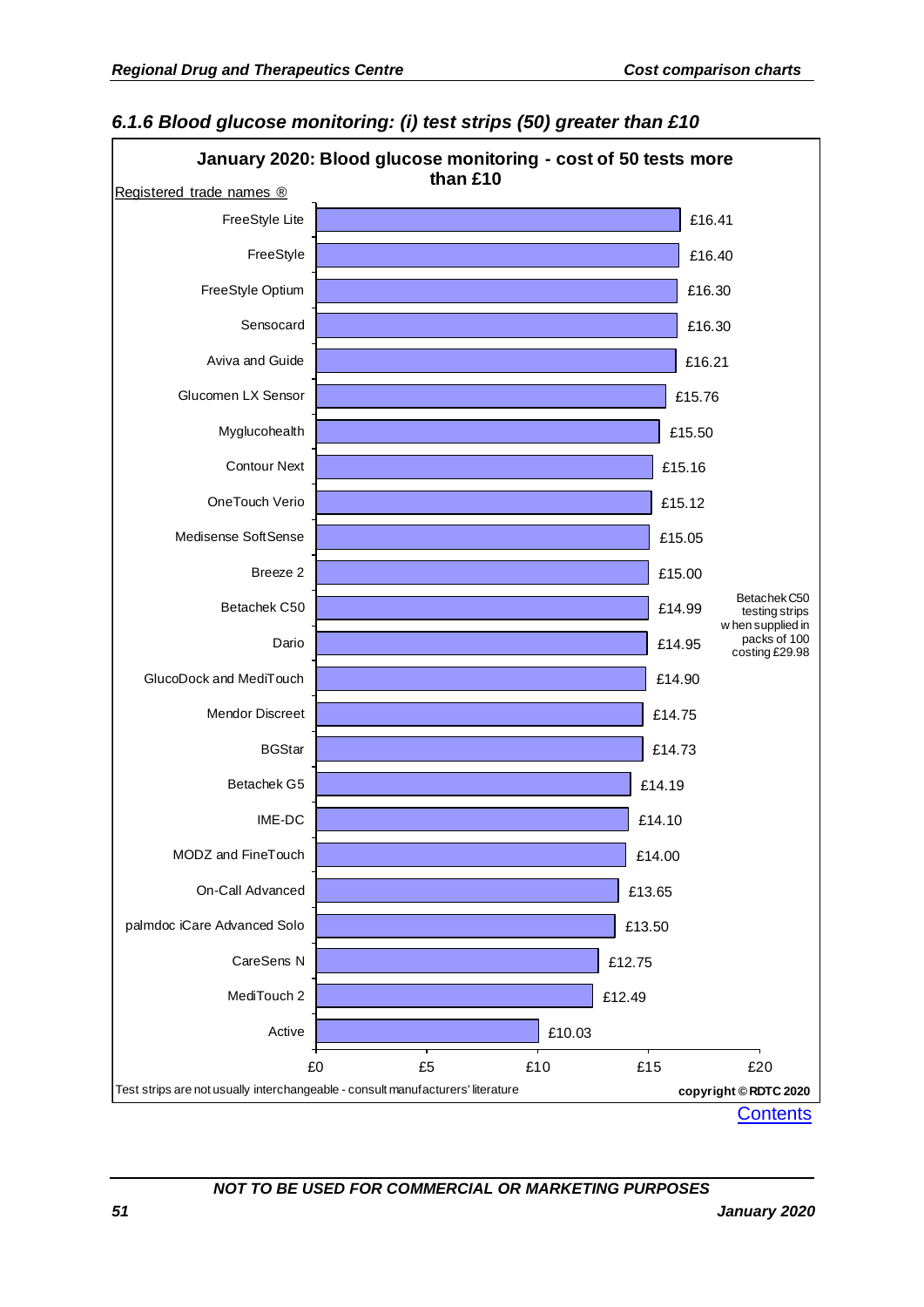### *6.1.6 Blood glucose monitoring: (i) test strips (50) greater than £10*

**January 2020: Blood glucose monitoring - cost of 50 tests more than £10**

Registered trade names ®

| Product | Cost of 50 tests |
|---|---|
| FreeStyle Lite | £16.41 |
| FreeStyle | £16.40 |
| FreeStyle Optium | £16.30 |
| Sensocard | £16.30 |
| Aviva and Guide | £16.21 |
| Glucomen LX Sensor | £15.76 |
| Myglucohealth | £15.50 |
| Contour Next | £15.16 |
| OneTouch Verio | £15.12 |
| Medisense SoftSense | £15.05 |
| Breeze 2 | £15.00 |
| Betachek C50 | £14.99 |
| Dario | £14.95 |
| GlucoDock and MediTouch | £14.90 |
| Mendor Discreet | £14.75 |
| BGStar | £14.73 |
| Betachek G5 | £14.19 |
| IME-DC | £14.10 |
| MODZ and FineTouch | £14.00 |
| On-Call Advanced | £13.65 |
| palmdoc iCare Advanced Solo | £13.50 |
| CareSens N | £12.75 |
| MediTouch 2 | £12.49 |
| Active | £10.03 |

Betachek C50 testing strips when supplied in packs of 100 costing £29.98

Test strips are not usually interchangeable - consult manufacturers' literature

copyright © RDTC 2020

Contents

*NOT TO BE USED FOR COMMERCIAL OR MARKETING PURPOSES*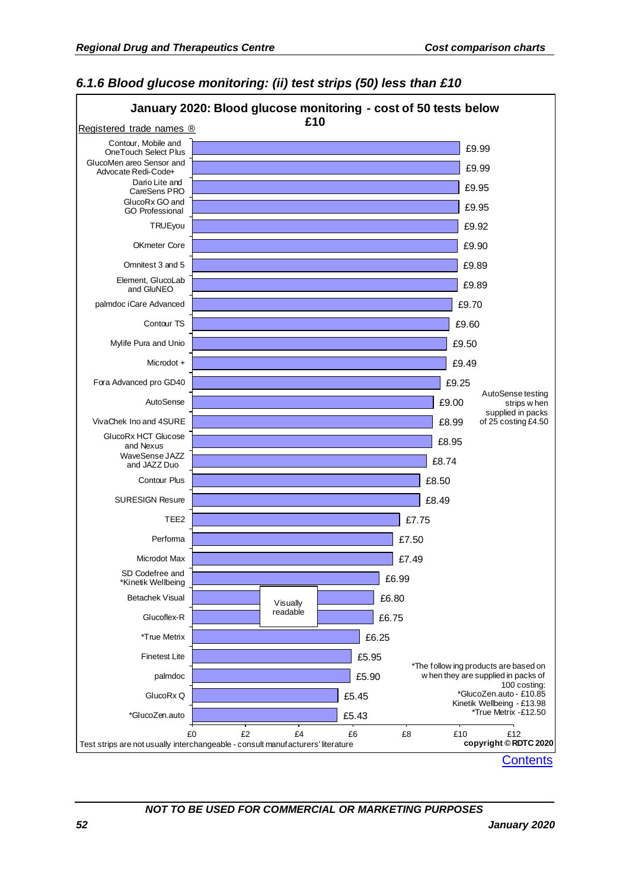### 6.1.6 Blood glucose monitoring: (ii) test strips (50) less than £10

**January 2020: Blood glucose monitoring - cost of 50 tests below £10**

| Registered trade names ® | Cost |
|---|---|
| Contour, Mobile and OneTouch Select Plus | £9.99 |
| GlucoMen areo Sensor and Advocate Redi-Code+ | £9.99 |
| Dario Lite and CareSens PRO | £9.95 |
| GlucoRx GO and GO Professional | £9.95 |
| TRUEyou | £9.92 |
| OKmeter Core | £9.90 |
| Omnitest 3 and 5 | £9.89 |
| Element, GlucoLab and GluNEO | £9.89 |
| palmdoc iCare Advanced | £9.70 |
| Contour TS | £9.60 |
| Mylife Pura and Unio | £9.50 |
| Microdot + | £9.49 |
| Fora Advanced pro GD40 | £9.25 |
| AutoSense | £9.00 |
| VivaChek Ino and 4SURE | £8.99 |
| GlucoRx HCT Glucose and Nexus | £8.95 |
| WaveSense JAZZ and JAZZ Duo | £8.74 |
| Contour Plus | £8.50 |
| SURESIGN Resure | £8.49 |
| TEE2 | £7.75 |
| Performa | £7.50 |
| Microdot Max | £7.49 |
| SD Codefree and *Kinetik Wellbeing | £6.99 |
| Betachek Visual | £6.80 |
| Glucoflex-R | £6.75 |
| *True Metrix | £6.25 |
| Finetest Lite | £5.95 |
| palmdoc | £5.90 |
| GlucoRx Q | £5.45 |
| *GlucoZen.auto | £5.43 |

Betachek Visual and Glucoflex-R: Visually readable

AutoSense testing strips when supplied in packs of 25 costing £4.50

*The following products are based on when they are supplied in packs of 100 costing:
*GlucoZen.auto - £10.85
Kinetik Wellbeing - £13.98
*True Metrix -£12.50

Test strips are not usually interchangeable - consult manufacturers' literature

copyright © RDTC 2020

Contents

NOT TO BE USED FOR COMMERCIAL OR MARKETING PURPOSES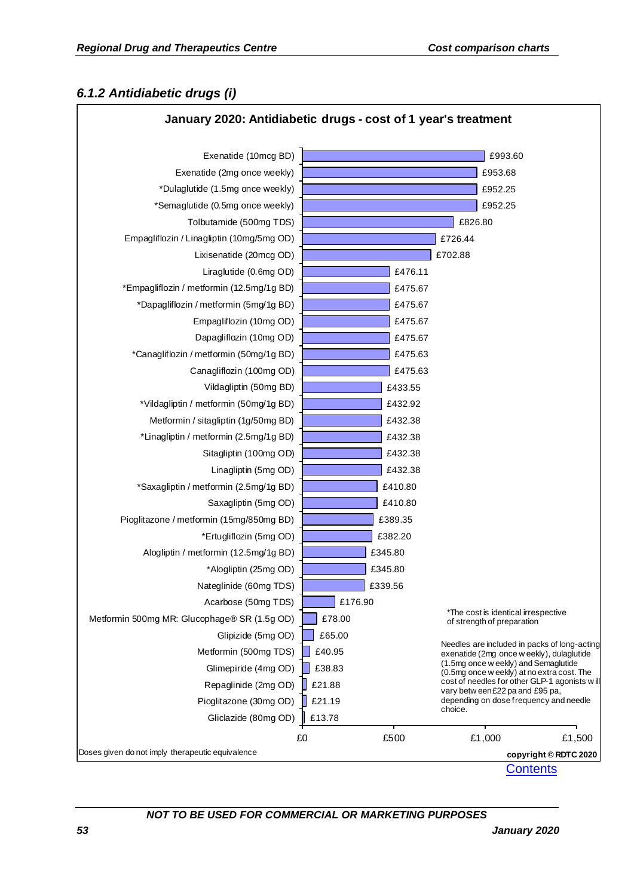### 6.1.2 Antidiabetic drugs (i)

**January 2020: Antidiabetic drugs - cost of 1 year's treatment**

| Drug | Cost of 1 year's treatment |
|---|---|
| Exenatide (10mcg BD) | £993.60 |
| Exenatide (2mg once weekly) | £953.68 |
| *Dulaglutide (1.5mg once weekly) | £952.25 |
| *Semaglutide (0.5mg once weekly) | £952.25 |
| Tolbutamide (500mg TDS) | £826.80 |
| Empagliflozin / Linagliptin (10mg/5mg OD) | £726.44 |
| Lixisenatide (20mcg OD) | £702.88 |
| Liraglutide (0.6mg OD) | £476.11 |
| *Empagliflozin / metformin (12.5mg/1g BD) | £475.67 |
| *Dapagliflozin / metformin (5mg/1g BD) | £475.67 |
| Empagliflozin (10mg OD) | £475.67 |
| Dapagliflozin (10mg OD) | £475.67 |
| *Canagliflozin / metformin (50mg/1g BD) | £475.63 |
| Canagliflozin (100mg OD) | £475.63 |
| Vildagliptin (50mg BD) | £433.55 |
| *Vildagliptin / metformin (50mg/1g BD) | £432.92 |
| Metformin / sitagliptin (1g/50mg BD) | £432.38 |
| *Linagliptin / metformin (2.5mg/1g BD) | £432.38 |
| Sitagliptin (100mg OD) | £432.38 |
| Linagliptin (5mg OD) | £432.38 |
| *Saxagliptin / metformin (2.5mg/1g BD) | £410.80 |
| Saxagliptin (5mg OD) | £410.80 |
| Pioglitazone / metformin (15mg/850mg BD) | £389.35 |
| *Ertugliflozin (5mg OD) | £382.20 |
| Alogliptin / metformin (12.5mg/1g BD) | £345.80 |
| *Alogliptin (25mg OD) | £345.80 |
| Nateglinide (60mg TDS) | £339.56 |
| Acarbose (50mg TDS) | £176.90 |
| Metformin 500mg MR: Glucophage® SR (1.5g OD) | £78.00 |
| Glipizide (5mg OD) | £65.00 |
| Metformin (500mg TDS) | £40.95 |
| Glimepiride (4mg OD) | £38.83 |
| Repaglinide (2mg OD) | £21.88 |
| Pioglitazone (30mg OD) | £21.19 |
| Gliclazide (80mg OD) | £13.78 |

*The cost is identical irrespective of strength of preparation

Needles are included in packs of long-acting exenatide (2mg once weekly), dulaglutide (1.5mg once weekly) and Semaglutide (0.5mg once weekly) at no extra cost. The cost of needles for other GLP-1 agonists will vary between £22 pa and £95 pa, depending on dose frequency and needle choice.

Doses given do not imply therapeutic equivalence

copyright © RDTC 2020

Contents

*NOT TO BE USED FOR COMMERCIAL OR MARKETING PURPOSES*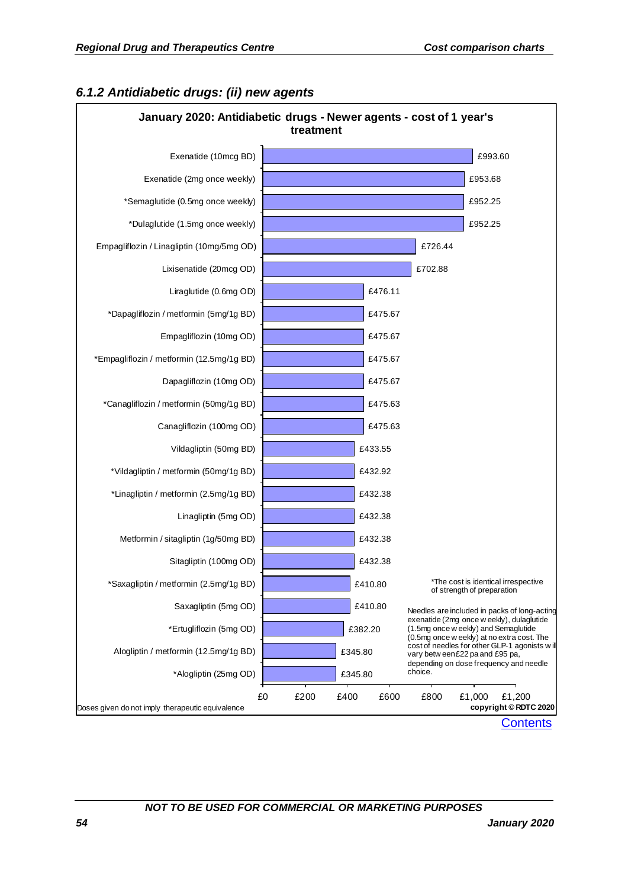## 6.1.2 Antidiabetic drugs: (ii) new agents

**January 2020: Antidiabetic drugs - Newer agents - cost of 1 year's treatment**

| Drug | Cost of 1 year's treatment |
|---|---|
| Exenatide (10mcg BD) | £993.60 |
| Exenatide (2mg once weekly) | £953.68 |
| *Semaglutide (0.5mg once weekly) | £952.25 |
| *Dulaglutide (1.5mg once weekly) | £952.25 |
| Empagliflozin / Linagliptin (10mg/5mg OD) | £726.44 |
| Lixisenatide (20mcg OD) | £702.88 |
| Liraglutide (0.6mg OD) | £476.11 |
| *Dapagliflozin / metformin (5mg/1g BD) | £475.67 |
| Empagliflozin (10mg OD) | £475.67 |
| *Empagliflozin / metformin (12.5mg/1g BD) | £475.67 |
| Dapagliflozin (10mg OD) | £475.67 |
| *Canagliflozin / metformin (50mg/1g BD) | £475.63 |
| Canagliflozin (100mg OD) | £475.63 |
| Vildagliptin (50mg BD) | £433.55 |
| *Vildagliptin / metformin (50mg/1g BD) | £432.92 |
| *Linagliptin / metformin (2.5mg/1g BD) | £432.38 |
| Linagliptin (5mg OD) | £432.38 |
| Metformin / sitagliptin (1g/50mg BD) | £432.38 |
| Sitagliptin (100mg OD) | £432.38 |
| *Saxagliptin / metformin (2.5mg/1g BD) | £410.80 |
| Saxagliptin (5mg OD) | £410.80 |
| *Ertugliflozin (5mg OD) | £382.20 |
| Alogliptin / metformin (12.5mg/1g BD) | £345.80 |
| *Alogliptin (25mg OD) | £345.80 |

*The cost is identical irrespective of strength of preparation

Needles are included in packs of long-acting exenatide (2mg once weekly), dulaglutide (1.5mg once weekly) and Semaglutide (0.5mg once weekly) at no extra cost. The cost of needles for other GLP-1 agonists will vary between £22 pa and £95 pa, depending on dose frequency and needle choice.

Doses given do not imply therapeutic equivalence

copyright © RDTC 2020

Contents

NOT TO BE USED FOR COMMERCIAL OR MARKETING PURPOSES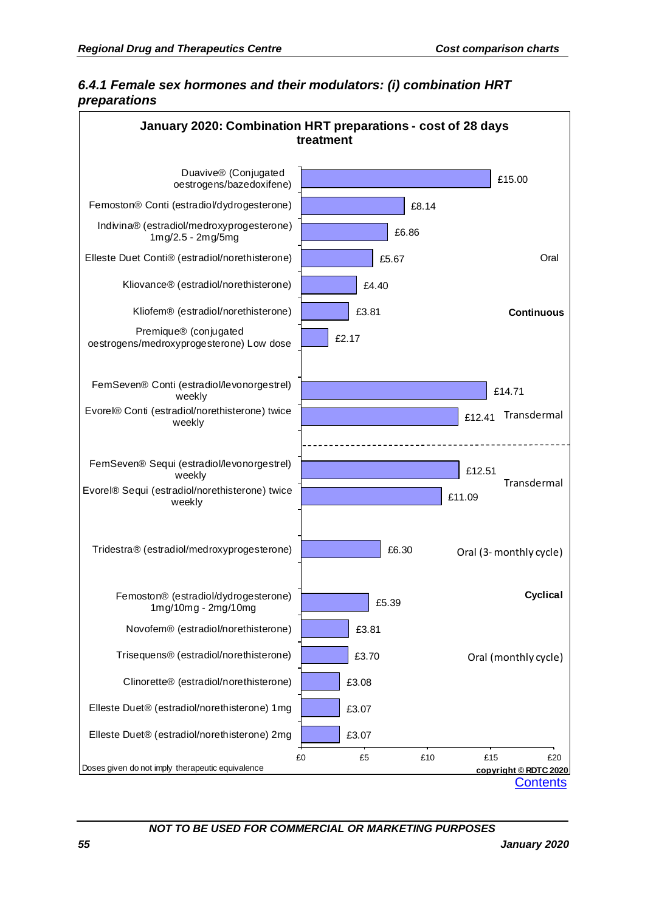### *6.4.1 Female sex hormones and their modulators: (i) combination HRT preparations*

**January 2020: Combination HRT preparations - cost of 28 days treatment**

| Preparation | Cost of 28 days treatment | Route | Regimen |
|---|---|---|---|
| Duavive® (Conjugated oestrogens/bazedoxifene) | £15.00 | Oral | Continuous |
| Femoston® Conti (estradiol/dydrogesterone) | £8.14 | Oral | Continuous |
| Indivina® (estradiol/medroxyprogesterone) 1mg/2.5 - 2mg/5mg | £6.86 | Oral | Continuous |
| Elleste Duet Conti® (estradiol/norethisterone) | £5.67 | Oral | Continuous |
| Kliovance® (estradiol/norethisterone) | £4.40 | Oral | Continuous |
| Kliofem® (estradiol/norethisterone) | £3.81 | Oral | Continuous |
| Premique® (conjugated oestrogens/medroxyprogesterone) Low dose | £2.17 | Oral | Continuous |
| FemSeven® Conti (estradiol/levonorgestrel) weekly | £14.71 | Transdermal | Continuous |
| Evorel® Conti (estradiol/norethisterone) twice weekly | £12.41 | Transdermal | Continuous |
| FemSeven® Sequi (estradiol/levonorgestrel) weekly | £12.51 | Transdermal | Cyclical |
| Evorel® Sequi (estradiol/norethisterone) twice weekly | £11.09 | Transdermal | Cyclical |
| Tridestra® (estradiol/medroxyprogesterone) | £6.30 | Oral (3- monthly cycle) | Cyclical |
| Femoston® (estradiol/dydrogesterone) 1mg/10mg - 2mg/10mg | £5.39 | Oral (monthly cycle) | Cyclical |
| Novofem® (estradiol/norethisterone) | £3.81 | Oral (monthly cycle) | Cyclical |
| Trisequens® (estradiol/norethisterone) | £3.70 | Oral (monthly cycle) | Cyclical |
| Clinorette® (estradiol/norethisterone) | £3.08 | Oral (monthly cycle) | Cyclical |
| Elleste Duet® (estradiol/norethisterone) 1mg | £3.07 | Oral (monthly cycle) | Cyclical |
| Elleste Duet® (estradiol/norethisterone) 2mg | £3.07 | Oral (monthly cycle) | Cyclical |

Doses given do not imply therapeutic equivalence

copyright © RDTC 2020

Contents

NOT TO BE USED FOR COMMERCIAL OR MARKETING PURPOSES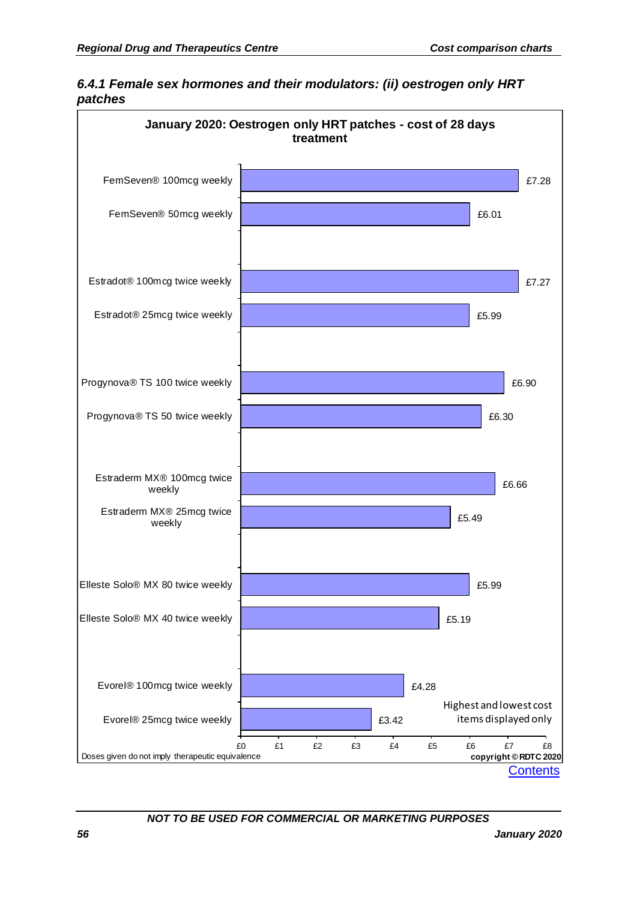### *6.4.1 Female sex hormones and their modulators: (ii) oestrogen only HRT patches*

**January 2020: Oestrogen only HRT patches - cost of 28 days treatment**

| Product | Cost of 28 days treatment |
|---|---|
| FemSeven® 100mcg weekly | £7.28 |
| FemSeven® 50mcg weekly | £6.01 |
| Estradot® 100mcg twice weekly | £7.27 |
| Estradot® 25mcg twice weekly | £5.99 |
| Progynova® TS 100 twice weekly | £6.90 |
| Progynova® TS 50 twice weekly | £6.30 |
| Estraderm MX® 100mcg twice weekly | £6.66 |
| Estraderm MX® 25mcg twice weekly | £5.49 |
| Elleste Solo® MX 80 twice weekly | £5.99 |
| Elleste Solo® MX 40 twice weekly | £5.19 |
| Evorel® 100mcg twice weekly | £4.28 |
| Evorel® 25mcg twice weekly | £3.42 |

Highest and lowest cost items displayed only

Doses given do not imply therapeutic equivalence

copyright © RDTC 2020

Contents

*NOT TO BE USED FOR COMMERCIAL OR MARKETING PURPOSES*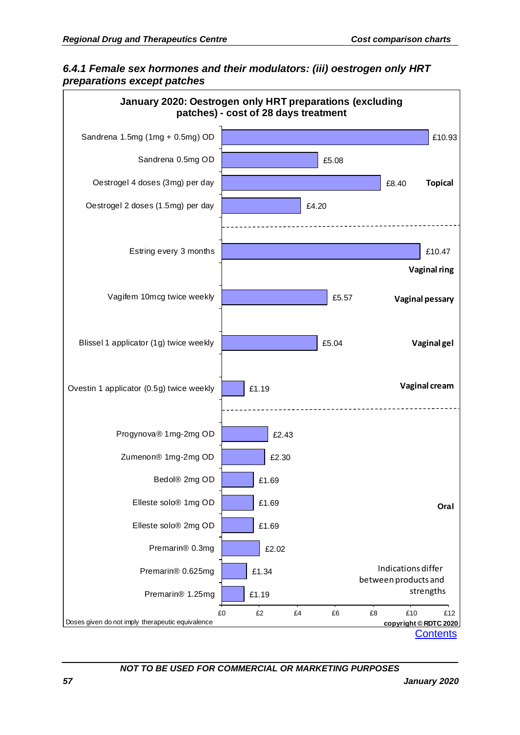### 6.4.1 Female sex hormones and their modulators: (iii) oestrogen only HRT preparations except patches

**January 2020: Oestrogen only HRT preparations (excluding patches) - cost of 28 days treatment**

| Preparation | Cost of 28 days treatment | Route |
|---|---|---|
| Sandrena 1.5mg (1mg + 0.5mg) OD | £10.93 | Topical |
| Sandrena 0.5mg OD | £5.08 | Topical |
| Oestrogel 4 doses (3mg) per day | £8.40 | Topical |
| Oestrogel 2 doses (1.5mg) per day | £4.20 | Topical |
| Estring every 3 months | £10.47 | Vaginal ring |
| Vagifem 10mcg twice weekly | £5.57 | Vaginal pessary |
| Blissel 1 applicator (1g) twice weekly | £5.04 | Vaginal gel |
| Ovestin 1 applicator (0.5g) twice weekly | £1.19 | Vaginal cream |
| Progynova® 1mg-2mg OD | £2.43 | Oral |
| Zumenon® 1mg-2mg OD | £2.30 | Oral |
| Bedol® 2mg OD | £1.69 | Oral |
| Elleste solo® 1mg OD | £1.69 | Oral |
| Elleste solo® 2mg OD | £1.69 | Oral |
| Premarin® 0.3mg | £2.02 | Oral |
| Premarin® 0.625mg | £1.34 | Oral |
| Premarin® 1.25mg | £1.19 | Oral |

Indications differ between products and strengths

Doses given do not imply therapeutic equivalence

copyright © RDTC 2020

Contents

NOT TO BE USED FOR COMMERCIAL OR MARKETING PURPOSES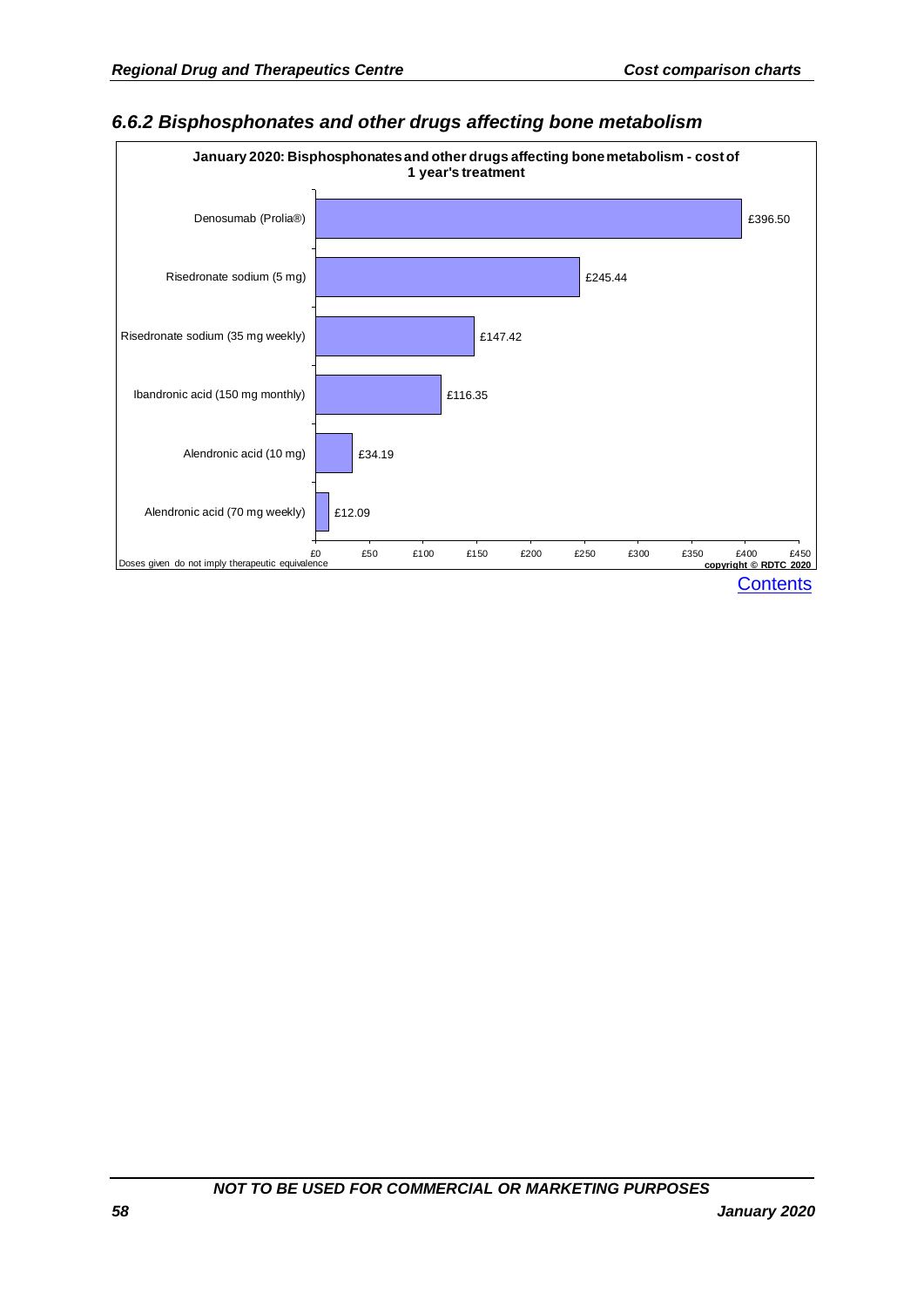### 6.6.2 Bisphosphonates and other drugs affecting bone metabolism

**January 2020: Bisphosphonates and other drugs affecting bone metabolism - cost of 1 year's treatment**

| Drug | Cost of 1 year's treatment |
|---|---|
| Denosumab (Prolia®) | £396.50 |
| Risedronate sodium (5 mg) | £245.44 |
| Risedronate sodium (35 mg weekly) | £147.42 |
| Ibandronic acid (150 mg monthly) | £116.35 |
| Alendronic acid (10 mg) | £34.19 |
| Alendronic acid (70 mg weekly) | £12.09 |

Doses given do not imply therapeutic equivalence

copyright © RDTC 2020

Contents

NOT TO BE USED FOR COMMERCIAL OR MARKETING PURPOSES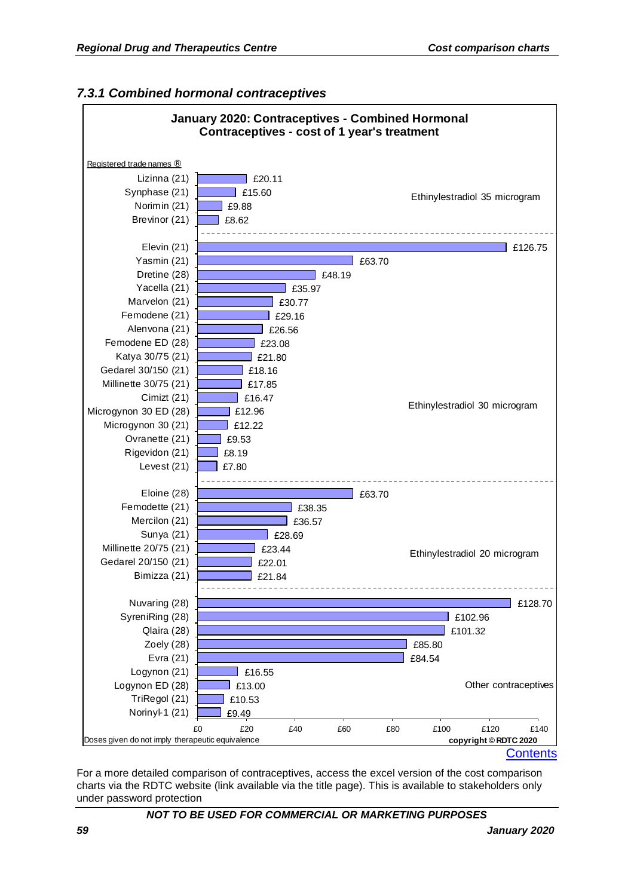### 7.3.1 Combined hormonal contraceptives

**January 2020: Contraceptives - Combined Hormonal Contraceptives - cost of 1 year's treatment**

Registered trade names ®

| Trade name | Cost of 1 year's treatment | Group |
|---|---|---|
| Lizinna (21) | £20.11 | Ethinylestradiol 35 microgram |
| Synphase (21) | £15.60 | Ethinylestradiol 35 microgram |
| Norimin (21) | £9.88 | Ethinylestradiol 35 microgram |
| Brevinor (21) | £8.62 | Ethinylestradiol 35 microgram |
| Elevin (21) | £126.75 | Ethinylestradiol 30 microgram |
| Yasmin (21) | £63.70 | Ethinylestradiol 30 microgram |
| Dretine (28) | £48.19 | Ethinylestradiol 30 microgram |
| Yacella (21) | £35.97 | Ethinylestradiol 30 microgram |
| Marvelon (21) | £30.77 | Ethinylestradiol 30 microgram |
| Femodene (21) | £29.16 | Ethinylestradiol 30 microgram |
| Alenvona (21) | £26.56 | Ethinylestradiol 30 microgram |
| Femodene ED (28) | £23.08 | Ethinylestradiol 30 microgram |
| Katya 30/75 (21) | £21.80 | Ethinylestradiol 30 microgram |
| Gedarel 30/150 (21) | £18.16 | Ethinylestradiol 30 microgram |
| Millinette 30/75 (21) | £17.85 | Ethinylestradiol 30 microgram |
| Cimizt (21) | £16.47 | Ethinylestradiol 30 microgram |
| Microgynon 30 ED (28) | £12.96 | Ethinylestradiol 30 microgram |
| Microgynon 30 (21) | £12.22 | Ethinylestradiol 30 microgram |
| Ovranette (21) | £9.53 | Ethinylestradiol 30 microgram |
| Rigevidon (21) | £8.19 | Ethinylestradiol 30 microgram |
| Levest (21) | £7.80 | Ethinylestradiol 30 microgram |
| Eloine (28) | £63.70 | Ethinylestradiol 20 microgram |
| Femodette (21) | £38.35 | Ethinylestradiol 20 microgram |
| Mercilon (21) | £36.57 | Ethinylestradiol 20 microgram |
| Sunya (21) | £28.69 | Ethinylestradiol 20 microgram |
| Millinette 20/75 (21) | £23.44 | Ethinylestradiol 20 microgram |
| Gedarel 20/150 (21) | £22.01 | Ethinylestradiol 20 microgram |
| Bimizza (21) | £21.84 | Ethinylestradiol 20 microgram |
| Nuvaring (28) | £128.70 | Other contraceptives |
| SyreniRing (28) | £102.96 | Other contraceptives |
| Qlaira (28) | £101.32 | Other contraceptives |
| Zoely (28) | £85.80 | Other contraceptives |
| Evra (21) | £84.54 | Other contraceptives |
| Logynon (21) | £16.55 | Other contraceptives |
| Logynon ED (28) | £13.00 | Other contraceptives |
| TriRegol (21) | £10.53 | Other contraceptives |
| Norinyl-1 (21) | £9.49 | Other contraceptives |

Doses given do not imply therapeutic equivalence

copyright © RDTC 2020

Contents

For a more detailed comparison of contraceptives, access the excel version of the cost comparison charts via the RDTC website (link available via the title page). This is available to stakeholders only under password protection

**NOT TO BE USED FOR COMMERCIAL OR MARKETING PURPOSES**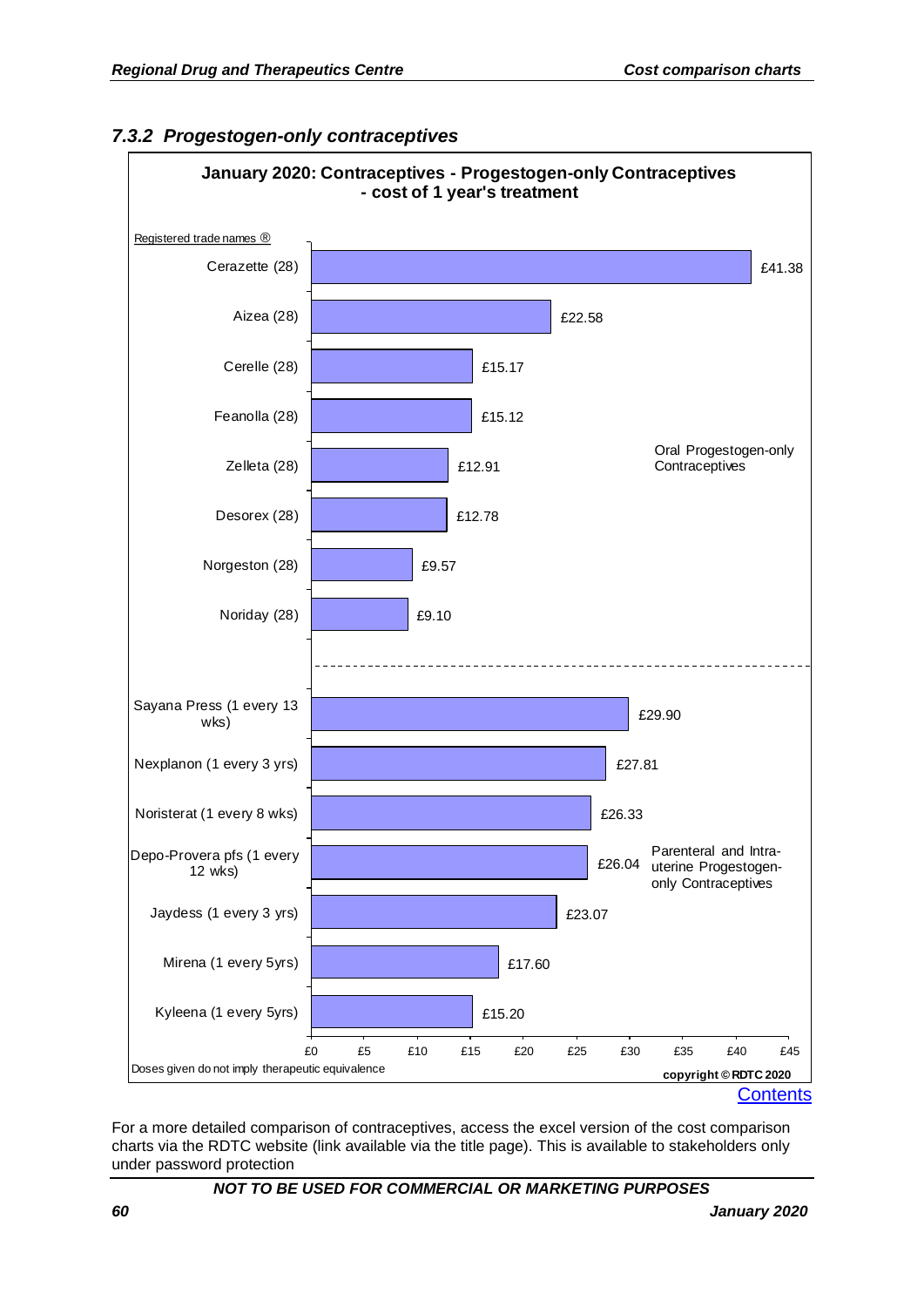### 7.3.2 Progestogen-only contraceptives

**January 2020: Contraceptives - Progestogen-only Contraceptives - cost of 1 year's treatment**

Registered trade names ®

**Oral Progestogen-only Contraceptives**

| Trade name | Cost of 1 year's treatment |
|---|---|
| Cerazette (28) | £41.38 |
| Aizea (28) | £22.58 |
| Cerelle (28) | £15.17 |
| Feanolla (28) | £15.12 |
| Zelleta (28) | £12.91 |
| Desorex (28) | £12.78 |
| Norgeston (28) | £9.57 |
| Noriday (28) | £9.10 |

**Parenteral and Intra-uterine Progestogen-only Contraceptives**

| Trade name | Cost of 1 year's treatment |
|---|---|
| Sayana Press (1 every 13 wks) | £29.90 |
| Nexplanon (1 every 3 yrs) | £27.81 |
| Noristerat (1 every 8 wks) | £26.33 |
| Depo-Provera pfs (1 every 12 wks) | £26.04 |
| Jaydess (1 every 3 yrs) | £23.07 |
| Mirena (1 every 5yrs) | £17.60 |
| Kyleena (1 every 5yrs) | £15.20 |

Doses given do not imply therapeutic equivalence

copyright © RDTC 2020

Contents

For a more detailed comparison of contraceptives, access the excel version of the cost comparison charts via the RDTC website (link available via the title page). This is available to stakeholders only under password protection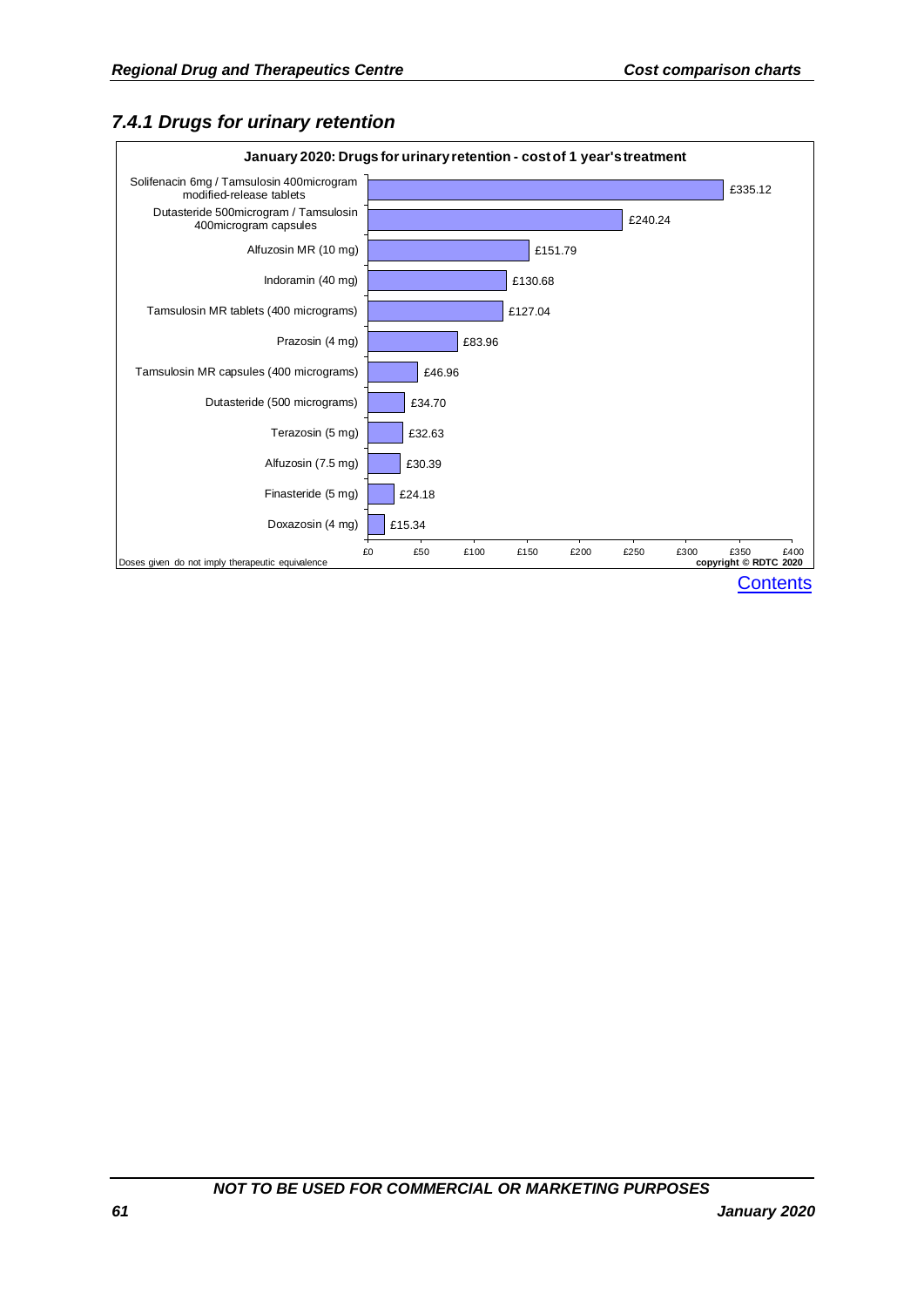### *7.4.1 Drugs for urinary retention*

**January 2020: Drugs for urinary retention - cost of 1 year's treatment**

| Drug | Cost of 1 year's treatment |
|---|---|
| Solifenacin 6mg / Tamsulosin 400microgram modified-release tablets | £335.12 |
| Dutasteride 500microgram / Tamsulosin 400microgram capsules | £240.24 |
| Alfuzosin MR (10 mg) | £151.79 |
| Indoramin (40 mg) | £130.68 |
| Tamsulosin MR tablets (400 micrograms) | £127.04 |
| Prazosin (4 mg) | £83.96 |
| Tamsulosin MR capsules (400 micrograms) | £46.96 |
| Dutasteride (500 micrograms) | £34.70 |
| Terazosin (5 mg) | £32.63 |
| Alfuzosin (7.5 mg) | £30.39 |
| Finasteride (5 mg) | £24.18 |
| Doxazosin (4 mg) | £15.34 |

Doses given do not imply therapeutic equivalence

**copyright © RDTC 2020**

Contents

***NOT TO BE USED FOR COMMERCIAL OR MARKETING PURPOSES***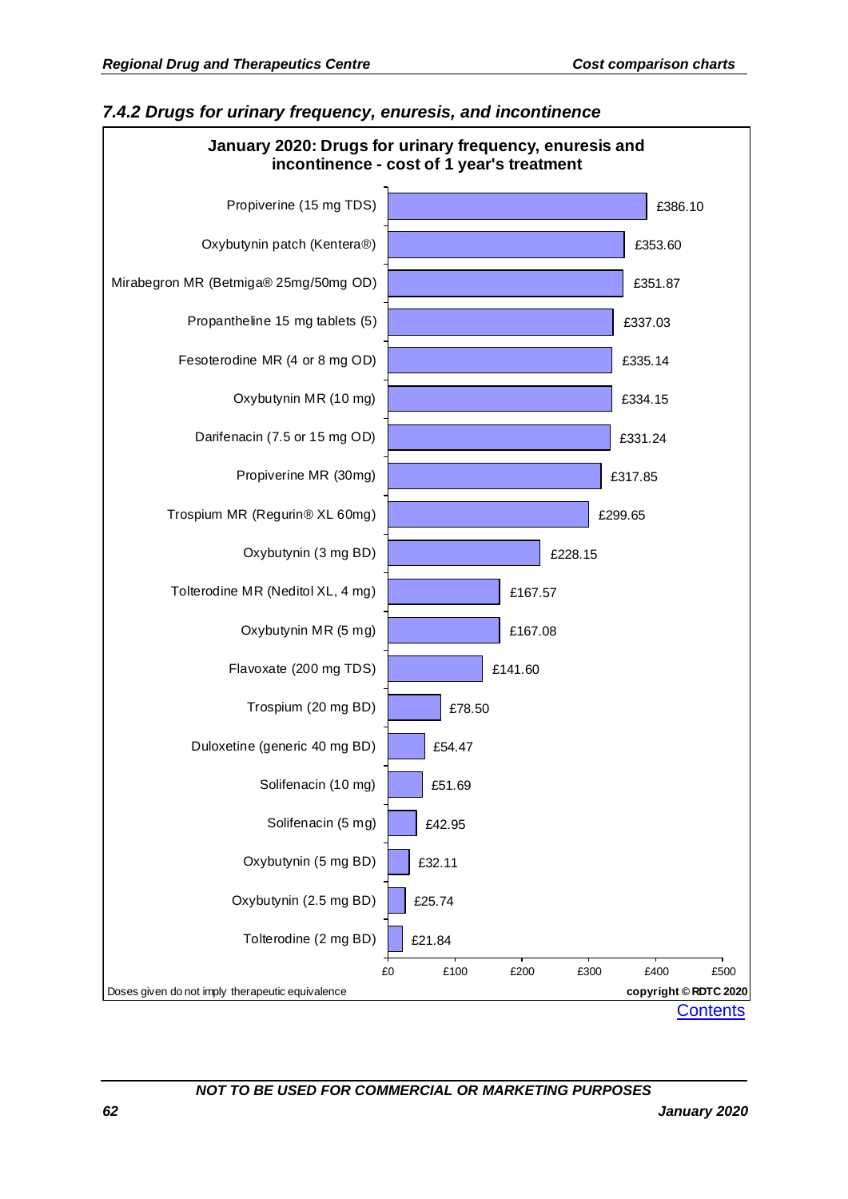### 7.4.2 Drugs for urinary frequency, enuresis, and incontinence

**January 2020: Drugs for urinary frequency, enuresis and incontinence - cost of 1 year's treatment**

| Drug | Cost of 1 year's treatment |
|---|---|
| Propiverine (15 mg TDS) | £386.10 |
| Oxybutynin patch (Kentera®) | £353.60 |
| Mirabegron MR (Betmiga® 25mg/50mg OD) | £351.87 |
| Propantheline 15 mg tablets (5) | £337.03 |
| Fesoterodine MR (4 or 8 mg OD) | £335.14 |
| Oxybutynin MR (10 mg) | £334.15 |
| Darifenacin (7.5 or 15 mg OD) | £331.24 |
| Propiverine MR (30mg) | £317.85 |
| Trospium MR (Regurin® XL 60mg) | £299.65 |
| Oxybutynin (3 mg BD) | £228.15 |
| Tolterodine MR (Neditol XL, 4 mg) | £167.57 |
| Oxybutynin MR (5 mg) | £167.08 |
| Flavoxate (200 mg TDS) | £141.60 |
| Trospium (20 mg BD) | £78.50 |
| Duloxetine (generic 40 mg BD) | £54.47 |
| Solifenacin (10 mg) | £51.69 |
| Solifenacin (5 mg) | £42.95 |
| Oxybutynin (5 mg BD) | £32.11 |
| Oxybutynin (2.5 mg BD) | £25.74 |
| Tolterodine (2 mg BD) | £21.84 |

Doses given do not imply therapeutic equivalence

**copyright © RDTC 2020**

Contents

***NOT TO BE USED FOR COMMERCIAL OR MARKETING PURPOSES***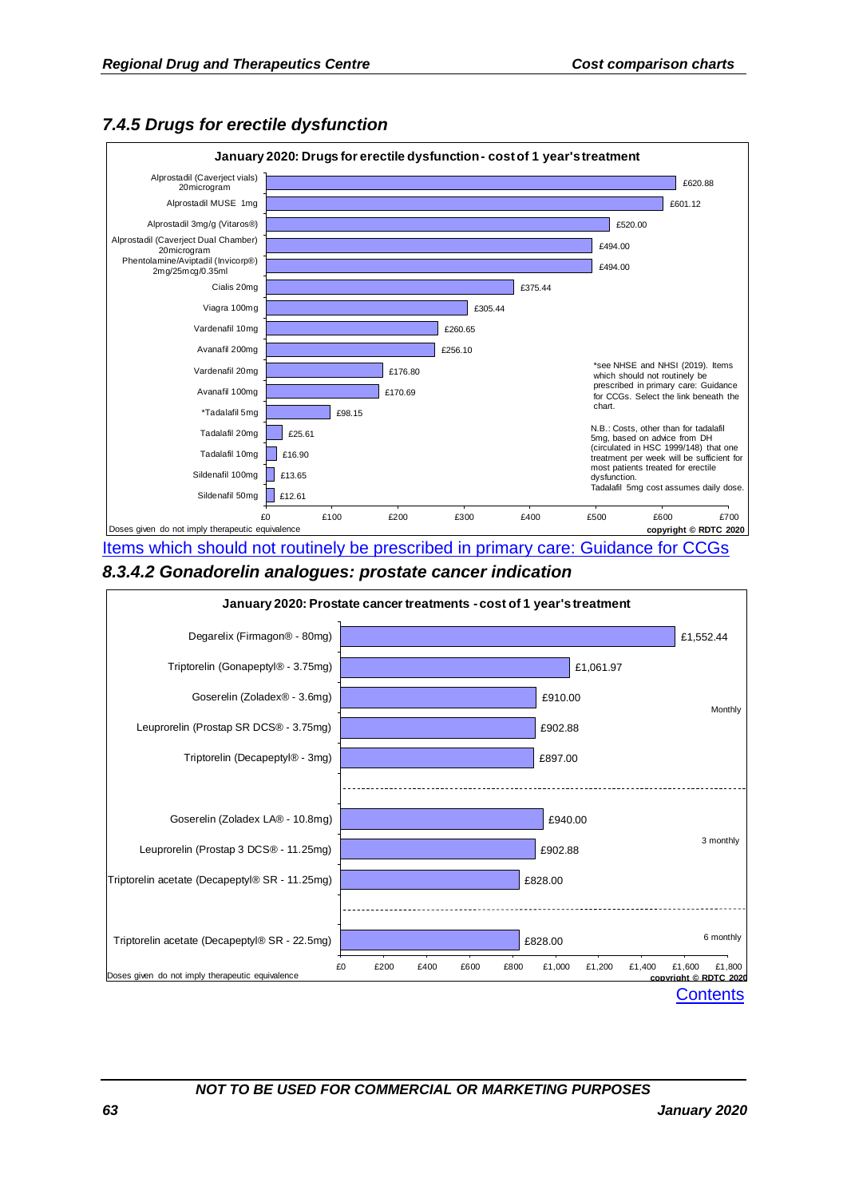### 7.4.5 Drugs for erectile dysfunction

**January 2020: Drugs for erectile dysfunction - cost of 1 year's treatment**

| Drug | Cost |
|---|---|
| Alprostadil (Caverject vials) 20microgram | £620.88 |
| Alprostadil MUSE 1mg | £601.12 |
| Alprostadil 3mg/g (Vitaros®) | £520.00 |
| Alprostadil (Caverject Dual Chamber) 20microgram | £494.00 |
| Phentolamine/Aviptadil (Invicorp®) 2mg/25mcg/0.35ml | £494.00 |
| Cialis 20mg | £375.44 |
| Viagra 100mg | £305.44 |
| Vardenafil 10mg | £260.65 |
| Avanafil 200mg | £256.10 |
| Vardenafil 20mg | £176.80 |
| Avanafil 100mg | £170.69 |
| *Tadalafil 5mg | £98.15 |
| Tadalafil 20mg | £25.61 |
| Tadalafil 10mg | £16.90 |
| Sildenafil 100mg | £13.65 |
| Sildenafil 50mg | £12.61 |

*see NHSE and NHSI (2019). Items which should not routinely be prescribed in primary care: Guidance for CCGs. Select the link beneath the chart.

N.B.: Costs, other than for tadalafil 5mg, based on advice from DH (circulated in HSC 1999/148) that one treatment per week will be sufficient for most patients treated for erectile dysfunction.
Tadalafil 5mg cost assumes daily dose.

Doses given do not imply therapeutic equivalence

copyright © RDTC 2020

Items which should not routinely be prescribed in primary care: Guidance for CCGs

### 8.3.4.2 Gonadorelin analogues: prostate cancer indication

**January 2020: Prostate cancer treatments - cost of 1 year's treatment**

| Drug | Cost | Frequency |
|---|---|---|
| Degarelix (Firmagon® - 80mg) | £1,552.44 | Monthly |
| Triptorelin (Gonapeptyl® - 3.75mg) | £1,061.97 | Monthly |
| Goserelin (Zoladex® - 3.6mg) | £910.00 | Monthly |
| Leuprorelin (Prostap SR DCS® - 3.75mg) | £902.88 | Monthly |
| Triptorelin (Decapeptyl® - 3mg) | £897.00 | Monthly |
| Goserelin (Zoladex LA® - 10.8mg) | £940.00 | 3 monthly |
| Leuprorelin (Prostap 3 DCS® - 11.25mg) | £902.88 | 3 monthly |
| Triptorelin acetate (Decapeptyl® SR - 11.25mg) | £828.00 | 3 monthly |
| Triptorelin acetate (Decapeptyl® SR - 22.5mg) | £828.00 | 6 monthly |

Doses given do not imply therapeutic equivalence

copyright © RDTC 2020

Contents

NOT TO BE USED FOR COMMERCIAL OR MARKETING PURPOSES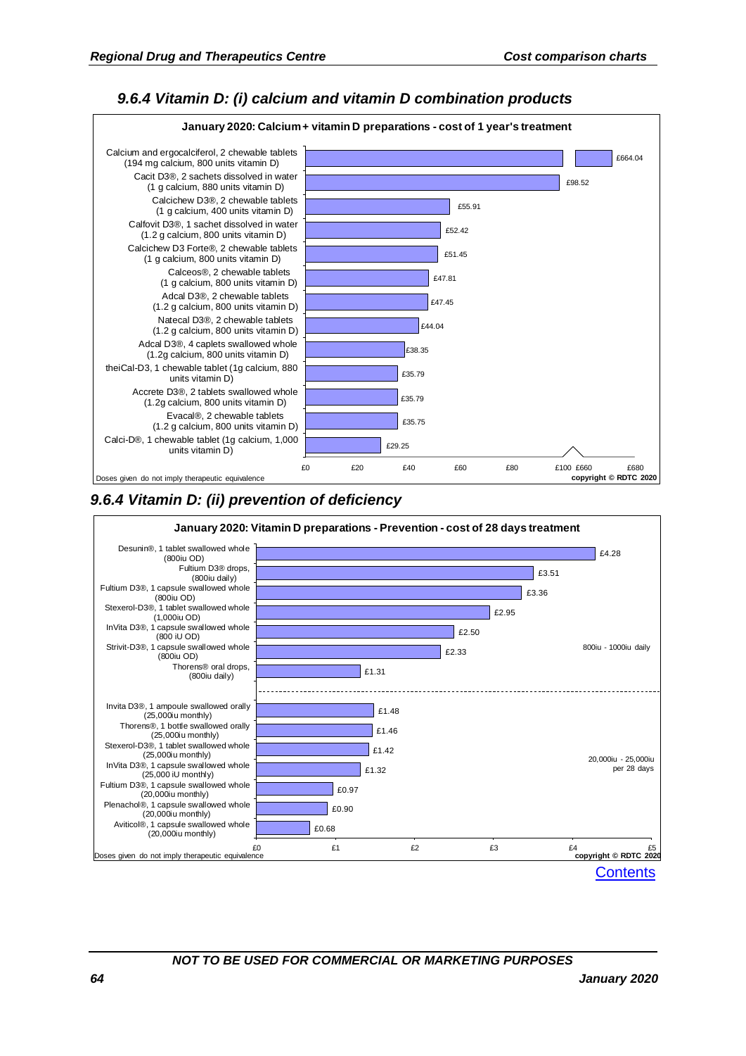### 9.6.4 Vitamin D: (i) calcium and vitamin D combination products

**January 2020: Calcium + vitamin D preparations - cost of 1 year's treatment**

| Preparation | Cost |
|---|---|
| Calcium and ergocalciferol, 2 chewable tablets (194 mg calcium, 800 units vitamin D) | £664.04 |
| Cacit D3®, 2 sachets dissolved in water (1 g calcium, 880 units vitamin D) | £98.52 |
| Calcichew D3®, 2 chewable tablets (1 g calcium, 400 units vitamin D) | £55.91 |
| Calfovit D3®, 1 sachet dissolved in water (1.2 g calcium, 800 units vitamin D) | £52.42 |
| Calcichew D3 Forte®, 2 chewable tablets (1 g calcium, 800 units vitamin D) | £51.45 |
| Calceos®, 2 chewable tablets (1 g calcium, 800 units vitamin D) | £47.81 |
| Adcal D3®, 2 chewable tablets (1.2 g calcium, 800 units vitamin D) | £47.45 |
| Natecal D3®, 2 chewable tablets (1.2 g calcium, 800 units vitamin D) | £44.04 |
| Adcal D3®, 4 caplets swallowed whole (1.2g calcium, 800 units vitamin D) | £38.35 |
| theiCal-D3, 1 chewable tablet (1g calcium, 880 units vitamin D) | £35.79 |
| Accrete D3®, 2 tablets swallowed whole (1.2g calcium, 800 units vitamin D) | £35.79 |
| Evacal®, 2 chewable tablets (1.2 g calcium, 800 units vitamin D) | £35.75 |
| Calci-D®, 1 chewable tablet (1g calcium, 1,000 units vitamin D) | £29.25 |

Doses given do not imply therapeutic equivalence

copyright © RDTC 2020

### 9.6.4 Vitamin D: (ii) prevention of deficiency

**January 2020: Vitamin D preparations - Prevention - cost of 28 days treatment**

| Preparation | Cost |
|---|---|
| **800iu - 1000iu daily** | |
| Desunin®, 1 tablet swallowed whole (800iu OD) | £4.28 |
| Fultium D3® drops, (800iu daily) | £3.51 |
| Fultium D3®, 1 capsule swallowed whole (800iu OD) | £3.36 |
| Stexerol-D3®, 1 tablet swallowed whole (1,000iu OD) | £2.95 |
| InVita D3®, 1 capsule swallowed whole (800 iU OD) | £2.50 |
| Strivit-D3®, 1 capsule swallowed whole (800iu OD) | £2.33 |
| Thorens® oral drops, (800iu daily) | £1.31 |
| **20,000iu - 25,000iu per 28 days** | |
| Invita D3®, 1 ampoule swallowed orally (25,000iu monthly) | £1.48 |
| Thorens®, 1 bottle swallowed orally (25,000iu monthly) | £1.46 |
| Stexerol-D3®, 1 tablet swallowed whole (25,000iu monthly) | £1.42 |
| InVita D3®, 1 capsule swallowed whole (25,000 iU monthly) | £1.32 |
| Fultium D3®, 1 capsule swallowed whole (20,000iu monthly) | £0.97 |
| Plenachol®, 1 capsule swallowed whole (20,000iu monthly) | £0.90 |
| Aviticol®, 1 capsule swallowed whole (20,000iu monthly) | £0.68 |

Doses given do not imply therapeutic equivalence

copyright © RDTC 2020

Contents

NOT TO BE USED FOR COMMERCIAL OR MARKETING PURPOSES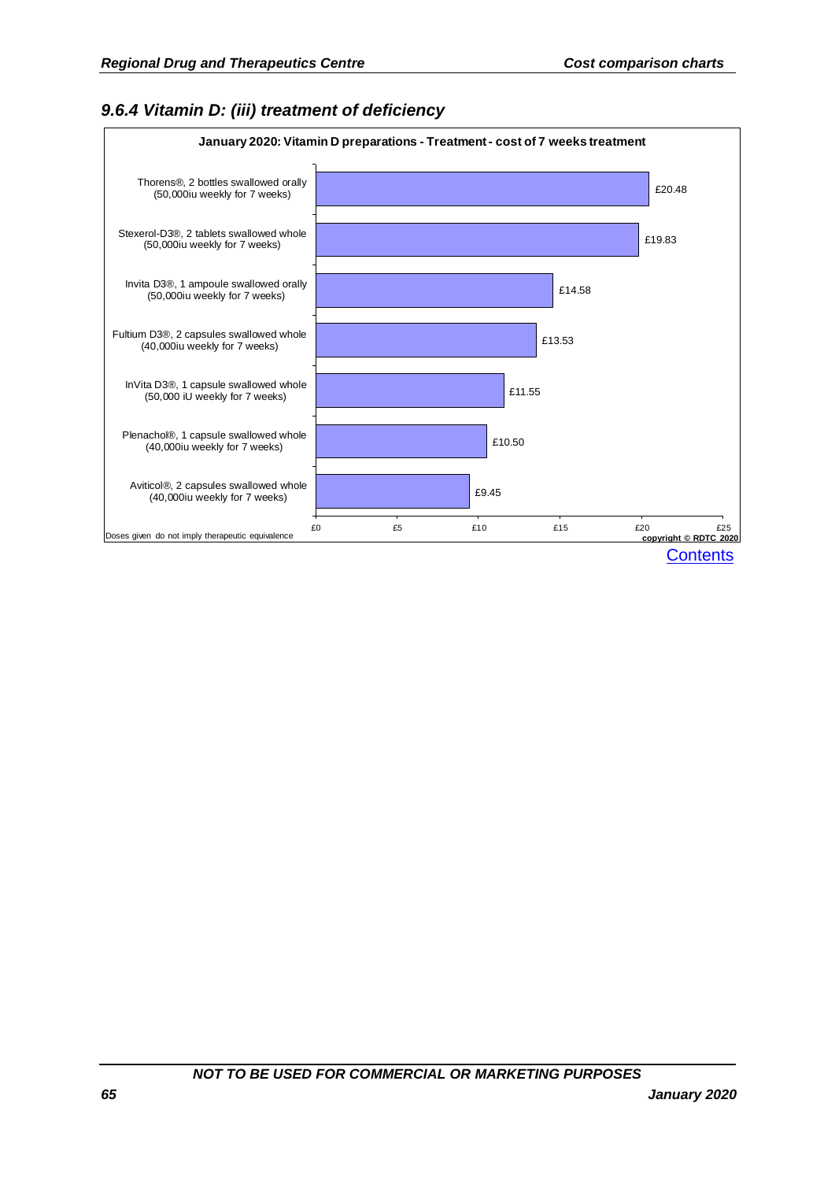## 9.6.4 Vitamin D: (iii) treatment of deficiency

**January 2020: Vitamin D preparations - Treatment - cost of 7 weeks treatment**

| Preparation | Cost of 7 weeks treatment |
|---|---|
| Thorens®, 2 bottles swallowed orally (50,000iu weekly for 7 weeks) | £20.48 |
| Stexerol-D3®, 2 tablets swallowed whole (50,000iu weekly for 7 weeks) | £19.83 |
| Invita D3®, 1 ampoule swallowed orally (50,000iu weekly for 7 weeks) | £14.58 |
| Fultium D3®, 2 capsules swallowed whole (40,000iu weekly for 7 weeks) | £13.53 |
| InVita D3®, 1 capsule swallowed whole (50,000 iU weekly for 7 weeks) | £11.55 |
| Plenachol®, 1 capsule swallowed whole (40,000iu weekly for 7 weeks) | £10.50 |
| Aviticol®, 2 capsules swallowed whole (40,000iu weekly for 7 weeks) | £9.45 |

Doses given do not imply therapeutic equivalence

copyright © RDTC 2020

Contents

*NOT TO BE USED FOR COMMERCIAL OR MARKETING PURPOSES*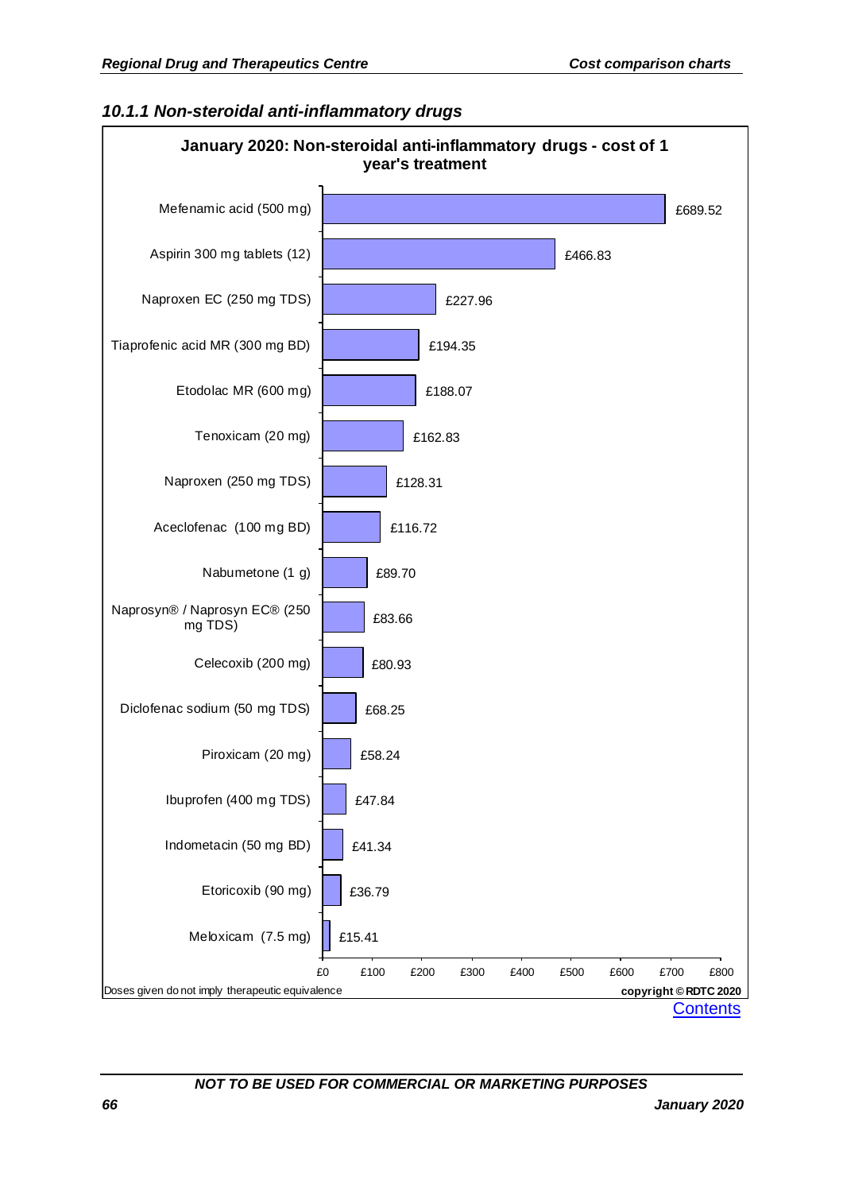### 10.1.1 Non-steroidal anti-inflammatory drugs

**January 2020: Non-steroidal anti-inflammatory drugs - cost of 1 year's treatment**

| Drug | Cost of 1 year's treatment |
|---|---|
| Mefenamic acid (500 mg) | £689.52 |
| Aspirin 300 mg tablets (12) | £466.83 |
| Naproxen EC (250 mg TDS) | £227.96 |
| Tiaprofenic acid MR (300 mg BD) | £194.35 |
| Etodolac MR (600 mg) | £188.07 |
| Tenoxicam (20 mg) | £162.83 |
| Naproxen (250 mg TDS) | £128.31 |
| Aceclofenac (100 mg BD) | £116.72 |
| Nabumetone (1 g) | £89.70 |
| Naprosyn® / Naprosyn EC® (250 mg TDS) | £83.66 |
| Celecoxib (200 mg) | £80.93 |
| Diclofenac sodium (50 mg TDS) | £68.25 |
| Piroxicam (20 mg) | £58.24 |
| Ibuprofen (400 mg TDS) | £47.84 |
| Indometacin (50 mg BD) | £41.34 |
| Etoricoxib (90 mg) | £36.79 |
| Meloxicam (7.5 mg) | £15.41 |

Doses given do not imply therapeutic equivalence

copyright © RDTC 2020

Contents

NOT TO BE USED FOR COMMERCIAL OR MARKETING PURPOSES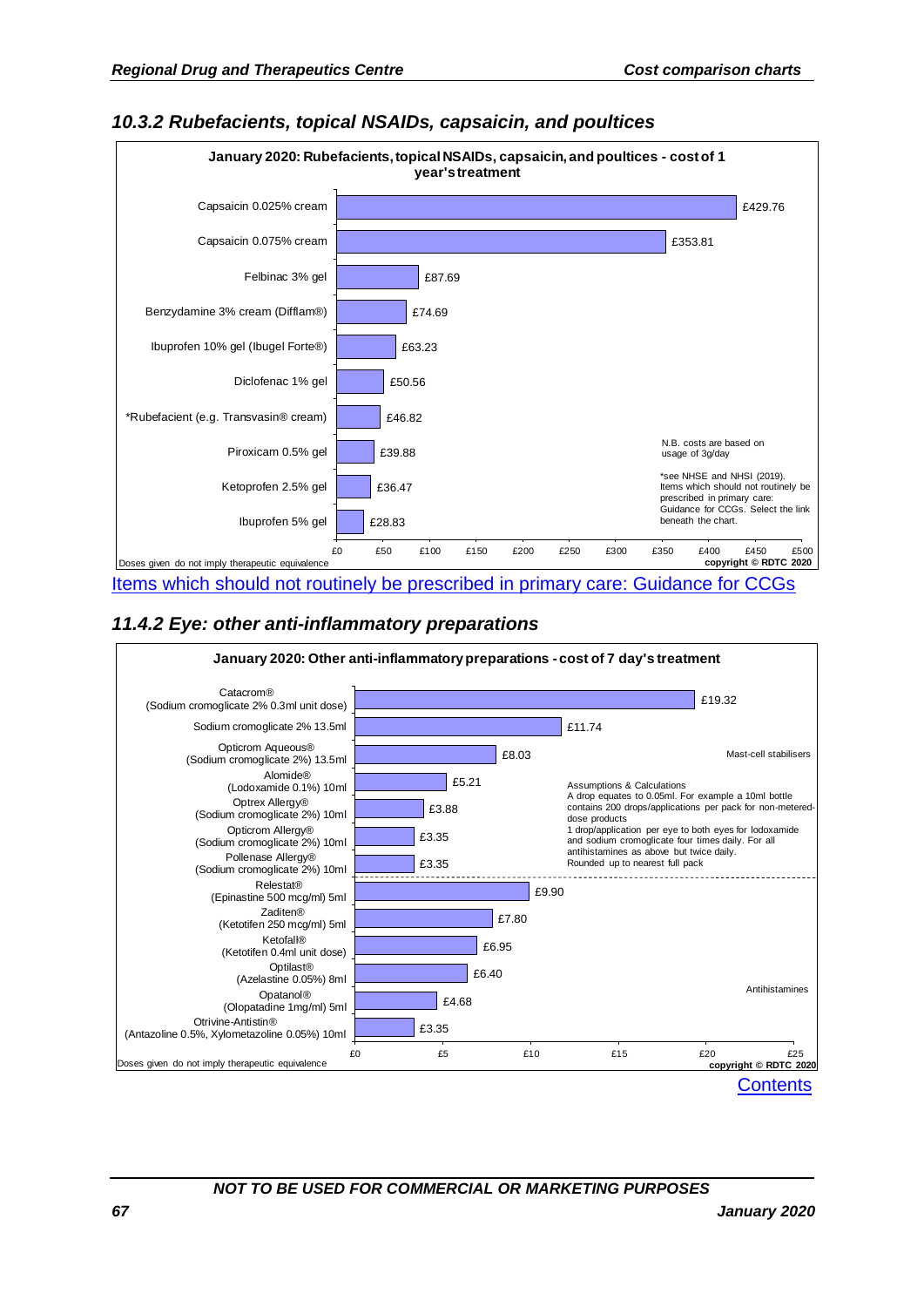## 10.3.2 Rubefacients, topical NSAIDs, capsaicin, and poultices

**January 2020: Rubefacients, topical NSAIDs, capsaicin, and poultices - cost of 1 year's treatment**

| Preparation | Cost |
|---|---|
| Capsaicin 0.025% cream | £429.76 |
| Capsaicin 0.075% cream | £353.81 |
| Felbinac 3% gel | £87.69 |
| Benzydamine 3% cream (Difflam®) | £74.69 |
| Ibuprofen 10% gel (Ibugel Forte®) | £63.23 |
| Diclofenac 1% gel | £50.56 |
| *Rubefacient (e.g. Transvasin® cream) | £46.82 |
| Piroxicam 0.5% gel | £39.88 |
| Ketoprofen 2.5% gel | £36.47 |
| Ibuprofen 5% gel | £28.83 |

N.B. costs are based on usage of 3g/day

*see NHSE and NHSI (2019). Items which should not routinely be prescribed in primary care: Guidance for CCGs. Select the link beneath the chart.

Doses given do not imply therapeutic equivalence

copyright © RDTC 2020

Items which should not routinely be prescribed in primary care: Guidance for CCGs

## 11.4.2 Eye: other anti-inflammatory preparations

**January 2020: Other anti-inflammatory preparations - cost of 7 day's treatment**

| Preparation | Cost | Group |
|---|---|---|
| Catacrom® (Sodium cromoglicate 2% 0.3ml unit dose) | £19.32 | Mast-cell stabilisers |
| Sodium cromoglicate 2% 13.5ml | £11.74 | Mast-cell stabilisers |
| Opticrom Aqueous® (Sodium cromoglicate 2%) 13.5ml | £8.03 | Mast-cell stabilisers |
| Alomide® (Lodoxamide 0.1%) 10ml | £5.21 | Mast-cell stabilisers |
| Optrex Allergy® (Sodium cromoglicate 2%) 10ml | £3.88 | Mast-cell stabilisers |
| Opticrom Allergy® (Sodium cromoglicate 2%) 10ml | £3.35 | Mast-cell stabilisers |
| Pollenase Allergy® (Sodium cromoglicate 2%) 10ml | £3.35 | Mast-cell stabilisers |
| Relestat® (Epinastine 500 mcg/ml) 5ml | £9.90 | Antihistamines |
| Zaditen® (Ketotifen 250 mcg/ml) 5ml | £7.80 | Antihistamines |
| Ketofall® (Ketotifen 0.4ml unit dose) | £6.95 | Antihistamines |
| Optilast® (Azelastine 0.05%) 8ml | £6.40 | Antihistamines |
| Opatanol® (Olopatadine 1mg/ml) 5ml | £4.68 | Antihistamines |
| Otrivine-Antistin® (Antazoline 0.5%, Xylometazoline 0.05%) 10ml | £3.35 | Antihistamines |

Assumptions & Calculations
A drop equates to 0.05ml. For example a 10ml bottle contains 200 drops/applications per pack for non-metered-dose products
1 drop/application per eye to both eyes for lodoxamide and sodium cromoglicate four times daily. For all antihistamines as above but twice daily.
Rounded up to nearest full pack

Doses given do not imply therapeutic equivalence

copyright © RDTC 2020

Contents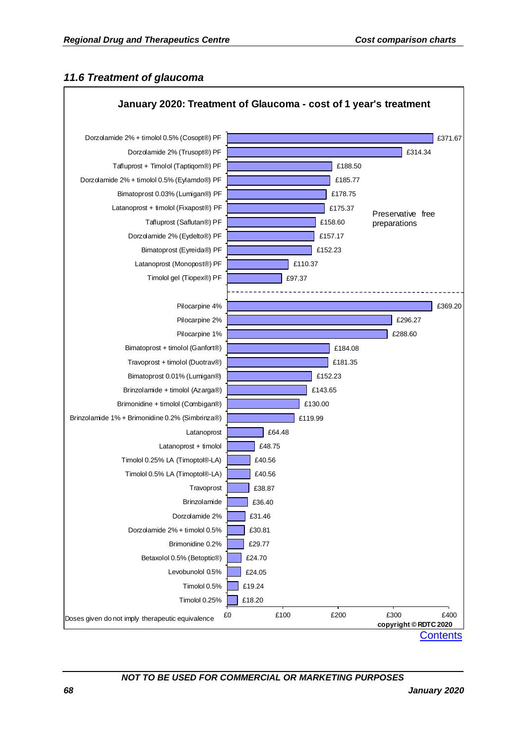## *11.6 Treatment of glaucoma*

**January 2020: Treatment of Glaucoma - cost of 1 year's treatment**

**Preservative free preparations**

| Preparation | Cost of 1 year's treatment |
|---|---|
| Dorzolamide 2% + timolol 0.5% (Cosopt®) PF | £371.67 |
| Dorzolamide 2% (Trusopt®) PF | £314.34 |
| Tafluprost + Timolol (Taptiqom®) PF | £188.50 |
| Dorzolamide 2% + timolol 0.5% (Eylamdo®) PF | £185.77 |
| Bimatoprost 0.03% (Lumigan®) PF | £178.75 |
| Latanoprost + timolol (Fixapost®) PF | £175.37 |
| Tafluprost (Saflutan®) PF | £158.60 |
| Dorzolamide 2% (Eydelto®) PF | £157.17 |
| Bimatoprost (Eyreida®) PF | £152.23 |
| Latanoprost (Monopost®) PF | £110.37 |
| Timolol gel (Tiopex®) PF | £97.37 |

**Other preparations**

| Preparation | Cost of 1 year's treatment |
|---|---|
| Pilocarpine 4% | £369.20 |
| Pilocarpine 2% | £296.27 |
| Pilocarpine 1% | £288.60 |
| Bimatoprost + timolol (Ganfort®) | £184.08 |
| Travoprost + timolol (Duotrav®) | £181.35 |
| Bimatoprost 0.01% (Lumigan®) | £152.23 |
| Brinzolamide + timolol (Azarga®) | £143.65 |
| Brimonidine + timolol (Combigan®) | £130.00 |
| Brinzolamide 1% + Brimonidine 0.2% (Simbrinza®) | £119.99 |
| Latanoprost | £64.48 |
| Latanoprost + timolol | £48.75 |
| Timolol 0.25% LA (Timoptol®-LA) | £40.56 |
| Timolol 0.5% LA (Timoptol®-LA) | £40.56 |
| Travoprost | £38.87 |
| Brinzolamide | £36.40 |
| Dorzolamide 2% | £31.46 |
| Dorzolamide 2% + timolol 0.5% | £30.81 |
| Brimonidine 0.2% | £29.77 |
| Betaxolol 0.5% (Betoptic®) | £24.70 |
| Levobunolol 0.5% | £24.05 |
| Timolol 0.5% | £19.24 |
| Timolol 0.25% | £18.20 |

Doses given do not imply therapeutic equivalence

**copyright © RDTC 2020**

Contents

*NOT TO BE USED FOR COMMERCIAL OR MARKETING PURPOSES*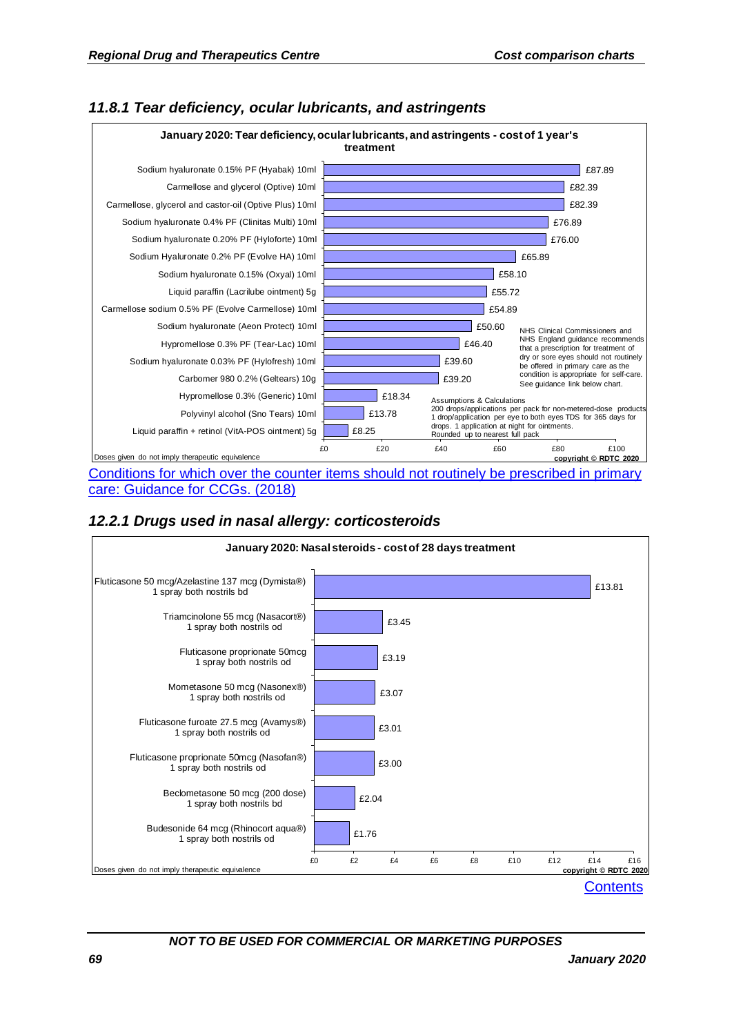### 11.8.1 Tear deficiency, ocular lubricants, and astringents

**January 2020: Tear deficiency, ocular lubricants, and astringents - cost of 1 year's treatment**

| Product | Cost |
|---|---|
| Sodium hyaluronate 0.15% PF (Hyabak) 10ml | £87.89 |
| Carmellose and glycerol (Optive) 10ml | £82.39 |
| Carmellose, glycerol and castor-oil (Optive Plus) 10ml | £82.39 |
| Sodium hyaluronate 0.4% PF (Clinitas Multi) 10ml | £76.89 |
| Sodium hyaluronate 0.20% PF (Hyloforte) 10ml | £76.00 |
| Sodium Hyaluronate 0.2% PF (Evolve HA) 10ml | £65.89 |
| Sodium hyaluronate 0.15% (Oxyal) 10ml | £58.10 |
| Liquid paraffin (Lacrilube ointment) 5g | £55.72 |
| Carmellose sodium 0.5% PF (Evolve Carmellose) 10ml | £54.89 |
| Sodium hyaluronate (Aeon Protect) 10ml | £50.60 |
| Hypromellose 0.3% PF (Tear-Lac) 10ml | £46.40 |
| Sodium hyaluronate 0.03% PF (Hylofresh) 10ml | £39.60 |
| Carbomer 980 0.2% (Geltears) 10g | £39.20 |
| Hypromellose 0.3% (Generic) 10ml | £18.34 |
| Polyvinyl alcohol (Sno Tears) 10ml | £13.78 |
| Liquid paraffin + retinol (VitA-POS ointment) 5g | £8.25 |

NHS Clinical Commissioners and NHS England guidance recommends that a prescription for treatment of dry or sore eyes should not routinely be offered in primary care as the condition is appropriate for self-care. See guidance link below chart.

Assumptions & Calculations
200 drops/applications per pack for non-metered-dose products
1 drop/application per eye to both eyes TDS for 365 days for drops. 1 application at night for ointments.
Rounded up to nearest full pack

Doses given do not imply therapeutic equivalence

copyright © RDTC 2020

[Conditions for which over the counter items should not routinely be prescribed in primary care: Guidance for CCGs. (2018)]

### 12.2.1 Drugs used in nasal allergy: corticosteroids

**January 2020: Nasal steroids - cost of 28 days treatment**

| Product | Cost |
|---|---|
| Fluticasone 50 mcg/Azelastine 137 mcg (Dymista®) 1 spray both nostrils bd | £13.81 |
| Triamcinolone 55 mcg (Nasacort®) 1 spray both nostrils od | £3.45 |
| Fluticasone proprionate 50mcg 1 spray both nostrils od | £3.19 |
| Mometasone 50 mcg (Nasonex®) 1 spray both nostrils od | £3.07 |
| Fluticasone furoate 27.5 mcg (Avamys®) 1 spray both nostrils od | £3.01 |
| Fluticasone proprionate 50mcg (Nasofan®) 1 spray both nostrils od | £3.00 |
| Beclometasone 50 mcg (200 dose) 1 spray both nostrils bd | £2.04 |
| Budesonide 64 mcg (Rhinocort aqua®) 1 spray both nostrils od | £1.76 |

Doses given do not imply therapeutic equivalence

copyright © RDTC 2020

Contents

NOT TO BE USED FOR COMMERCIAL OR MARKETING PURPOSES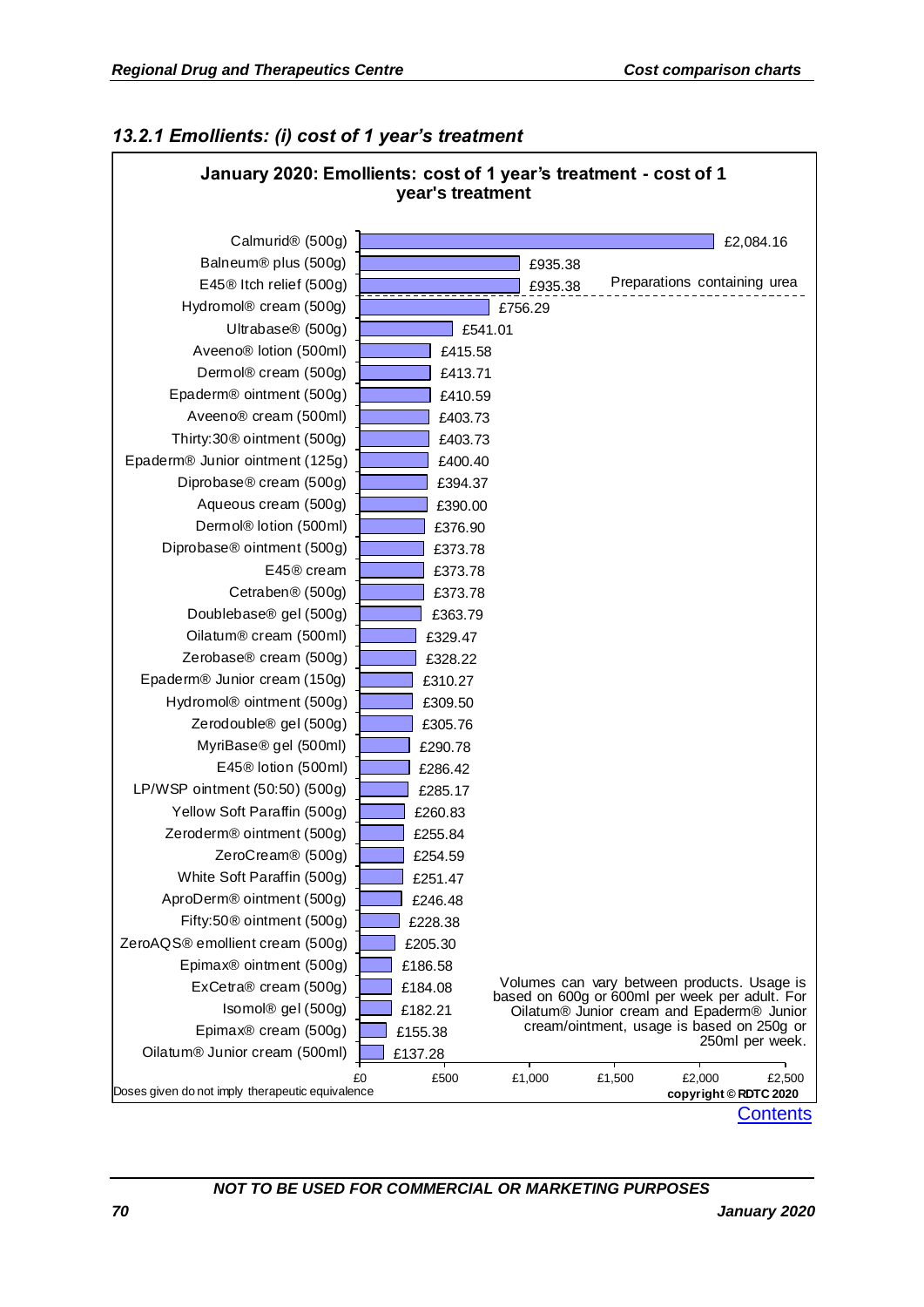### 13.2.1 Emollients: (i) cost of 1 year's treatment

**January 2020: Emollients: cost of 1 year's treatment - cost of 1 year's treatment**

| Product | Cost of 1 year's treatment |
|---|---|
| Calmurid® (500g) | £2,084.16 |
| Balneum® plus (500g) | £935.38 |
| E45® Itch relief (500g) | £935.38 |
| Hydromol® cream (500g) | £756.29 |
| Ultrabase® (500g) | £541.01 |
| Aveeno® lotion (500ml) | £415.58 |
| Dermol® cream (500g) | £413.71 |
| Epaderm® ointment (500g) | £410.59 |
| Aveeno® cream (500ml) | £403.73 |
| Thirty:30® ointment (500g) | £403.73 |
| Epaderm® Junior ointment (125g) | £400.40 |
| Diprobase® cream (500g) | £394.37 |
| Aqueous cream (500g) | £390.00 |
| Dermol® lotion (500ml) | £376.90 |
| Diprobase® ointment (500g) | £373.78 |
| E45® cream | £373.78 |
| Cetraben® (500g) | £373.78 |
| Doublebase® gel (500g) | £363.79 |
| Oilatum® cream (500ml) | £329.47 |
| Zerobase® cream (500g) | £328.22 |
| Epaderm® Junior cream (150g) | £310.27 |
| Hydromol® ointment (500g) | £309.50 |
| Zerodouble® gel (500g) | £305.76 |
| MyriBase® gel (500ml) | £290.78 |
| E45® lotion (500ml) | £286.42 |
| LP/WSP ointment (50:50) (500g) | £285.17 |
| Yellow Soft Paraffin (500g) | £260.83 |
| Zeroderm® ointment (500g) | £255.84 |
| ZeroCream® (500g) | £254.59 |
| White Soft Paraffin (500g) | £251.47 |
| AproDerm® ointment (500g) | £246.48 |
| Fifty:50® ointment (500g) | £228.38 |
| ZeroAQS® emollient cream (500g) | £205.30 |
| Epimax® ointment (500g) | £186.58 |
| ExCetra® cream (500g) | £184.08 |
| Isomol® gel (500g) | £182.21 |
| Epimax® cream (500g) | £155.38 |
| Oilatum® Junior cream (500ml) | £137.28 |

Preparations containing urea (Calmurid®, Balneum® plus, E45® Itch relief, Hydromol® cream)

Volumes can vary between products. Usage is based on 600g or 600ml per week per adult. For Oilatum® Junior cream and Epaderm® Junior cream/ointment, usage is based on 250g or 250ml per week.

Doses given do not imply therapeutic equivalence

copyright © RDTC 2020

Contents

NOT TO BE USED FOR COMMERCIAL OR MARKETING PURPOSES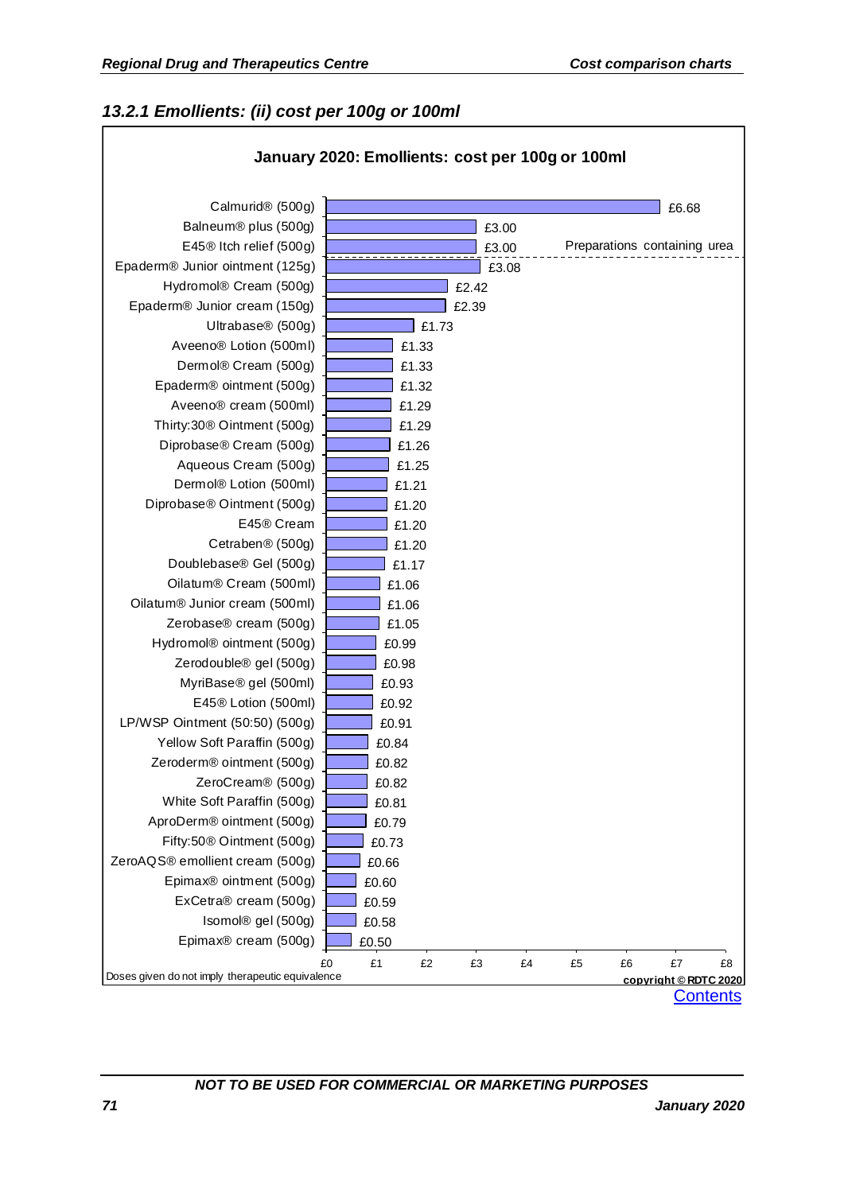### 13.2.1 Emollients: (ii) cost per 100g or 100ml

**January 2020: Emollients: cost per 100g or 100ml**

| Preparation | Cost per 100g or 100ml |
|---|---|
| Calmurid® (500g) | £6.68 |
| Balneum® plus (500g) | £3.00 |
| E45® Itch relief (500g) | £3.00 |
| *Preparations containing urea (above)* | |
| Epaderm® Junior ointment (125g) | £3.08 |
| Hydromol® Cream (500g) | £2.42 |
| Epaderm® Junior cream (150g) | £2.39 |
| Ultrabase® (500g) | £1.73 |
| Aveeno® Lotion (500ml) | £1.33 |
| Dermol® Cream (500g) | £1.33 |
| Epaderm® ointment (500g) | £1.32 |
| Aveeno® cream (500ml) | £1.29 |
| Thirty:30® Ointment (500g) | £1.29 |
| Diprobase® Cream (500g) | £1.26 |
| Aqueous Cream (500g) | £1.25 |
| Dermol® Lotion (500ml) | £1.21 |
| Diprobase® Ointment (500g) | £1.20 |
| E45® Cream | £1.20 |
| Cetraben® (500g) | £1.20 |
| Doublebase® Gel (500g) | £1.17 |
| Oilatum® Cream (500ml) | £1.06 |
| Oilatum® Junior cream (500ml) | £1.06 |
| Zerobase® cream (500g) | £1.05 |
| Hydromol® ointment (500g) | £0.99 |
| Zerodouble® gel (500g) | £0.98 |
| MyriBase® gel (500ml) | £0.93 |
| E45® Lotion (500ml) | £0.92 |
| LP/WSP Ointment (50:50) (500g) | £0.91 |
| Yellow Soft Paraffin (500g) | £0.84 |
| Zeroderm® ointment (500g) | £0.82 |
| ZeroCream® (500g) | £0.82 |
| White Soft Paraffin (500g) | £0.81 |
| AproDerm® ointment (500g) | £0.79 |
| Fifty:50® Ointment (500g) | £0.73 |
| ZeroAQS® emollient cream (500g) | £0.66 |
| Epimax® ointment (500g) | £0.60 |
| ExCetra® cream (500g) | £0.59 |
| Isomol® gel (500g) | £0.58 |
| Epimax® cream (500g) | £0.50 |

Doses given do not imply therapeutic equivalence

copyright © RDTC 2020

Contents

NOT TO BE USED FOR COMMERCIAL OR MARKETING PURPOSES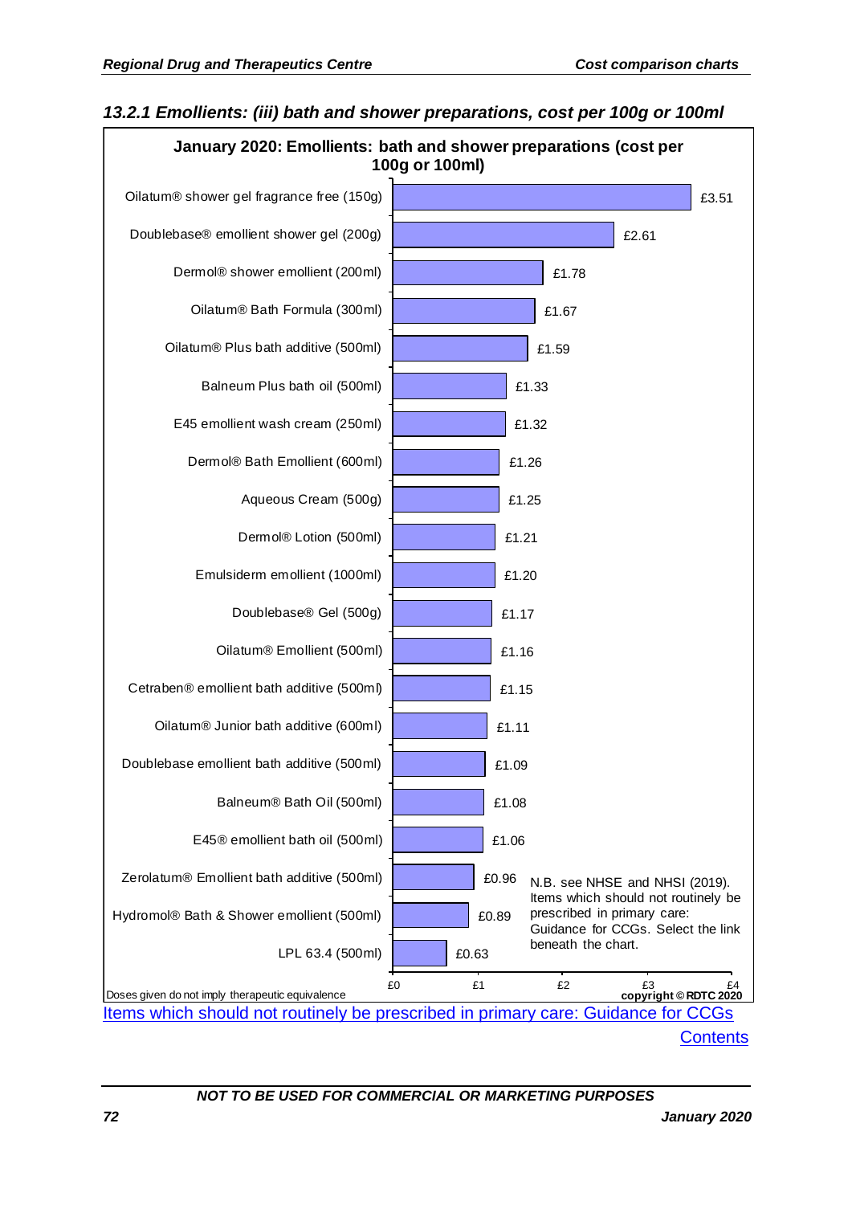### 13.2.1 Emollients: (iii) bath and shower preparations, cost per 100g or 100ml

**January 2020: Emollients: bath and shower preparations (cost per 100g or 100ml)**

| Preparation | Cost per 100g or 100ml |
|---|---|
| Oilatum® shower gel fragrance free (150g) | £3.51 |
| Doublebase® emollient shower gel (200g) | £2.61 |
| Dermol® shower emollient (200ml) | £1.78 |
| Oilatum® Bath Formula (300ml) | £1.67 |
| Oilatum® Plus bath additive (500ml) | £1.59 |
| Balneum Plus bath oil (500ml) | £1.33 |
| E45 emollient wash cream (250ml) | £1.32 |
| Dermol® Bath Emollient (600ml) | £1.26 |
| Aqueous Cream (500g) | £1.25 |
| Dermol® Lotion (500ml) | £1.21 |
| Emulsiderm emollient (1000ml) | £1.20 |
| Doublebase® Gel (500g) | £1.17 |
| Oilatum® Emollient (500ml) | £1.16 |
| Cetraben® emollient bath additive (500ml) | £1.15 |
| Oilatum® Junior bath additive (600ml) | £1.11 |
| Doublebase emollient bath additive (500ml) | £1.09 |
| Balneum® Bath Oil (500ml) | £1.08 |
| E45® emollient bath oil (500ml) | £1.06 |
| Zerolatum® Emollient bath additive (500ml) | £0.96 |
| Hydromol® Bath & Shower emollient (500ml) | £0.89 |
| LPL 63.4 (500ml) | £0.63 |

N.B. see NHSE and NHSI (2019). Items which should not routinely be prescribed in primary care: Guidance for CCGs. Select the link beneath the chart.

Doses given do not imply therapeutic equivalence

copyright © RDTC 2020

Items which should not routinely be prescribed in primary care: Guidance for CCGs

Contents

NOT TO BE USED FOR COMMERCIAL OR MARKETING PURPOSES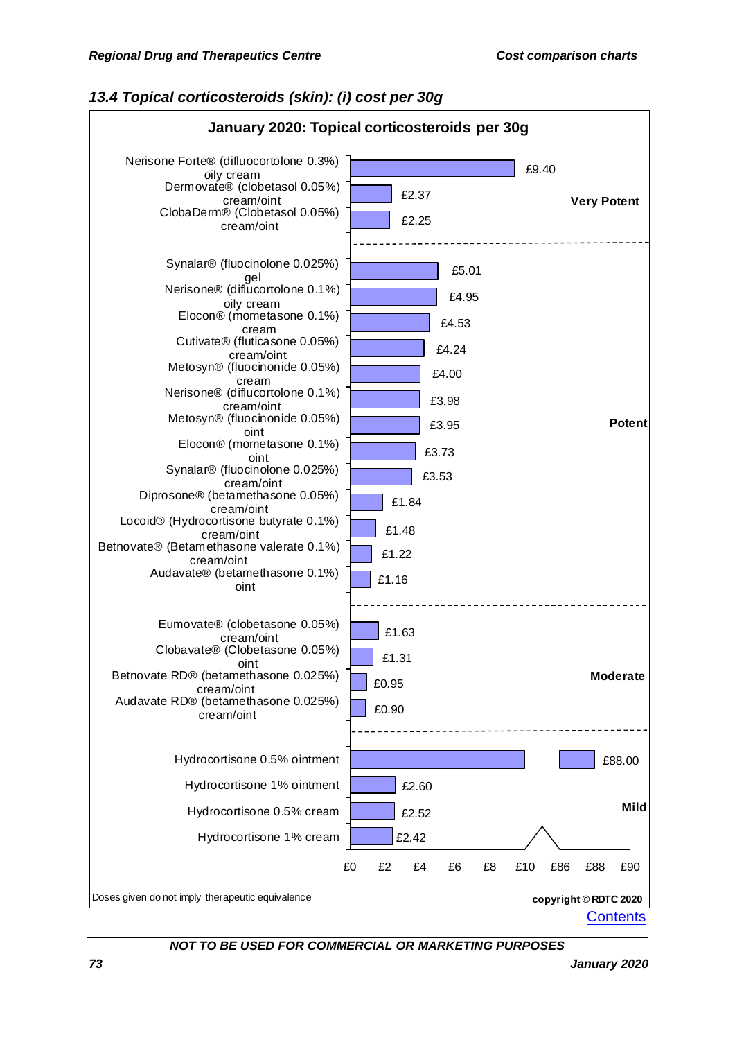## 13.4 Topical corticosteroids (skin): (i) cost per 30g

**January 2020: Topical corticosteroids per 30g**

| Preparation | Cost per 30g | Potency |
| --- | --- | --- |
| Nerisone Forte® (difluocortolone 0.3%) oily cream | £9.40 | Very Potent |
| Dermovate® (clobetasol 0.05%) cream/oint | £2.37 | Very Potent |
| ClobaDerm® (Clobetasol 0.05%) cream/oint | £2.25 | Very Potent |
| Synalar® (fluocinolone 0.025%) gel | £5.01 | Potent |
| Nerisone® (diflucortolone 0.1%) oily cream | £4.95 | Potent |
| Elocon® (mometasone 0.1%) cream | £4.53 | Potent |
| Cutivate® (fluticasone 0.05%) cream/oint | £4.24 | Potent |
| Metosyn® (fluocinonide 0.05%) cream | £4.00 | Potent |
| Nerisone® (diflucortolone 0.1%) cream/oint | £3.98 | Potent |
| Metosyn® (fluocinonide 0.05%) oint | £3.95 | Potent |
| Elocon® (mometasone 0.1%) oint | £3.73 | Potent |
| Synalar® (fluocinolone 0.025%) cream/oint | £3.53 | Potent |
| Diprosone® (betamethasone 0.05%) cream/oint | £1.84 | Potent |
| Locoid® (Hydrocortisone butyrate 0.1%) cream/oint | £1.48 | Potent |
| Betnovate® (Betamethasone valerate 0.1%) cream/oint | £1.22 | Potent |
| Audavate® (betamethasone 0.1%) oint | £1.16 | Potent |
| Eumovate® (clobetasone 0.05%) cream/oint | £1.63 | Moderate |
| Clobavate® (Clobetasone 0.05%) oint | £1.31 | Moderate |
| Betnovate RD® (betamethasone 0.025%) cream/oint | £0.95 | Moderate |
| Audavate RD® (betamethasone 0.025%) cream/oint | £0.90 | Moderate |
| Hydrocortisone 0.5% ointment | £88.00 | Mild |
| Hydrocortisone 1% ointment | £2.60 | Mild |
| Hydrocortisone 0.5% cream | £2.52 | Mild |
| Hydrocortisone 1% cream | £2.42 | Mild |

Doses given do not imply therapeutic equivalence

copyright © RDTC 2020

Contents

NOT TO BE USED FOR COMMERCIAL OR MARKETING PURPOSES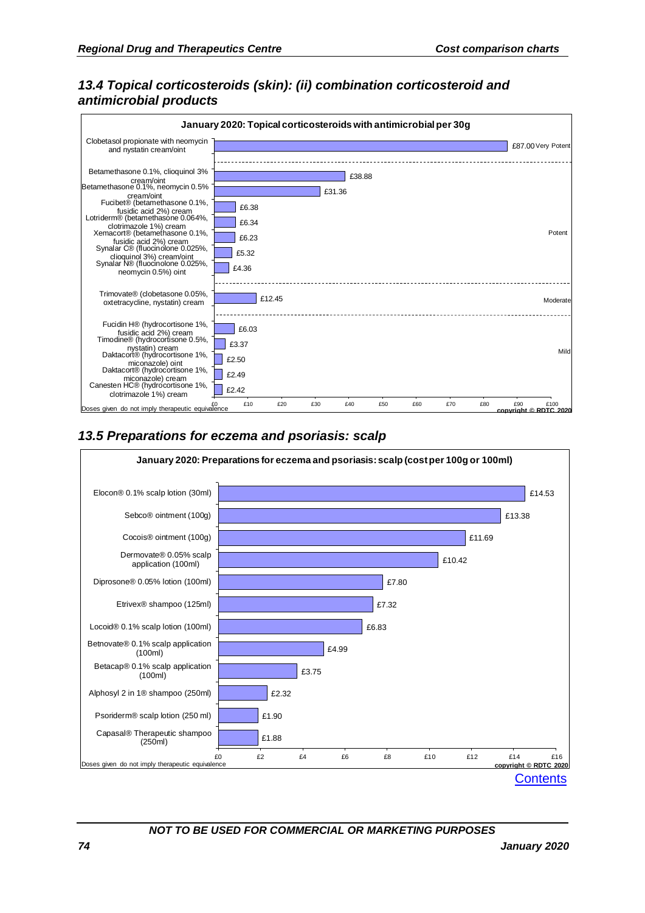### 13.4 Topical corticosteroids (skin): (ii) combination corticosteroid and antimicrobial products

**January 2020: Topical corticosteroids with antimicrobial per 30g**

| Product | Cost | Potency |
|---|---|---|
| Clobetasol propionate with neomycin and nystatin cream/oint | £87.00 | Very Potent |
| Betamethasone 0.1%, clioquinol 3% cream/oint | £38.88 | Potent |
| Betamethasone 0.1%, neomycin 0.5% cream/oint | £31.36 | Potent |
| Fucibet® (betamethasone 0.1%, fusidic acid 2%) cream | £6.38 | Potent |
| Lotriderm® (betamethasone 0.064%, clotrimazole 1%) cream | £6.34 | Potent |
| Xemacort® (betamethasone 0.1%, fusidic acid 2%) cream | £6.23 | Potent |
| Synalar C® (fluocinolone 0.025%, clioquinol 3%) cream/oint | £5.32 | Potent |
| Synalar N® (fluocinolone 0.025%, neomycin 0.5%) oint | £4.36 | Potent |
| Trimovate® (clobetasone 0.05%, oxtetracycline, nystatin) cream | £12.45 | Moderate |
| Fucidin H® (hydrocortisone 1%, fusidic acid 2%) cream | £6.03 | Mild |
| Timodine® (hydrocortisone 0.5%, nystatin) cream | £3.37 | Mild |
| Daktacort® (hydrocortisone 1%, miconazole) oint | £2.50 | Mild |
| Daktacort® (hydrocortisone 1%, miconazole) cream | £2.49 | Mild |
| Canesten HC® (hydrocortisone 1%, clotrimazole 1%) cream | £2.42 | Mild |

Doses given do not imply therapeutic equivalence

copyright © RDTC 2020

### 13.5 Preparations for eczema and psoriasis: scalp

**January 2020: Preparations for eczema and psoriasis: scalp (cost per 100g or 100ml)**

| Product | Cost |
|---|---|
| Elocon® 0.1% scalp lotion (30ml) | £14.53 |
| Sebco® ointment (100g) | £13.38 |
| Cocois® ointment (100g) | £11.69 |
| Dermovate® 0.05% scalp application (100ml) | £10.42 |
| Diprosone® 0.05% lotion (100ml) | £7.80 |
| Etrivex® shampoo (125ml) | £7.32 |
| Locoid® 0.1% scalp lotion (100ml) | £6.83 |
| Betnovate® 0.1% scalp application (100ml) | £4.99 |
| Betacap® 0.1% scalp application (100ml) | £3.75 |
| Alphosyl 2 in 1® shampoo (250ml) | £2.32 |
| Psoriderm® scalp lotion (250 ml) | £1.90 |
| Capasal® Therapeutic shampoo (250ml) | £1.88 |

Doses given do not imply therapeutic equivalence

copyright © RDTC 2020

Contents

NOT TO BE USED FOR COMMERCIAL OR MARKETING PURPOSES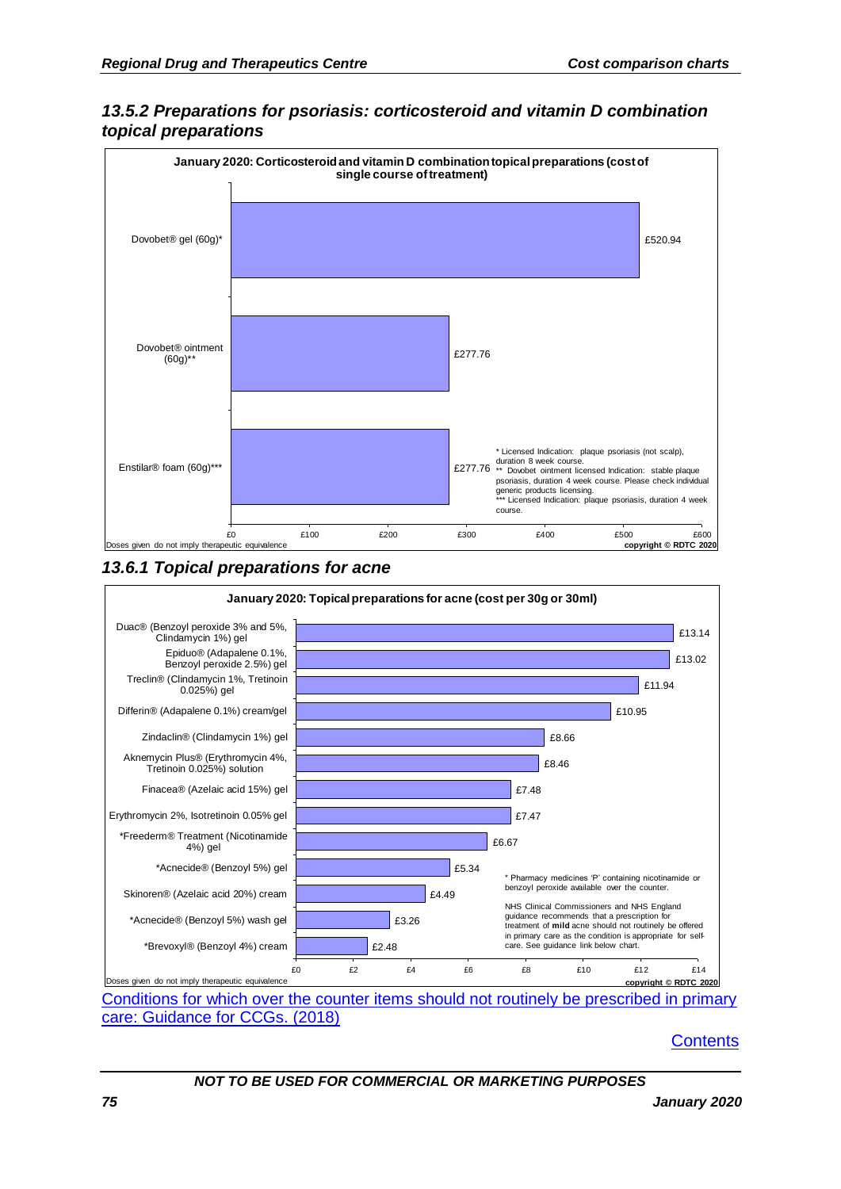### 13.5.2 Preparations for psoriasis: corticosteroid and vitamin D combination topical preparations

**January 2020: Corticosteroid and vitamin D combination topical preparations (cost of single course of treatment)**

| Preparation | Cost |
|---|---|
| Dovobet® gel (60g)* | £520.94 |
| Dovobet® ointment (60g)** | £277.76 |
| Enstilar® foam (60g)*** | £277.76 |

\* Licensed Indication: plaque psoriasis (not scalp), duration 8 week course.
** Dovobet ointment licensed Indication: stable plaque psoriasis, duration 4 week course. Please check individual generic products licensing.
*** Licensed Indication: plaque psoriasis, duration 4 week course.

Doses given do not imply therapeutic equivalence

copyright © RDTC 2020

### 13.6.1 Topical preparations for acne

**January 2020: Topical preparations for acne (cost per 30g or 30ml)**

| Preparation | Cost |
|---|---|
| Duac® (Benzoyl peroxide 3% and 5%, Clindamycin 1%) gel | £13.14 |
| Epiduo® (Adapalene 0.1%, Benzoyl peroxide 2.5%) gel | £13.02 |
| Treclin® (Clindamycin 1%, Tretinoin 0.025%) gel | £11.94 |
| Differin® (Adapalene 0.1%) cream/gel | £10.95 |
| Zindaclin® (Clindamycin 1%) gel | £8.66 |
| Aknemycin Plus® (Erythromycin 4%, Tretinoin 0.025%) solution | £8.46 |
| Finacea® (Azelaic acid 15%) gel | £7.48 |
| Erythromycin 2%, Isotretinoin 0.05% gel | £7.47 |
| *Freederm® Treatment (Nicotinamide 4%) gel | £6.67 |
| *Acnecide® (Benzoyl 5%) gel | £5.34 |
| Skinoren® (Azelaic acid 20%) cream | £4.49 |
| *Acnecide® (Benzoyl 5%) wash gel | £3.26 |
| *Brevoxyl® (Benzoyl 4%) cream | £2.48 |

\* Pharmacy medicines 'P' containing nicotinamide or benzoyl peroxide available over the counter.

NHS Clinical Commissioners and NHS England guidance recommends that a prescription for treatment of **mild** acne should not routinely be offered in primary care as the condition is appropriate for self-care. See guidance link below chart.

Doses given do not imply therapeutic equivalence

copyright © RDTC 2020

Conditions for which over the counter items should not routinely be prescribed in primary care: Guidance for CCGs. (2018)

Contents

NOT TO BE USED FOR COMMERCIAL OR MARKETING PURPOSES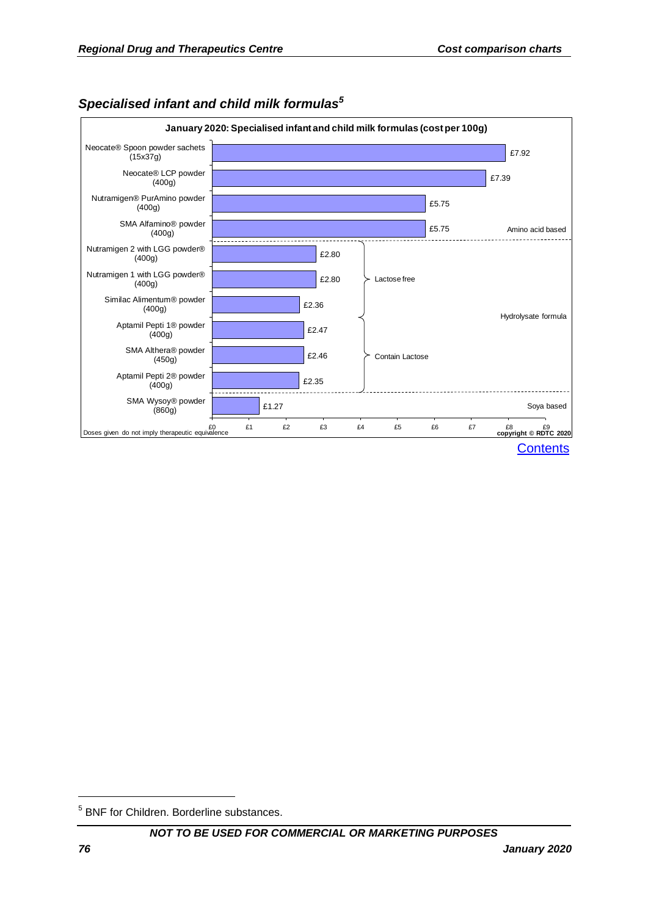## *Specialised infant and child milk formulas*[5]

**January 2020: Specialised infant and child milk formulas (cost per 100g)**

| Product | Cost per 100g | Category |
|---|---|---|
| Neocate® Spoon powder sachets (15x37g) | £7.92 | Amino acid based |
| Neocate® LCP powder (400g) | £7.39 | Amino acid based |
| Nutramigen® PurAmino powder (400g) | £5.75 | Amino acid based |
| SMA Alfamino® powder (400g) | £5.75 | Amino acid based |
| Nutramigen 2 with LGG powder® (400g) | £2.80 | Hydrolysate formula – Lactose free |
| Nutramigen 1 with LGG powder® (400g) | £2.80 | Hydrolysate formula – Lactose free |
| Similac Alimentum® powder (400g) | £2.36 | Hydrolysate formula – Lactose free |
| Aptamil Pepti 1® powder (400g) | £2.47 | Hydrolysate formula – Contain Lactose |
| SMA Althera® powder (450g) | £2.46 | Hydrolysate formula – Contain Lactose |
| Aptamil Pepti 2® powder (400g) | £2.35 | Hydrolysate formula – Contain Lactose |
| SMA Wysoy® powder (860g) | £1.27 | Soya based |

Doses given do not imply therapeutic equivalence

copyright © RDTC 2020

Contents

[5] BNF for Children. Borderline substances.

*NOT TO BE USED FOR COMMERCIAL OR MARKETING PURPOSES*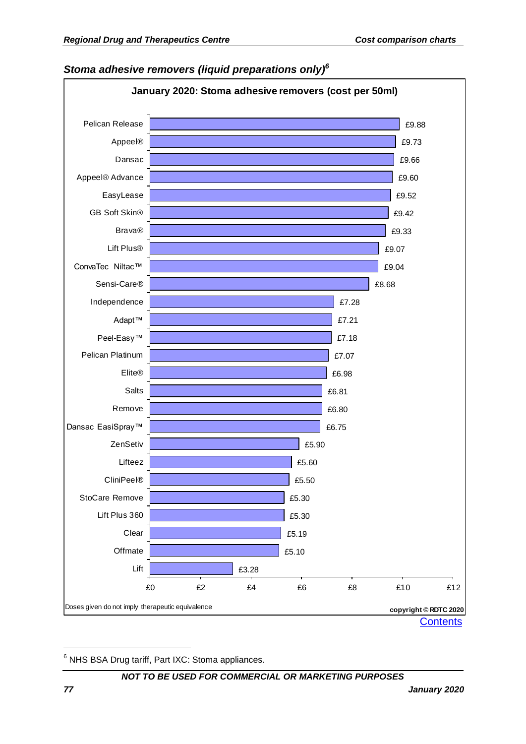### *Stoma adhesive removers (liquid preparations only)*[6]

**January 2020: Stoma adhesive removers (cost per 50ml)**

| Product | Cost per 50ml |
|---|---|
| Pelican Release | £9.88 |
| Appeel® | £9.73 |
| Dansac | £9.66 |
| Appeel® Advance | £9.60 |
| EasyLease | £9.52 |
| GB Soft Skin® | £9.42 |
| Brava® | £9.33 |
| Lift Plus® | £9.07 |
| ConvaTec Niltac™ | £9.04 |
| Sensi-Care® | £8.68 |
| Independence | £7.28 |
| Adapt™ | £7.21 |
| Peel-Easy™ | £7.18 |
| Pelican Platinum | £7.07 |
| Elite® | £6.98 |
| Salts | £6.81 |
| Remove | £6.80 |
| Dansac EasiSpray™ | £6.75 |
| ZenSetiv | £5.90 |
| Lifteez | £5.60 |
| CliniPeel® | £5.50 |
| StoCare Remove | £5.30 |
| Lift Plus 360 | £5.30 |
| Clear | £5.19 |
| Offmate | £5.10 |
| Lift | £3.28 |

Doses given do not imply therapeutic equivalence

copyright © RDTC 2020

Contents

[6] NHS BSA Drug tariff, Part IXC: Stoma appliances.

NOT TO BE USED FOR COMMERCIAL OR MARKETING PURPOSES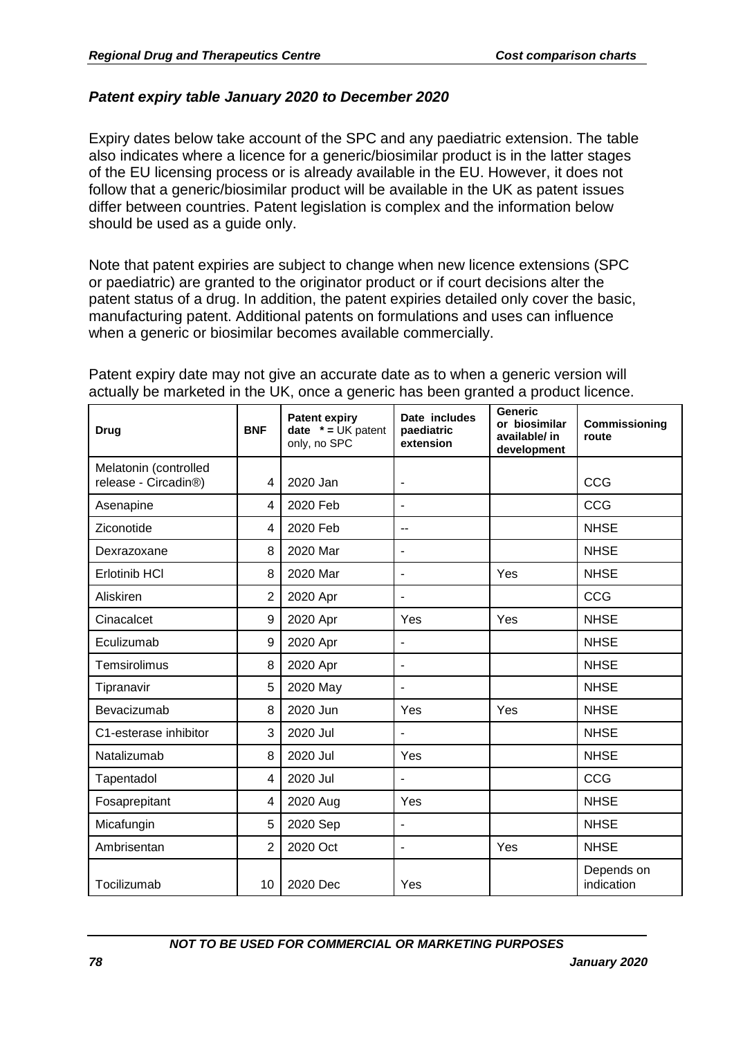### *Patent expiry table January 2020 to December 2020*

Expiry dates below take account of the SPC and any paediatric extension. The table also indicates where a licence for a generic/biosimilar product is in the latter stages of the EU licensing process or is already available in the EU. However, it does not follow that a generic/biosimilar product will be available in the UK as patent issues differ between countries. Patent legislation is complex and the information below should be used as a guide only.

Note that patent expiries are subject to change when new licence extensions (SPC or paediatric) are granted to the originator product or if court decisions alter the patent status of a drug. In addition, the patent expiries detailed only cover the basic, manufacturing patent. Additional patents on formulations and uses can influence when a generic or biosimilar becomes available commercially.

Patent expiry date may not give an accurate date as to when a generic version will actually be marketed in the UK, once a generic has been granted a product licence.

| Drug | BNF | Patent expiry date * = UK patent only, no SPC | Date includes paediatric extension | Generic or biosimilar available/ in development | Commissioning route |
|---|---|---|---|---|---|
| Melatonin (controlled release - Circadin®) | 4 | 2020 Jan | - | | CCG |
| Asenapine | 4 | 2020 Feb | - | | CCG |
| Ziconotide | 4 | 2020 Feb | -- | | NHSE |
| Dexrazoxane | 8 | 2020 Mar | - | | NHSE |
| Erlotinib HCl | 8 | 2020 Mar | - | Yes | NHSE |
| Aliskiren | 2 | 2020 Apr | - | | CCG |
| Cinacalcet | 9 | 2020 Apr | Yes | Yes | NHSE |
| Eculizumab | 9 | 2020 Apr | - | | NHSE |
| Temsirolimus | 8 | 2020 Apr | - | | NHSE |
| Tipranavir | 5 | 2020 May | - | | NHSE |
| Bevacizumab | 8 | 2020 Jun | Yes | Yes | NHSE |
| C1-esterase inhibitor | 3 | 2020 Jul | - | | NHSE |
| Natalizumab | 8 | 2020 Jul | Yes | | NHSE |
| Tapentadol | 4 | 2020 Jul | - | | CCG |
| Fosaprepitant | 4 | 2020 Aug | Yes | | NHSE |
| Micafungin | 5 | 2020 Sep | - | | NHSE |
| Ambrisentan | 2 | 2020 Oct | - | Yes | NHSE |
| Tocilizumab | 10 | 2020 Dec | Yes | | Depends on indication |

***NOT TO BE USED FOR COMMERCIAL OR MARKETING PURPOSES***